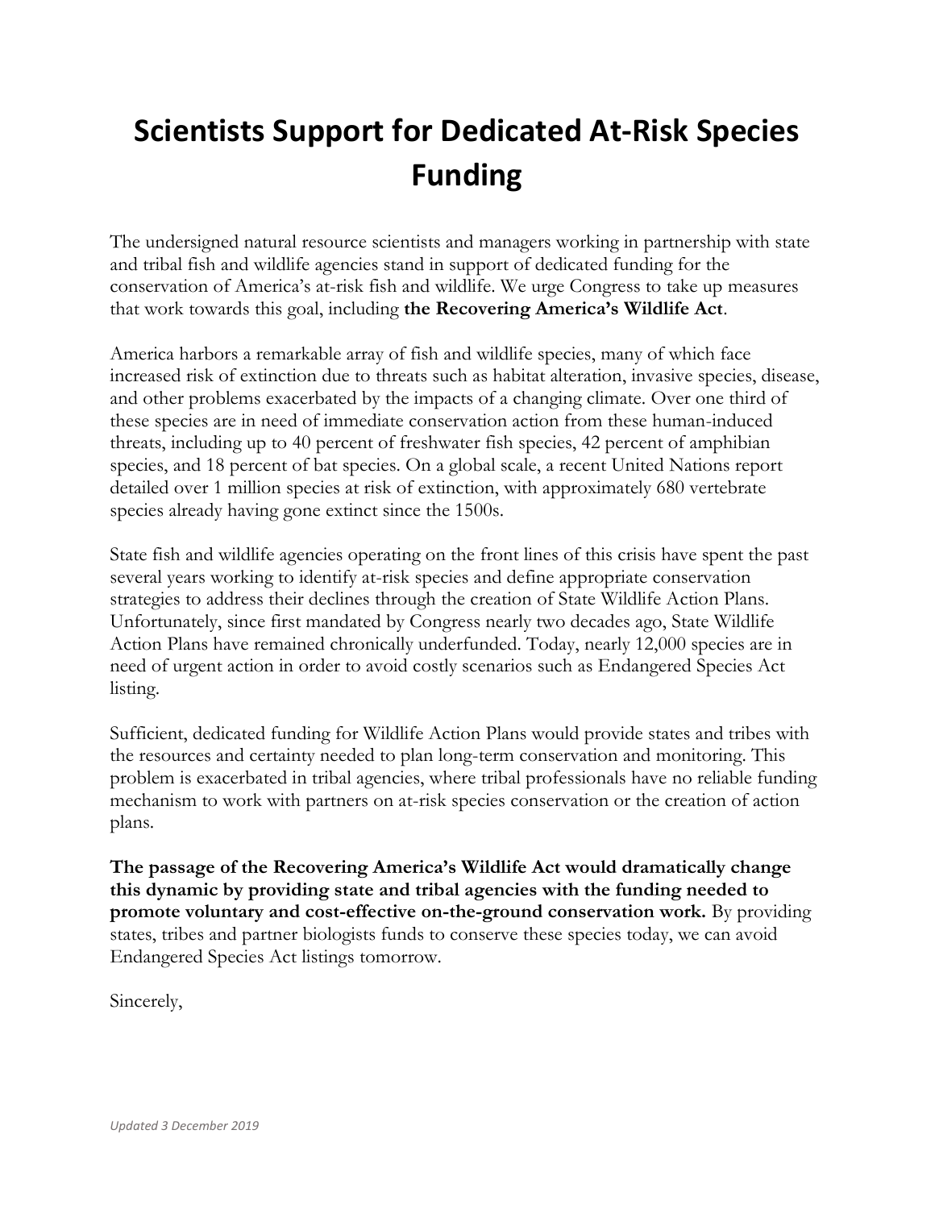# Scientists Support for Dedicated At-Risk Species Funding

The undersigned natural resource scientists and managers working in partnership with state and tribal fish and wildlife agencies stand in support of dedicated funding for the conservation of America's at-risk fish and wildlife. We urge Congress to take up measures that work towards this goal, including **the Recovering America's Wildlife Act**.

America harbors a remarkable array of fish and wildlife species, many of which face increased risk of extinction due to threats such as habitat alteration, invasive species, disease, and other problems exacerbated by the impacts of a changing climate. Over one third of these species are in need of immediate conservation action from these human-induced threats, including up to 40 percent of freshwater fish species, 42 percent of amphibian species, and 18 percent of bat species. On a global scale, a recent United Nations report detailed over 1 million species at risk of extinction, with approximately 680 vertebrate species already having gone extinct since the 1500s.

State fish and wildlife agencies operating on the front lines of this crisis have spent the past several years working to identify at-risk species and define appropriate conservation strategies to address their declines through the creation of State Wildlife Action Plans. Unfortunately, since first mandated by Congress nearly two decades ago, State Wildlife Action Plans have remained chronically underfunded. Today, nearly 12,000 species are in need of urgent action in order to avoid costly scenarios such as Endangered Species Act listing.

Sufficient, dedicated funding for Wildlife Action Plans would provide states and tribes with the resources and certainty needed to plan long-term conservation and monitoring. This problem is exacerbated in tribal agencies, where tribal professionals have no reliable funding mechanism to work with partners on at-risk species conservation or the creation of action plans.

**The passage of the Recovering America's Wildlife Act would dramatically change this dynamic by providing state and tribal agencies with the funding needed to promote voluntary and cost-effective on-the-ground conservation work.** By providing states, tribes and partner biologists funds to conserve these species today, we can avoid Endangered Species Act listings tomorrow.

Sincerely,

*Updated 3 December 2019*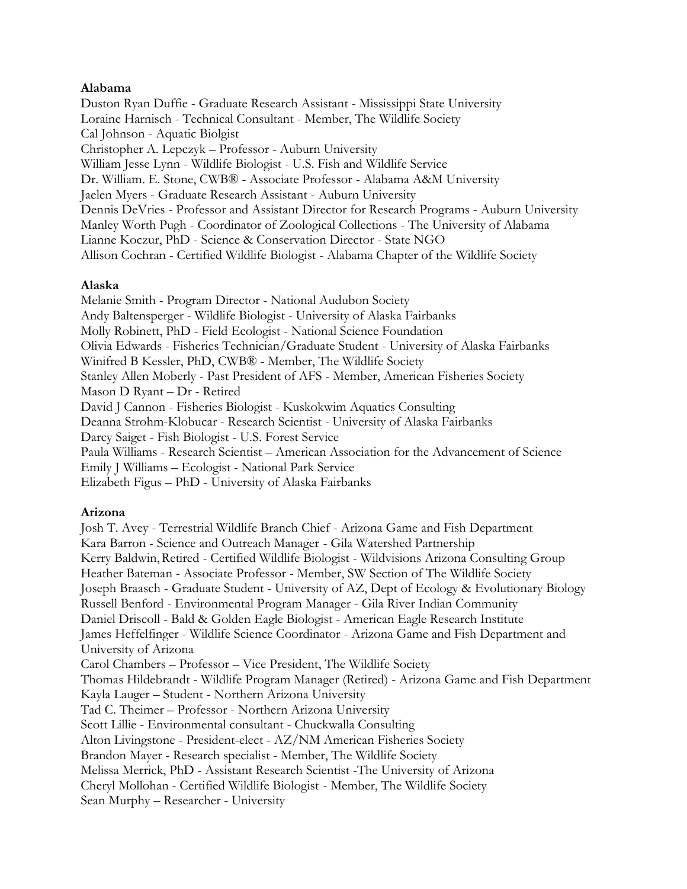**Alabama**

Duston Ryan Duffie - Graduate Research Assistant - Mississippi State University
Loraine Harnisch - Technical Consultant - Member, The Wildlife Society
Cal Johnson - Aquatic Biolgist
Christopher A. Lepczyk – Professor - Auburn University
William Jesse Lynn - Wildlife Biologist - U.S. Fish and Wildlife Service
Dr. William. E. Stone, CWB® - Associate Professor - Alabama A&M University
Jaelen Myers - Graduate Research Assistant - Auburn University
Dennis DeVries - Professor and Assistant Director for Research Programs - Auburn University
Manley Worth Pugh - Coordinator of Zoological Collections - The University of Alabama
Lianne Koczur, PhD - Science & Conservation Director - State NGO
Allison Cochran - Certified Wildlife Biologist - Alabama Chapter of the Wildlife Society

**Alaska**

Melanie Smith - Program Director - National Audubon Society
Andy Baltensperger - Wildlife Biologist - University of Alaska Fairbanks
Molly Robinett, PhD - Field Ecologist - National Science Foundation
Olivia Edwards - Fisheries Technician/Graduate Student - University of Alaska Fairbanks
Winifred B Kessler, PhD, CWB® - Member, The Wildlife Society
Stanley Allen Moberly - Past President of AFS - Member, American Fisheries Society
Mason D Ryant – Dr - Retired
David J Cannon - Fisheries Biologist - Kuskokwim Aquatics Consulting
Deanna Strohm-Klobucar - Research Scientist - University of Alaska Fairbanks
Darcy Saiget - Fish Biologist - U.S. Forest Service
Paula Williams - Research Scientist – American Association for the Advancement of Science
Emily J Williams – Ecologist - National Park Service
Elizabeth Figus – PhD - University of Alaska Fairbanks

**Arizona**

Josh T. Avey - Terrestrial Wildlife Branch Chief - Arizona Game and Fish Department
Kara Barron - Science and Outreach Manager - Gila Watershed Partnership
Kerry Baldwin, Retired - Certified Wildlife Biologist - Wildvisions Arizona Consulting Group
Heather Bateman - Associate Professor - Member, SW Section of The Wildlife Society
Joseph Braasch - Graduate Student - University of AZ, Dept of Ecology & Evolutionary Biology
Russell Benford - Environmental Program Manager - Gila River Indian Community
Daniel Driscoll - Bald & Golden Eagle Biologist - American Eagle Research Institute
James Heffelfinger - Wildlife Science Coordinator - Arizona Game and Fish Department and University of Arizona
Carol Chambers – Professor – Vice President, The Wildlife Society
Thomas Hildebrandt - Wildlife Program Manager (Retired) - Arizona Game and Fish Department
Kayla Lauger – Student - Northern Arizona University
Tad C. Theimer – Professor - Northern Arizona University
Scott Lillie - Environmental consultant - Chuckwalla Consulting
Alton Livingstone - President-elect - AZ/NM American Fisheries Society
Brandon Mayer - Research specialist - Member, The Wildlife Society
Melissa Merrick, PhD - Assistant Research Scientist -The University of Arizona
Cheryl Mollohan - Certified Wildlife Biologist - Member, The Wildlife Society
Sean Murphy – Researcher - University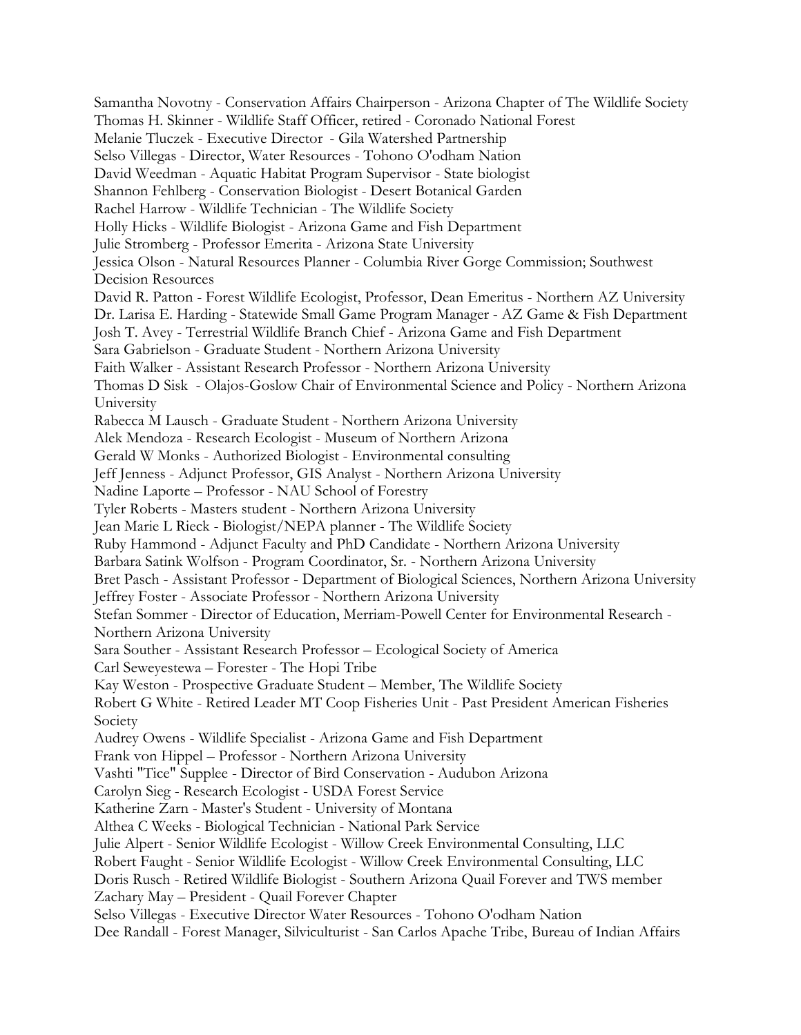Samantha Novotny - Conservation Affairs Chairperson - Arizona Chapter of The Wildlife Society
Thomas H. Skinner - Wildlife Staff Officer, retired - Coronado National Forest
Melanie Tluczek - Executive Director - Gila Watershed Partnership
Selso Villegas - Director, Water Resources - Tohono O'odham Nation
David Weedman - Aquatic Habitat Program Supervisor - State biologist
Shannon Fehlberg - Conservation Biologist - Desert Botanical Garden
Rachel Harrow - Wildlife Technician - The Wildlife Society
Holly Hicks - Wildlife Biologist - Arizona Game and Fish Department
Julie Stromberg - Professor Emerita - Arizona State University
Jessica Olson - Natural Resources Planner - Columbia River Gorge Commission; Southwest Decision Resources
David R. Patton - Forest Wildlife Ecologist, Professor, Dean Emeritus - Northern AZ University
Dr. Larisa E. Harding - Statewide Small Game Program Manager - AZ Game & Fish Department
Josh T. Avey - Terrestrial Wildlife Branch Chief - Arizona Game and Fish Department
Sara Gabrielson - Graduate Student - Northern Arizona University
Faith Walker - Assistant Research Professor - Northern Arizona University
Thomas D Sisk - Olajos-Goslow Chair of Environmental Science and Policy - Northern Arizona University
Rabecca M Lausch - Graduate Student - Northern Arizona University
Alek Mendoza - Research Ecologist - Museum of Northern Arizona
Gerald W Monks - Authorized Biologist - Environmental consulting
Jeff Jenness - Adjunct Professor, GIS Analyst - Northern Arizona University
Nadine Laporte – Professor - NAU School of Forestry
Tyler Roberts - Masters student - Northern Arizona University
Jean Marie L Rieck - Biologist/NEPA planner - The Wildlife Society
Ruby Hammond - Adjunct Faculty and PhD Candidate - Northern Arizona University
Barbara Satink Wolfson - Program Coordinator, Sr. - Northern Arizona University
Bret Pasch - Assistant Professor - Department of Biological Sciences, Northern Arizona University
Jeffrey Foster - Associate Professor - Northern Arizona University
Stefan Sommer - Director of Education, Merriam-Powell Center for Environmental Research - Northern Arizona University
Sara Souther - Assistant Research Professor – Ecological Society of America
Carl Seweyestewa – Forester - The Hopi Tribe
Kay Weston - Prospective Graduate Student – Member, The Wildlife Society
Robert G White - Retired Leader MT Coop Fisheries Unit - Past President American Fisheries Society
Audrey Owens - Wildlife Specialist - Arizona Game and Fish Department
Frank von Hippel – Professor - Northern Arizona University
Vashti "Tice" Supplee - Director of Bird Conservation - Audubon Arizona
Carolyn Sieg - Research Ecologist - USDA Forest Service
Katherine Zarn - Master's Student - University of Montana
Althea C Weeks - Biological Technician - National Park Service
Julie Alpert - Senior Wildlife Ecologist - Willow Creek Environmental Consulting, LLC
Robert Faught - Senior Wildlife Ecologist - Willow Creek Environmental Consulting, LLC
Doris Rusch - Retired Wildlife Biologist - Southern Arizona Quail Forever and TWS member
Zachary May – President - Quail Forever Chapter
Selso Villegas - Executive Director Water Resources - Tohono O'odham Nation
Dee Randall - Forest Manager, Silviculturist - San Carlos Apache Tribe, Bureau of Indian Affairs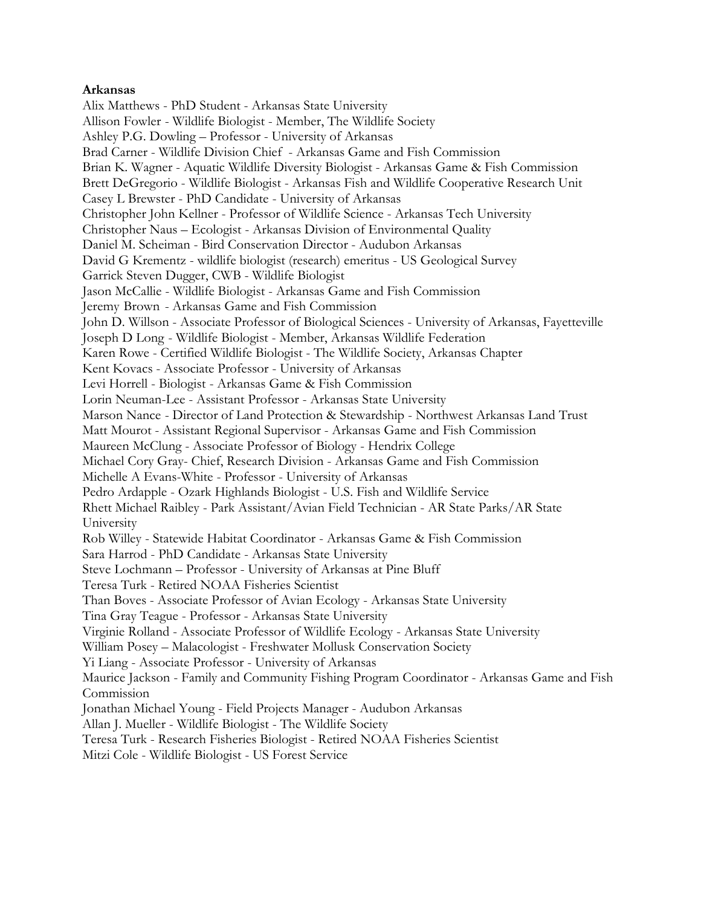**Arkansas**

Alix Matthews - PhD Student - Arkansas State University
Allison Fowler - Wildlife Biologist - Member, The Wildlife Society
Ashley P.G. Dowling – Professor - University of Arkansas
Brad Carner - Wildlife Division Chief - Arkansas Game and Fish Commission
Brian K. Wagner - Aquatic Wildlife Diversity Biologist - Arkansas Game & Fish Commission
Brett DeGregorio - Wildlife Biologist - Arkansas Fish and Wildlife Cooperative Research Unit
Casey L Brewster - PhD Candidate - University of Arkansas
Christopher John Kellner - Professor of Wildlife Science - Arkansas Tech University
Christopher Naus – Ecologist - Arkansas Division of Environmental Quality
Daniel M. Scheiman - Bird Conservation Director - Audubon Arkansas
David G Krementz - wildlife biologist (research) emeritus - US Geological Survey
Garrick Steven Dugger, CWB - Wildlife Biologist
Jason McCallie - Wildlife Biologist - Arkansas Game and Fish Commission
Jeremy Brown - Arkansas Game and Fish Commission
John D. Willson - Associate Professor of Biological Sciences - University of Arkansas, Fayetteville
Joseph D Long - Wildlife Biologist - Member, Arkansas Wildlife Federation
Karen Rowe - Certified Wildlife Biologist - The Wildlife Society, Arkansas Chapter
Kent Kovacs - Associate Professor - University of Arkansas
Levi Horrell - Biologist - Arkansas Game & Fish Commission
Lorin Neuman-Lee - Assistant Professor - Arkansas State University
Marson Nance - Director of Land Protection & Stewardship - Northwest Arkansas Land Trust
Matt Mourot - Assistant Regional Supervisor - Arkansas Game and Fish Commission
Maureen McClung - Associate Professor of Biology - Hendrix College
Michael Cory Gray- Chief, Research Division - Arkansas Game and Fish Commission
Michelle A Evans-White - Professor - University of Arkansas
Pedro Ardapple - Ozark Highlands Biologist - U.S. Fish and Wildlife Service
Rhett Michael Raibley - Park Assistant/Avian Field Technician - AR State Parks/AR State University
Rob Willey - Statewide Habitat Coordinator - Arkansas Game & Fish Commission
Sara Harrod - PhD Candidate - Arkansas State University
Steve Lochmann – Professor - University of Arkansas at Pine Bluff
Teresa Turk - Retired NOAA Fisheries Scientist
Than Boves - Associate Professor of Avian Ecology - Arkansas State University
Tina Gray Teague - Professor - Arkansas State University
Virginie Rolland - Associate Professor of Wildlife Ecology - Arkansas State University
William Posey – Malacologist - Freshwater Mollusk Conservation Society
Yi Liang - Associate Professor - University of Arkansas
Maurice Jackson - Family and Community Fishing Program Coordinator - Arkansas Game and Fish Commission
Jonathan Michael Young - Field Projects Manager - Audubon Arkansas
Allan J. Mueller - Wildlife Biologist - The Wildlife Society
Teresa Turk - Research Fisheries Biologist - Retired NOAA Fisheries Scientist
Mitzi Cole - Wildlife Biologist - US Forest Service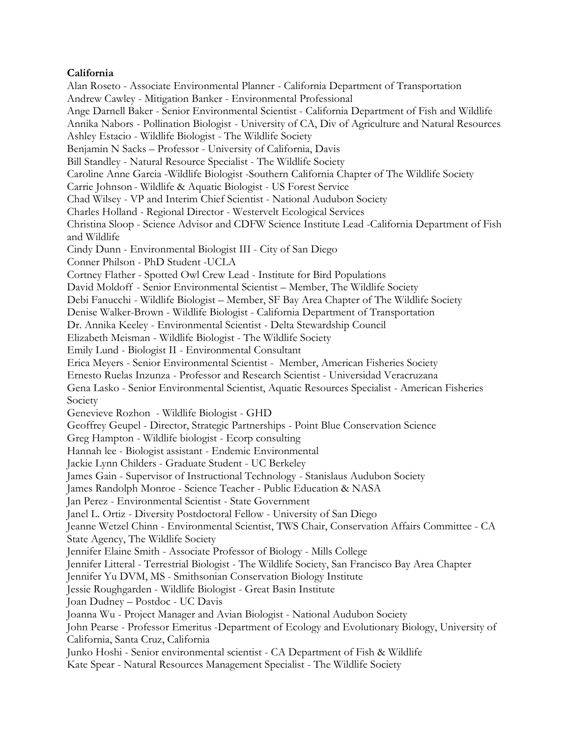**California**

Alan Roseto - Associate Environmental Planner - California Department of Transportation
Andrew Cawley - Mitigation Banker - Environmental Professional
Ange Darnell Baker - Senior Environmental Scientist - California Department of Fish and Wildlife
Annika Nabors - Pollination Biologist - University of CA, Div of Agriculture and Natural Resources
Ashley Estacio - Wildlife Biologist - The Wildlife Society
Benjamin N Sacks – Professor - University of California, Davis
Bill Standley - Natural Resource Specialist - The Wildlife Society
Caroline Anne Garcia -Wildlife Biologist -Southern California Chapter of The Wildlife Society
Carrie Johnson - Wildlife & Aquatic Biologist - US Forest Service
Chad Wilsey - VP and Interim Chief Scientist - National Audubon Society
Charles Holland - Regional Director - Westervelt Ecological Services
Christina Sloop - Science Advisor and CDFW Science Institute Lead -California Department of Fish and Wildlife
Cindy Dunn - Environmental Biologist III - City of San Diego
Conner Philson - PhD Student -UCLA
Cortney Flather - Spotted Owl Crew Lead - Institute for Bird Populations
David Moldoff - Senior Environmental Scientist – Member, The Wildlife Society
Debi Fanucchi - Wildlife Biologist – Member, SF Bay Area Chapter of The Wildlife Society
Denise Walker-Brown - Wildlife Biologist - California Department of Transportation
Dr. Annika Keeley - Environmental Scientist - Delta Stewardship Council
Elizabeth Meisman - Wildlife Biologist - The Wildlife Society
Emily Lund - Biologist II - Environmental Consultant
Erica Meyers - Senior Environmental Scientist - Member, American Fisheries Society
Ernesto Ruelas Inzunza - Professor and Research Scientist - Universidad Veracruzana
Gena Lasko - Senior Environmental Scientist, Aquatic Resources Specialist - American Fisheries Society
Genevieve Rozhon - Wildlife Biologist - GHD
Geoffrey Geupel - Director, Strategic Partnerships - Point Blue Conservation Science
Greg Hampton - Wildlife biologist - Ecorp consulting
Hannah lee - Biologist assistant - Endemic Environmental
Jackie Lynn Childers - Graduate Student - UC Berkeley
James Gain - Supervisor of Instructional Technology - Stanislaus Audubon Society
James Randolph Monroe - Science Teacher - Public Education & NASA
Jan Perez - Environmental Scientist - State Government
Janel L. Ortiz - Diversity Postdoctoral Fellow - University of San Diego
Jeanne Wetzel Chinn - Environmental Scientist, TWS Chair, Conservation Affairs Committee - CA State Agency, The Wildlife Society
Jennifer Elaine Smith - Associate Professor of Biology - Mills College
Jennifer Litteral - Terrestrial Biologist - The Wildlife Society, San Francisco Bay Area Chapter
Jennifer Yu DVM, MS - Smithsonian Conservation Biology Institute
Jessie Roughgarden - Wildlife Biologist - Great Basin Institute
Joan Dudney – Postdoc - UC Davis
Joanna Wu - Project Manager and Avian Biologist - National Audubon Society
John Pearse - Professor Emeritus -Department of Ecology and Evolutionary Biology, University of California, Santa Cruz, California
Junko Hoshi - Senior environmental scientist - CA Department of Fish & Wildlife
Kate Spear - Natural Resources Management Specialist - The Wildlife Society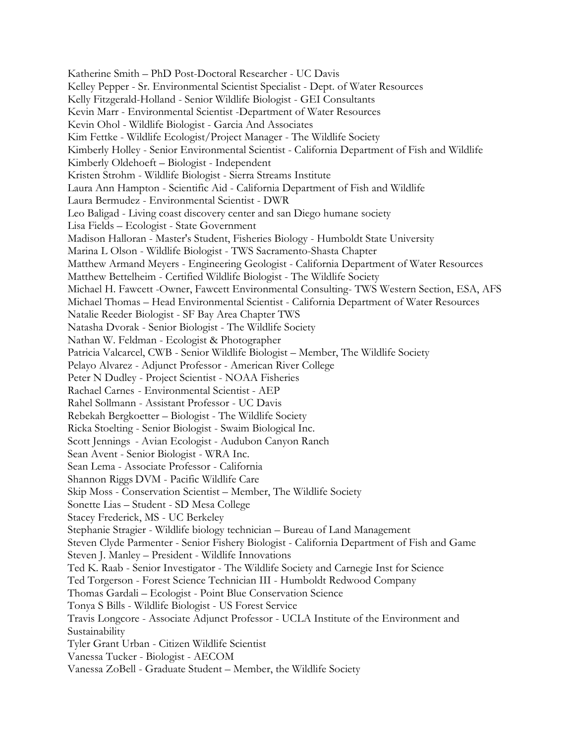Katherine Smith – PhD Post-Doctoral Researcher - UC Davis
Kelley Pepper - Sr. Environmental Scientist Specialist - Dept. of Water Resources
Kelly Fitzgerald-Holland - Senior Wildlife Biologist - GEI Consultants
Kevin Marr - Environmental Scientist -Department of Water Resources
Kevin Ohol - Wildlife Biologist - Garcia And Associates
Kim Fettke - Wildlife Ecologist/Project Manager - The Wildlife Society
Kimberly Holley - Senior Environmental Scientist - California Department of Fish and Wildlife
Kimberly Oldehoeft – Biologist - Independent
Kristen Strohm - Wildlife Biologist - Sierra Streams Institute
Laura Ann Hampton - Scientific Aid - California Department of Fish and Wildlife
Laura Bermudez - Environmental Scientist - DWR
Leo Baligad - Living coast discovery center and san Diego humane society
Lisa Fields – Ecologist - State Government
Madison Halloran - Master's Student, Fisheries Biology - Humboldt State University
Marina L Olson - Wildlife Biologist - TWS Sacramento-Shasta Chapter
Matthew Armand Meyers - Engineering Geologist - California Department of Water Resources
Matthew Bettelheim - Certified Wildlife Biologist - The Wildlife Society
Michael H. Fawcett -Owner, Fawcett Environmental Consulting- TWS Western Section, ESA, AFS
Michael Thomas – Head Environmental Scientist - California Department of Water Resources
Natalie Reeder Biologist - SF Bay Area Chapter TWS
Natasha Dvorak - Senior Biologist - The Wildlife Society
Nathan W. Feldman - Ecologist & Photographer
Patricia Valcarcel, CWB - Senior Wildlife Biologist – Member, The Wildlife Society
Pelayo Alvarez - Adjunct Professor - American River College
Peter N Dudley - Project Scientist - NOAA Fisheries
Rachael Carnes - Environmental Scientist - AEP
Rahel Sollmann - Assistant Professor - UC Davis
Rebekah Bergkoetter – Biologist - The Wildlife Society
Ricka Stoelting - Senior Biologist - Swaim Biological Inc.
Scott Jennings - Avian Ecologist - Audubon Canyon Ranch
Sean Avent - Senior Biologist - WRA Inc.
Sean Lema - Associate Professor - California
Shannon Riggs DVM - Pacific Wildlife Care
Skip Moss - Conservation Scientist – Member, The Wildlife Society
Sonette Lias – Student - SD Mesa College
Stacey Frederick, MS - UC Berkeley
Stephanie Stragier - Wildlife biology technician – Bureau of Land Management
Steven Clyde Parmenter - Senior Fishery Biologist - California Department of Fish and Game
Steven J. Manley – President - Wildlife Innovations
Ted K. Raab - Senior Investigator - The Wildlife Society and Carnegie Inst for Science
Ted Torgerson - Forest Science Technician III - Humboldt Redwood Company
Thomas Gardali – Ecologist - Point Blue Conservation Science
Tonya S Bills - Wildlife Biologist - US Forest Service
Travis Longcore - Associate Adjunct Professor - UCLA Institute of the Environment and Sustainability
Tyler Grant Urban - Citizen Wildlife Scientist
Vanessa Tucker - Biologist - AECOM
Vanessa ZoBell - Graduate Student – Member, the Wildlife Society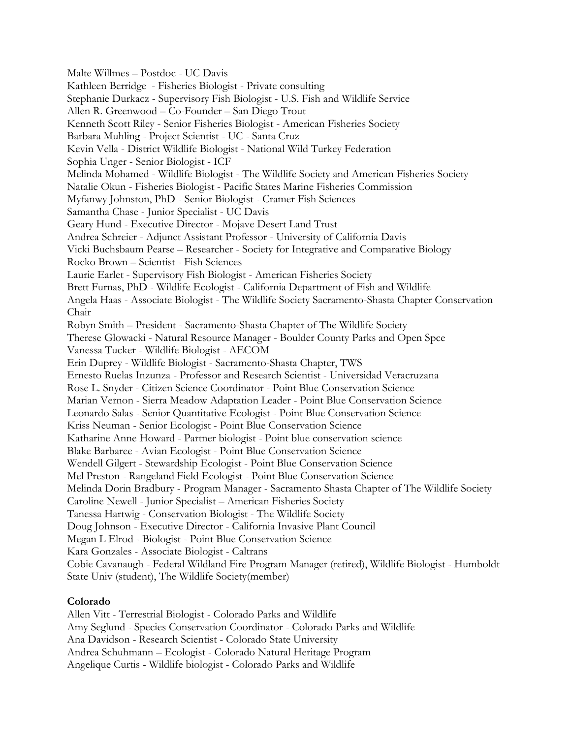Malte Willmes – Postdoc - UC Davis
Kathleen Berridge - Fisheries Biologist - Private consulting
Stephanie Durkacz - Supervisory Fish Biologist - U.S. Fish and Wildlife Service
Allen R. Greenwood – Co-Founder – San Diego Trout
Kenneth Scott Riley - Senior Fisheries Biologist - American Fisheries Society
Barbara Muhling - Project Scientist - UC - Santa Cruz
Kevin Vella - District Wildlife Biologist - National Wild Turkey Federation
Sophia Unger - Senior Biologist - ICF
Melinda Mohamed - Wildlife Biologist - The Wildlife Society and American Fisheries Society
Natalie Okun - Fisheries Biologist - Pacific States Marine Fisheries Commission
Myfanwy Johnston, PhD - Senior Biologist - Cramer Fish Sciences
Samantha Chase - Junior Specialist - UC Davis
Geary Hund - Executive Director - Mojave Desert Land Trust
Andrea Schreier - Adjunct Assistant Professor - University of California Davis
Vicki Buchsbaum Pearse – Researcher - Society for Integrative and Comparative Biology
Rocko Brown – Scientist - Fish Sciences
Laurie Earlet - Supervisory Fish Biologist - American Fisheries Society
Brett Furnas, PhD - Wildlife Ecologist - California Department of Fish and Wildlife
Angela Haas - Associate Biologist - The Wildlife Society Sacramento-Shasta Chapter Conservation Chair
Robyn Smith – President - Sacramento-Shasta Chapter of The Wildlife Society
Therese Glowacki - Natural Resource Manager - Boulder County Parks and Open Spce
Vanessa Tucker - Wildlife Biologist - AECOM
Erin Duprey - Wildlife Biologist - Sacramento-Shasta Chapter, TWS
Ernesto Ruelas Inzunza - Professor and Research Scientist - Universidad Veracruzana
Rose L. Snyder - Citizen Science Coordinator - Point Blue Conservation Science
Marian Vernon - Sierra Meadow Adaptation Leader - Point Blue Conservation Science
Leonardo Salas - Senior Quantitative Ecologist - Point Blue Conservation Science
Kriss Neuman - Senior Ecologist - Point Blue Conservation Science
Katharine Anne Howard - Partner biologist - Point blue conservation science
Blake Barbaree - Avian Ecologist - Point Blue Conservation Science
Wendell Gilgert - Stewardship Ecologist - Point Blue Conservation Science
Mel Preston - Rangeland Field Ecologist - Point Blue Conservation Science
Melinda Dorin Bradbury - Program Manager - Sacramento Shasta Chapter of The Wildlife Society
Caroline Newell - Junior Specialist – American Fisheries Society
Tanessa Hartwig - Conservation Biologist - The Wildlife Society
Doug Johnson - Executive Director - California Invasive Plant Council
Megan L Elrod - Biologist - Point Blue Conservation Science
Kara Gonzales - Associate Biologist - Caltrans
Cobie Cavanaugh - Federal Wildland Fire Program Manager (retired), Wildlife Biologist - Humboldt State Univ (student), The Wildlife Society(member)

**Colorado**

Allen Vitt - Terrestrial Biologist - Colorado Parks and Wildlife
Amy Seglund - Species Conservation Coordinator - Colorado Parks and Wildlife
Ana Davidson - Research Scientist - Colorado State University
Andrea Schuhmann – Ecologist - Colorado Natural Heritage Program
Angelique Curtis - Wildlife biologist - Colorado Parks and Wildlife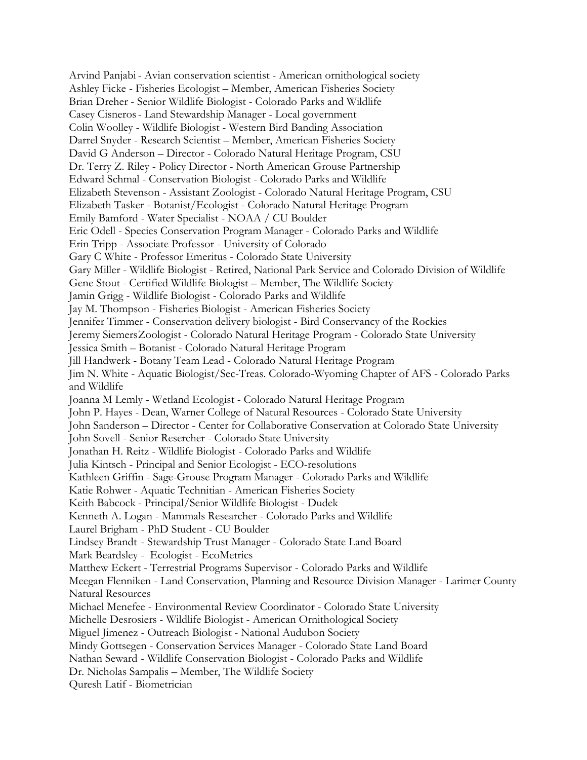Arvind Panjabi - Avian conservation scientist - American ornithological society
Ashley Ficke - Fisheries Ecologist – Member, American Fisheries Society
Brian Dreher - Senior Wildlife Biologist - Colorado Parks and Wildlife
Casey Cisneros - Land Stewardship Manager - Local government
Colin Woolley - Wildlife Biologist - Western Bird Banding Association
Darrel Snyder - Research Scientist – Member, American Fisheries Society
David G Anderson – Director - Colorado Natural Heritage Program, CSU
Dr. Terry Z. Riley - Policy Director - North American Grouse Partnership
Edward Schmal - Conservation Biologist - Colorado Parks and Wildlife
Elizabeth Stevenson - Assistant Zoologist - Colorado Natural Heritage Program, CSU
Elizabeth Tasker - Botanist/Ecologist - Colorado Natural Heritage Program
Emily Bamford - Water Specialist - NOAA / CU Boulder
Eric Odell - Species Conservation Program Manager - Colorado Parks and Wildlife
Erin Tripp - Associate Professor - University of Colorado
Gary C White - Professor Emeritus - Colorado State University
Gary Miller - Wildlife Biologist - Retired, National Park Service and Colorado Division of Wildlife
Gene Stout - Certified Wildlife Biologist – Member, The Wildlife Society
Jamin Grigg - Wildlife Biologist - Colorado Parks and Wildlife
Jay M. Thompson - Fisheries Biologist - American Fisheries Society
Jennifer Timmer - Conservation delivery biologist - Bird Conservancy of the Rockies
Jeremy SiemersZoologist - Colorado Natural Heritage Program - Colorado State University
Jessica Smith – Botanist - Colorado Natural Heritage Program
Jill Handwerk - Botany Team Lead - Colorado Natural Heritage Program
Jim N. White - Aquatic Biologist/Sec-Treas. Colorado-Wyoming Chapter of AFS - Colorado Parks and Wildlife
Joanna M Lemly - Wetland Ecologist - Colorado Natural Heritage Program
John P. Hayes - Dean, Warner College of Natural Resources - Colorado State University
John Sanderson – Director - Center for Collaborative Conservation at Colorado State University
John Sovell - Senior Resercher - Colorado State University
Jonathan H. Reitz - Wildlife Biologist - Colorado Parks and Wildlife
Julia Kintsch - Principal and Senior Ecologist - ECO-resolutions
Kathleen Griffin - Sage-Grouse Program Manager - Colorado Parks and Wildlife
Katie Rohwer - Aquatic Technitian - American Fisheries Society
Keith Babcock - Principal/Senior Wildlife Biologist - Dudek
Kenneth A. Logan - Mammals Researcher - Colorado Parks and Wildlife
Laurel Brigham - PhD Student - CU Boulder
Lindsey Brandt - Stewardship Trust Manager - Colorado State Land Board
Mark Beardsley - Ecologist - EcoMetrics
Matthew Eckert - Terrestrial Programs Supervisor - Colorado Parks and Wildlife
Meegan Flenniken - Land Conservation, Planning and Resource Division Manager - Larimer County Natural Resources
Michael Menefee - Environmental Review Coordinator - Colorado State University
Michelle Desrosiers - Wildlife Biologist - American Ornithological Society
Miguel Jimenez - Outreach Biologist - National Audubon Society
Mindy Gottsegen - Conservation Services Manager - Colorado State Land Board
Nathan Seward - Wildlife Conservation Biologist - Colorado Parks and Wildlife
Dr. Nicholas Sampalis – Member, The Wildlife Society
Quresh Latif - Biometrician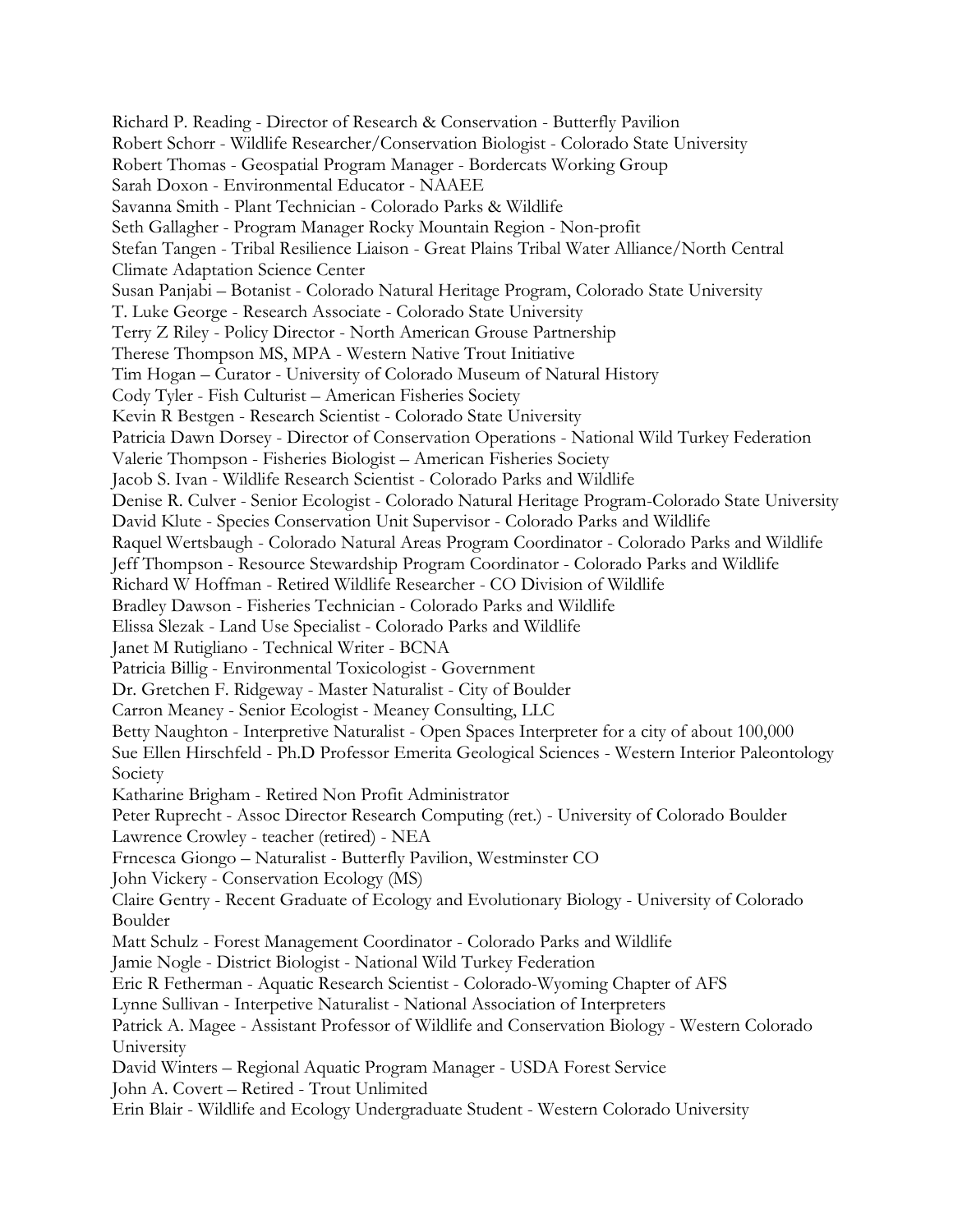Richard P. Reading - Director of Research & Conservation - Butterfly Pavilion
Robert Schorr - Wildlife Researcher/Conservation Biologist - Colorado State University
Robert Thomas - Geospatial Program Manager - Bordercats Working Group
Sarah Doxon - Environmental Educator - NAAEE
Savanna Smith - Plant Technician - Colorado Parks & Wildlife
Seth Gallagher - Program Manager Rocky Mountain Region - Non-profit
Stefan Tangen - Tribal Resilience Liaison - Great Plains Tribal Water Alliance/North Central Climate Adaptation Science Center
Susan Panjabi – Botanist - Colorado Natural Heritage Program, Colorado State University
T. Luke George - Research Associate - Colorado State University
Terry Z Riley - Policy Director - North American Grouse Partnership
Therese Thompson MS, MPA - Western Native Trout Initiative
Tim Hogan – Curator - University of Colorado Museum of Natural History
Cody Tyler - Fish Culturist – American Fisheries Society
Kevin R Bestgen - Research Scientist - Colorado State University
Patricia Dawn Dorsey - Director of Conservation Operations - National Wild Turkey Federation
Valerie Thompson - Fisheries Biologist – American Fisheries Society
Jacob S. Ivan - Wildlife Research Scientist - Colorado Parks and Wildlife
Denise R. Culver - Senior Ecologist - Colorado Natural Heritage Program-Colorado State University
David Klute - Species Conservation Unit Supervisor - Colorado Parks and Wildlife
Raquel Wertsbaugh - Colorado Natural Areas Program Coordinator - Colorado Parks and Wildlife
Jeff Thompson - Resource Stewardship Program Coordinator - Colorado Parks and Wildlife
Richard W Hoffman - Retired Wildlife Researcher - CO Division of Wildlife
Bradley Dawson - Fisheries Technician - Colorado Parks and Wildlife
Elissa Slezak - Land Use Specialist - Colorado Parks and Wildlife
Janet M Rutigliano - Technical Writer - BCNA
Patricia Billig - Environmental Toxicologist - Government
Dr. Gretchen F. Ridgeway - Master Naturalist - City of Boulder
Carron Meaney - Senior Ecologist - Meaney Consulting, LLC
Betty Naughton - Interpretive Naturalist - Open Spaces Interpreter for a city of about 100,000
Sue Ellen Hirschfeld - Ph.D Professor Emerita Geological Sciences - Western Interior Paleontology Society
Katharine Brigham - Retired Non Profit Administrator
Peter Ruprecht - Assoc Director Research Computing (ret.) - University of Colorado Boulder
Lawrence Crowley - teacher (retired) - NEA
Frncesca Giongo – Naturalist - Butterfly Pavilion, Westminster CO
John Vickery - Conservation Ecology (MS)
Claire Gentry - Recent Graduate of Ecology and Evolutionary Biology - University of Colorado Boulder
Matt Schulz - Forest Management Coordinator - Colorado Parks and Wildlife
Jamie Nogle - District Biologist - National Wild Turkey Federation
Eric R Fetherman - Aquatic Research Scientist - Colorado-Wyoming Chapter of AFS
Lynne Sullivan - Interpetive Naturalist - National Association of Interpreters
Patrick A. Magee - Assistant Professor of Wildlife and Conservation Biology - Western Colorado University
David Winters – Regional Aquatic Program Manager - USDA Forest Service
John A. Covert – Retired - Trout Unlimited
Erin Blair - Wildlife and Ecology Undergraduate Student - Western Colorado University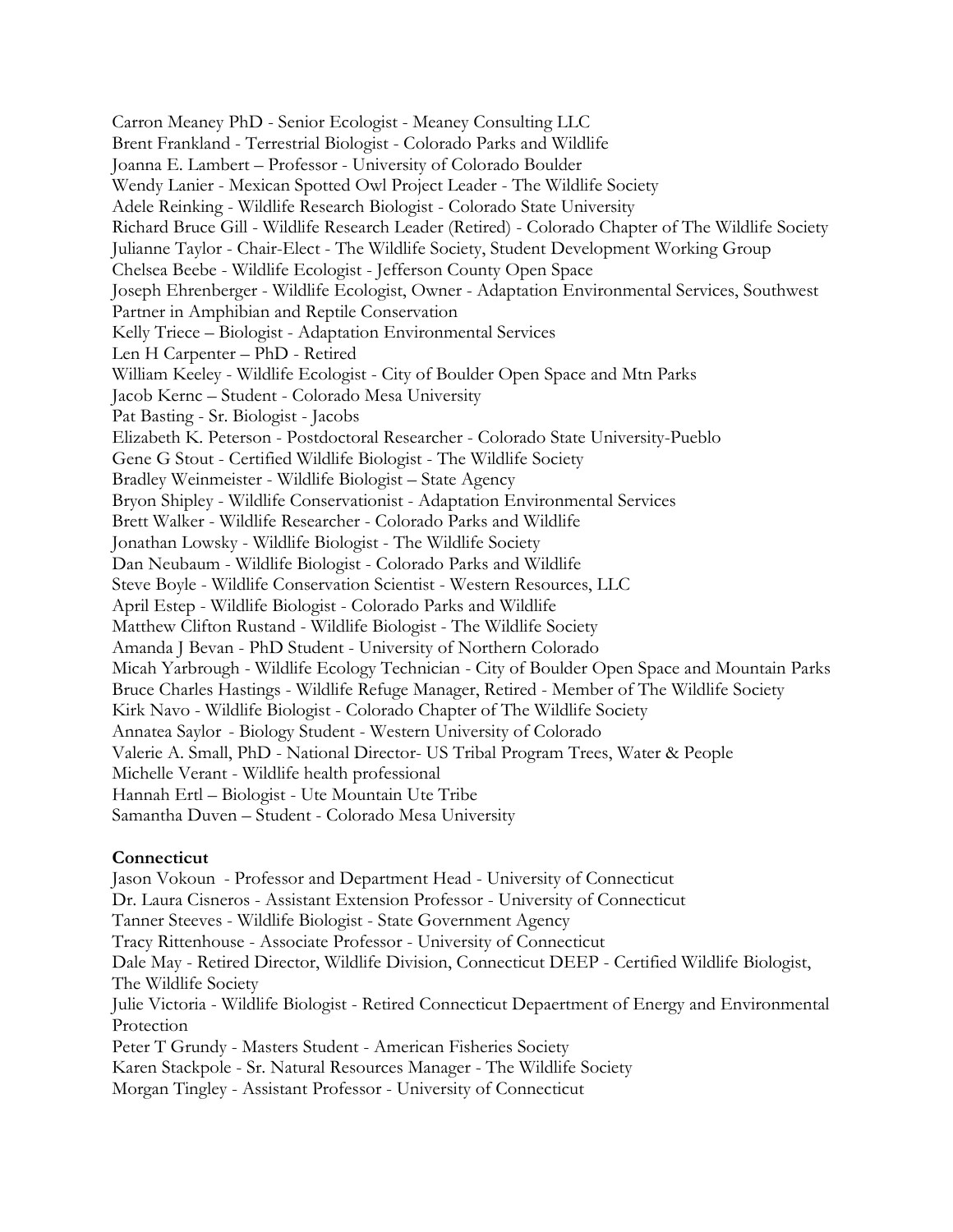Carron Meaney PhD - Senior Ecologist - Meaney Consulting LLC
Brent Frankland - Terrestrial Biologist - Colorado Parks and Wildlife
Joanna E. Lambert – Professor - University of Colorado Boulder
Wendy Lanier - Mexican Spotted Owl Project Leader - The Wildlife Society
Adele Reinking - Wildlife Research Biologist - Colorado State University
Richard Bruce Gill - Wildlife Research Leader (Retired) - Colorado Chapter of The Wildlife Society
Julianne Taylor - Chair-Elect - The Wildlife Society, Student Development Working Group
Chelsea Beebe - Wildlife Ecologist - Jefferson County Open Space
Joseph Ehrenberger - Wildlife Ecologist, Owner - Adaptation Environmental Services, Southwest Partner in Amphibian and Reptile Conservation
Kelly Triece – Biologist - Adaptation Environmental Services
Len H Carpenter – PhD - Retired
William Keeley - Wildlife Ecologist - City of Boulder Open Space and Mtn Parks
Jacob Kernc – Student - Colorado Mesa University
Pat Basting - Sr. Biologist - Jacobs
Elizabeth K. Peterson - Postdoctoral Researcher - Colorado State University-Pueblo
Gene G Stout - Certified Wildlife Biologist - The Wildlife Society
Bradley Weinmeister - Wildlife Biologist – State Agency
Bryon Shipley - Wildlife Conservationist - Adaptation Environmental Services
Brett Walker - Wildlife Researcher - Colorado Parks and Wildlife
Jonathan Lowsky - Wildlife Biologist - The Wildlife Society
Dan Neubaum - Wildlife Biologist - Colorado Parks and Wildlife
Steve Boyle - Wildlife Conservation Scientist - Western Resources, LLC
April Estep - Wildlife Biologist - Colorado Parks and Wildlife
Matthew Clifton Rustand - Wildlife Biologist - The Wildlife Society
Amanda J Bevan - PhD Student - University of Northern Colorado
Micah Yarbrough - Wildlife Ecology Technician - City of Boulder Open Space and Mountain Parks
Bruce Charles Hastings - Wildlife Refuge Manager, Retired - Member of The Wildlife Society
Kirk Navo - Wildlife Biologist - Colorado Chapter of The Wildlife Society
Annatea Saylor - Biology Student - Western University of Colorado
Valerie A. Small, PhD - National Director- US Tribal Program Trees, Water & People
Michelle Verant - Wildlife health professional
Hannah Ertl – Biologist - Ute Mountain Ute Tribe
Samantha Duven – Student - Colorado Mesa University

**Connecticut**

Jason Vokoun - Professor and Department Head - University of Connecticut
Dr. Laura Cisneros - Assistant Extension Professor - University of Connecticut
Tanner Steeves - Wildlife Biologist - State Government Agency
Tracy Rittenhouse - Associate Professor - University of Connecticut
Dale May - Retired Director, Wildlife Division, Connecticut DEEP - Certified Wildlife Biologist, The Wildlife Society
Julie Victoria - Wildlife Biologist - Retired Connecticut Depaertment of Energy and Environmental Protection
Peter T Grundy - Masters Student - American Fisheries Society
Karen Stackpole - Sr. Natural Resources Manager - The Wildlife Society
Morgan Tingley - Assistant Professor - University of Connecticut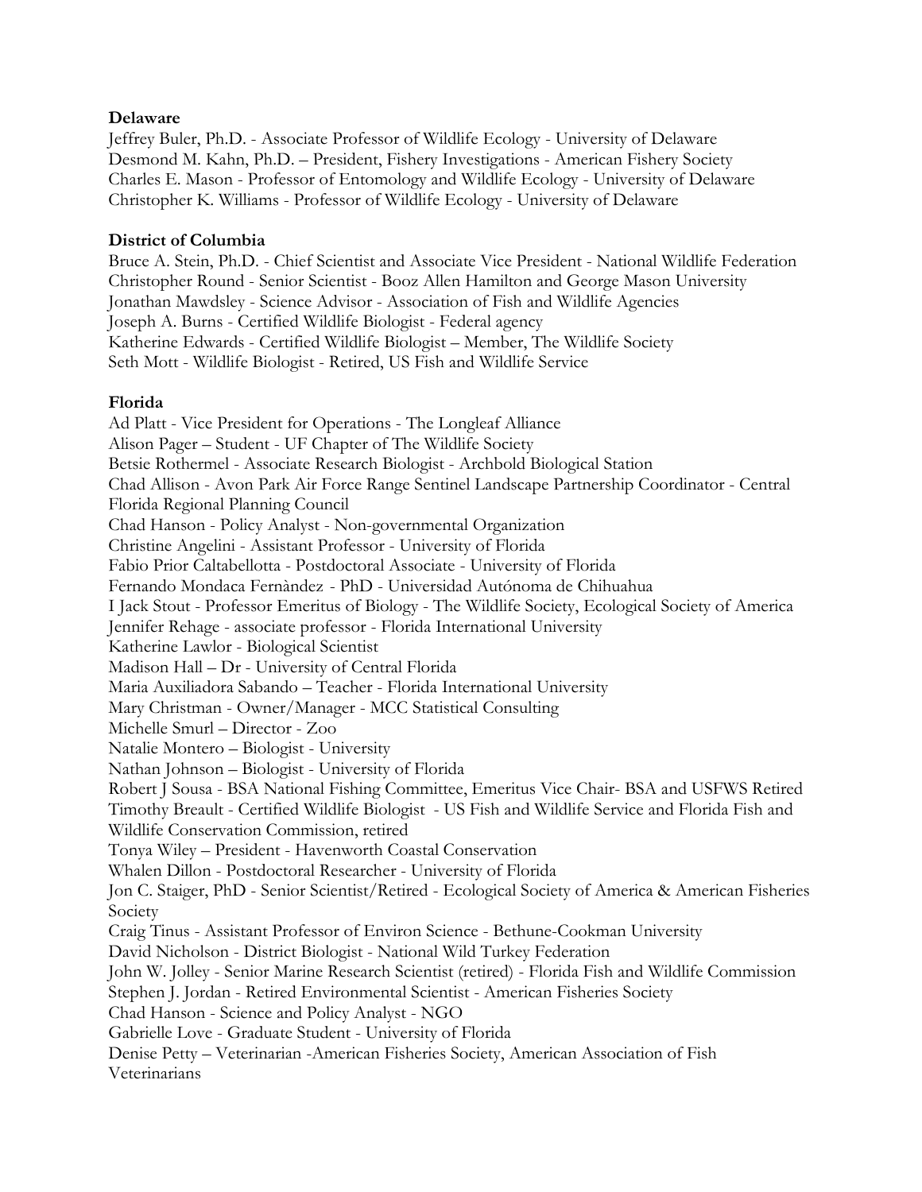**Delaware**

Jeffrey Buler, Ph.D. - Associate Professor of Wildlife Ecology - University of Delaware
Desmond M. Kahn, Ph.D. – President, Fishery Investigations - American Fishery Society
Charles E. Mason - Professor of Entomology and Wildlife Ecology - University of Delaware
Christopher K. Williams - Professor of Wildlife Ecology - University of Delaware

**District of Columbia**

Bruce A. Stein, Ph.D. - Chief Scientist and Associate Vice President - National Wildlife Federation
Christopher Round - Senior Scientist - Booz Allen Hamilton and George Mason University
Jonathan Mawdsley - Science Advisor - Association of Fish and Wildlife Agencies
Joseph A. Burns - Certified Wildlife Biologist - Federal agency
Katherine Edwards - Certified Wildlife Biologist – Member, The Wildlife Society
Seth Mott - Wildlife Biologist - Retired, US Fish and Wildlife Service

**Florida**

Ad Platt - Vice President for Operations - The Longleaf Alliance
Alison Pager – Student - UF Chapter of The Wildlife Society
Betsie Rothermel - Associate Research Biologist - Archbold Biological Station
Chad Allison - Avon Park Air Force Range Sentinel Landscape Partnership Coordinator - Central Florida Regional Planning Council
Chad Hanson - Policy Analyst - Non-governmental Organization
Christine Angelini - Assistant Professor - University of Florida
Fabio Prior Caltabellotta - Postdoctoral Associate - University of Florida
Fernando Mondaca Fernàndez - PhD - Universidad Autónoma de Chihuahua
I Jack Stout - Professor Emeritus of Biology - The Wildlife Society, Ecological Society of America
Jennifer Rehage - associate professor - Florida International University
Katherine Lawlor - Biological Scientist
Madison Hall – Dr - University of Central Florida
Maria Auxiliadora Sabando – Teacher - Florida International University
Mary Christman - Owner/Manager - MCC Statistical Consulting
Michelle Smurl – Director - Zoo
Natalie Montero – Biologist - University
Nathan Johnson – Biologist - University of Florida
Robert J Sousa - BSA National Fishing Committee, Emeritus Vice Chair- BSA and USFWS Retired
Timothy Breault - Certified Wildlife Biologist - US Fish and Wildlife Service and Florida Fish and Wildlife Conservation Commission, retired
Tonya Wiley – President - Havenworth Coastal Conservation
Whalen Dillon - Postdoctoral Researcher - University of Florida
Jon C. Staiger, PhD - Senior Scientist/Retired - Ecological Society of America & American Fisheries Society
Craig Tinus - Assistant Professor of Environ Science - Bethune-Cookman University
David Nicholson - District Biologist - National Wild Turkey Federation
John W. Jolley - Senior Marine Research Scientist (retired) - Florida Fish and Wildlife Commission
Stephen J. Jordan - Retired Environmental Scientist - American Fisheries Society
Chad Hanson - Science and Policy Analyst - NGO
Gabrielle Love - Graduate Student - University of Florida
Denise Petty – Veterinarian -American Fisheries Society, American Association of Fish Veterinarians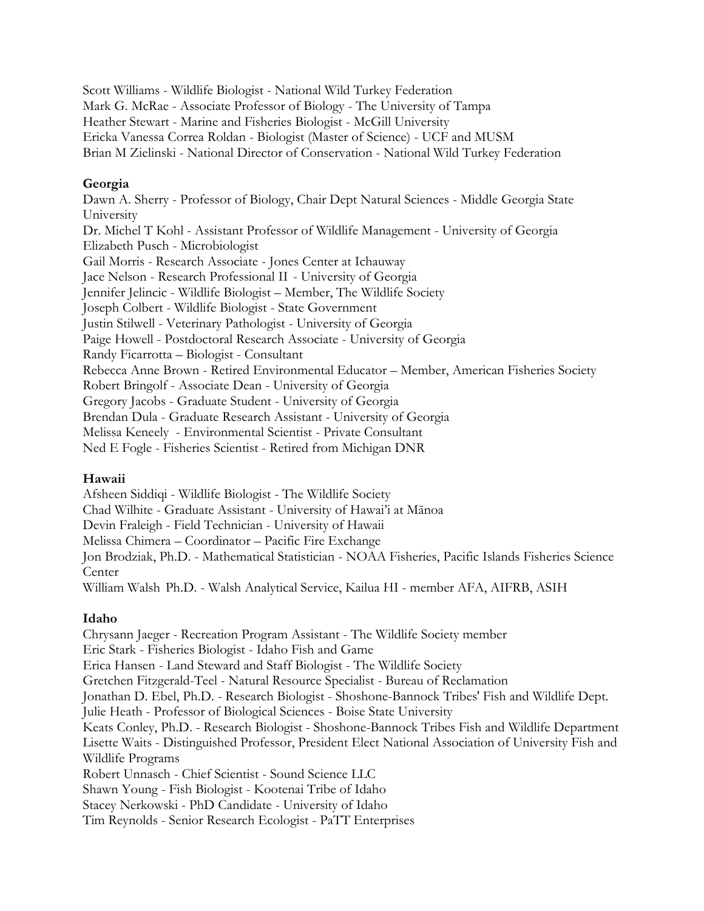Scott Williams - Wildlife Biologist - National Wild Turkey Federation
Mark G. McRae - Associate Professor of Biology - The University of Tampa
Heather Stewart - Marine and Fisheries Biologist - McGill University
Ericka Vanessa Correa Roldan - Biologist (Master of Science) - UCF and MUSM
Brian M Zielinski - National Director of Conservation - National Wild Turkey Federation

**Georgia**

Dawn A. Sherry - Professor of Biology, Chair Dept Natural Sciences - Middle Georgia State University
Dr. Michel T Kohl - Assistant Professor of Wildlife Management - University of Georgia
Elizabeth Pusch - Microbiologist
Gail Morris - Research Associate - Jones Center at Ichauway
Jace Nelson - Research Professional II - University of Georgia
Jennifer Jelincic - Wildlife Biologist – Member, The Wildlife Society
Joseph Colbert - Wildlife Biologist - State Government
Justin Stilwell - Veterinary Pathologist - University of Georgia
Paige Howell - Postdoctoral Research Associate - University of Georgia
Randy Ficarrotta – Biologist - Consultant
Rebecca Anne Brown - Retired Environmental Educator – Member, American Fisheries Society
Robert Bringolf - Associate Dean - University of Georgia
Gregory Jacobs - Graduate Student - University of Georgia
Brendan Dula - Graduate Research Assistant - University of Georgia
Melissa Keneely - Environmental Scientist - Private Consultant
Ned E Fogle - Fisheries Scientist - Retired from Michigan DNR

**Hawaii**

Afsheen Siddiqi - Wildlife Biologist - The Wildlife Society
Chad Wilhite - Graduate Assistant - University of Hawai'i at Mānoa
Devin Fraleigh - Field Technician - University of Hawaii
Melissa Chimera – Coordinator – Pacific Fire Exchange
Jon Brodziak, Ph.D. - Mathematical Statistician - NOAA Fisheries, Pacific Islands Fisheries Science Center
William Walsh Ph.D. - Walsh Analytical Service, Kailua HI - member AFA, AIFRB, ASIH

**Idaho**

Chrysann Jaeger - Recreation Program Assistant - The Wildlife Society member
Eric Stark - Fisheries Biologist - Idaho Fish and Game
Erica Hansen - Land Steward and Staff Biologist - The Wildlife Society
Gretchen Fitzgerald-Teel - Natural Resource Specialist - Bureau of Reclamation
Jonathan D. Ebel, Ph.D. - Research Biologist - Shoshone-Bannock Tribes' Fish and Wildlife Dept.
Julie Heath - Professor of Biological Sciences - Boise State University
Keats Conley, Ph.D. - Research Biologist - Shoshone-Bannock Tribes Fish and Wildlife Department
Lisette Waits - Distinguished Professor, President Elect National Association of University Fish and Wildlife Programs
Robert Unnasch - Chief Scientist - Sound Science LLC
Shawn Young - Fish Biologist - Kootenai Tribe of Idaho
Stacey Nerkowski - PhD Candidate - University of Idaho
Tim Reynolds - Senior Research Ecologist - PaTT Enterprises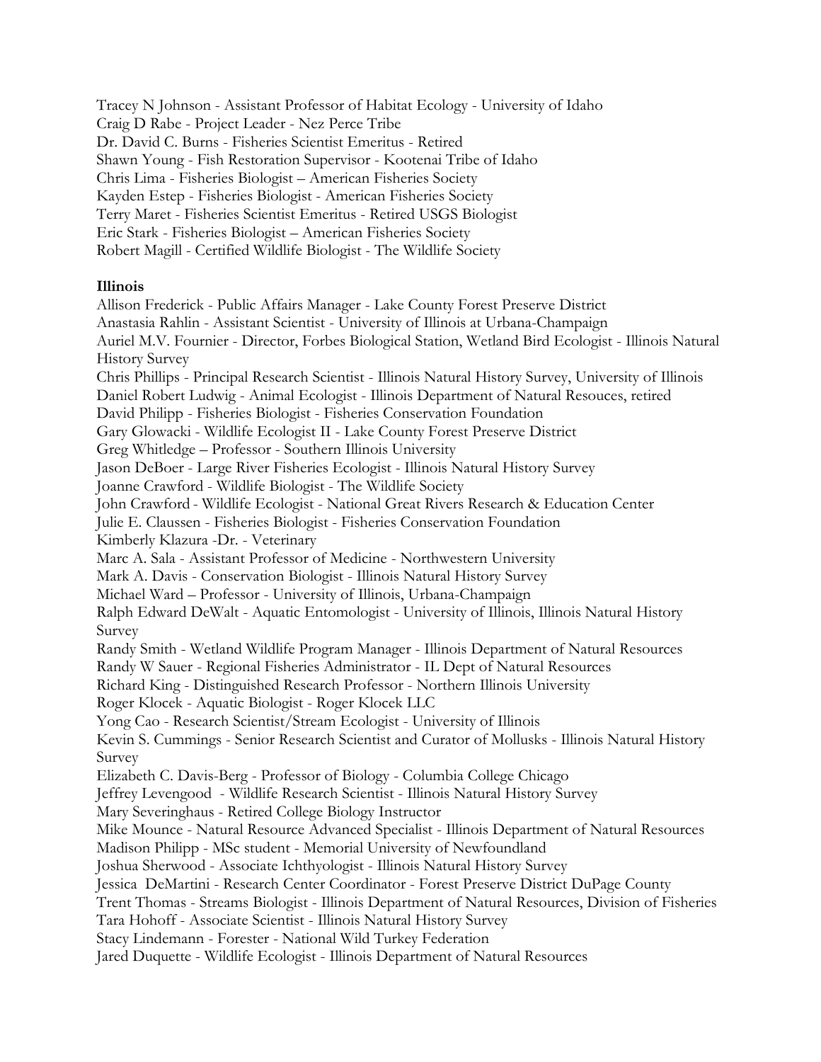Tracey N Johnson - Assistant Professor of Habitat Ecology - University of Idaho
Craig D Rabe - Project Leader - Nez Perce Tribe
Dr. David C. Burns - Fisheries Scientist Emeritus - Retired
Shawn Young - Fish Restoration Supervisor - Kootenai Tribe of Idaho
Chris Lima - Fisheries Biologist – American Fisheries Society
Kayden Estep - Fisheries Biologist - American Fisheries Society
Terry Maret - Fisheries Scientist Emeritus - Retired USGS Biologist
Eric Stark - Fisheries Biologist – American Fisheries Society
Robert Magill - Certified Wildlife Biologist - The Wildlife Society

**Illinois**

Allison Frederick - Public Affairs Manager - Lake County Forest Preserve District
Anastasia Rahlin - Assistant Scientist - University of Illinois at Urbana-Champaign
Auriel M.V. Fournier - Director, Forbes Biological Station, Wetland Bird Ecologist - Illinois Natural History Survey
Chris Phillips - Principal Research Scientist - Illinois Natural History Survey, University of Illinois
Daniel Robert Ludwig - Animal Ecologist - Illinois Department of Natural Resouces, retired
David Philipp - Fisheries Biologist - Fisheries Conservation Foundation
Gary Glowacki - Wildlife Ecologist II - Lake County Forest Preserve District
Greg Whitledge – Professor - Southern Illinois University
Jason DeBoer - Large River Fisheries Ecologist - Illinois Natural History Survey
Joanne Crawford - Wildlife Biologist - The Wildlife Society
John Crawford - Wildlife Ecologist - National Great Rivers Research & Education Center
Julie E. Claussen - Fisheries Biologist - Fisheries Conservation Foundation
Kimberly Klazura -Dr. - Veterinary
Marc A. Sala - Assistant Professor of Medicine - Northwestern University
Mark A. Davis - Conservation Biologist - Illinois Natural History Survey
Michael Ward – Professor - University of Illinois, Urbana-Champaign
Ralph Edward DeWalt - Aquatic Entomologist - University of Illinois, Illinois Natural History Survey
Randy Smith - Wetland Wildlife Program Manager - Illinois Department of Natural Resources
Randy W Sauer - Regional Fisheries Administrator - IL Dept of Natural Resources
Richard King - Distinguished Research Professor - Northern Illinois University
Roger Klocek - Aquatic Biologist - Roger Klocek LLC
Yong Cao - Research Scientist/Stream Ecologist - University of Illinois
Kevin S. Cummings - Senior Research Scientist and Curator of Mollusks - Illinois Natural History Survey
Elizabeth C. Davis-Berg - Professor of Biology - Columbia College Chicago
Jeffrey Levengood - Wildlife Research Scientist - Illinois Natural History Survey
Mary Severinghaus - Retired College Biology Instructor
Mike Mounce - Natural Resource Advanced Specialist - Illinois Department of Natural Resources
Madison Philipp - MSc student - Memorial University of Newfoundland
Joshua Sherwood - Associate Ichthyologist - Illinois Natural History Survey
Jessica DeMartini - Research Center Coordinator - Forest Preserve District DuPage County
Trent Thomas - Streams Biologist - Illinois Department of Natural Resources, Division of Fisheries
Tara Hohoff - Associate Scientist - Illinois Natural History Survey
Stacy Lindemann - Forester - National Wild Turkey Federation
Jared Duquette - Wildlife Ecologist - Illinois Department of Natural Resources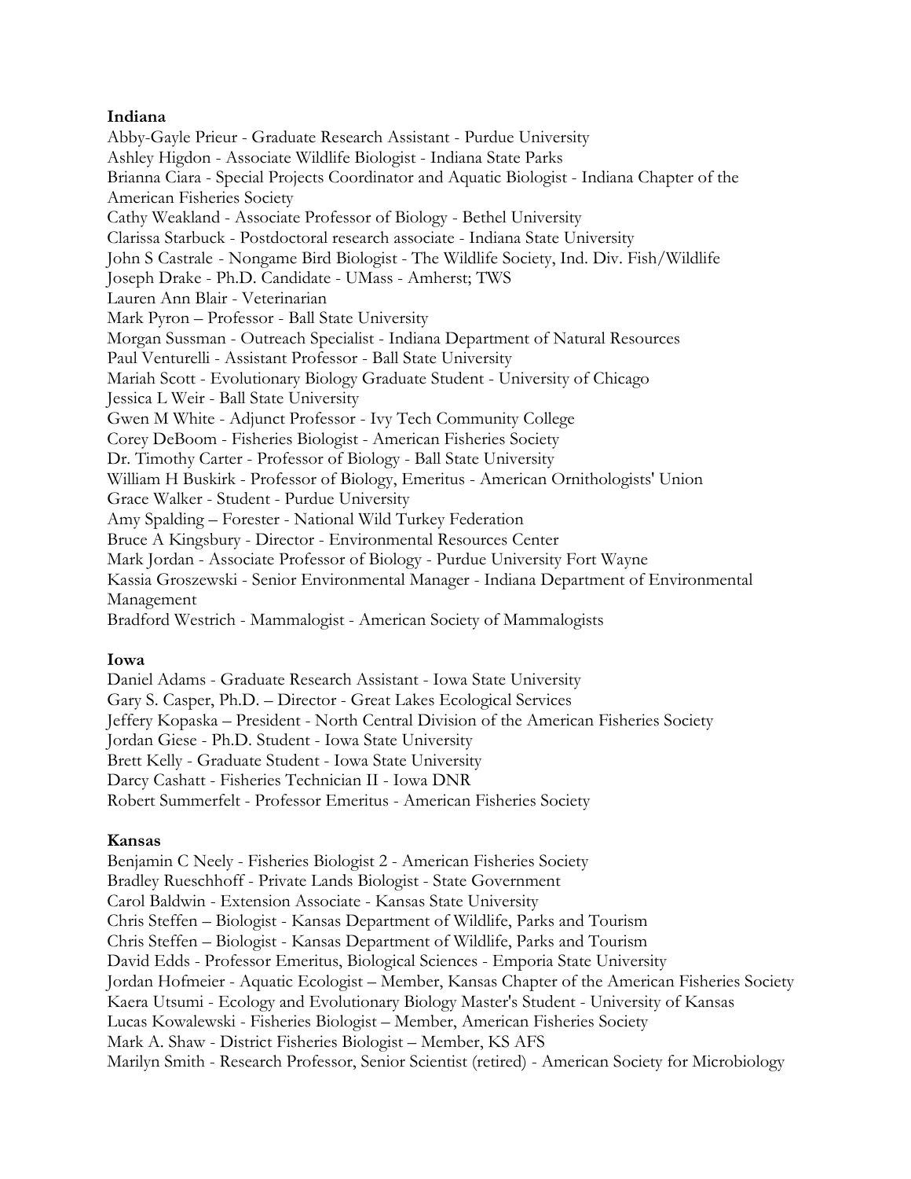**Indiana**

Abby-Gayle Prieur - Graduate Research Assistant - Purdue University
Ashley Higdon - Associate Wildlife Biologist - Indiana State Parks
Brianna Ciara - Special Projects Coordinator and Aquatic Biologist - Indiana Chapter of the American Fisheries Society
Cathy Weakland - Associate Professor of Biology - Bethel University
Clarissa Starbuck - Postdoctoral research associate - Indiana State University
John S Castrale - Nongame Bird Biologist - The Wildlife Society, Ind. Div. Fish/Wildlife
Joseph Drake - Ph.D. Candidate - UMass - Amherst; TWS
Lauren Ann Blair - Veterinarian
Mark Pyron – Professor - Ball State University
Morgan Sussman - Outreach Specialist - Indiana Department of Natural Resources
Paul Venturelli - Assistant Professor - Ball State University
Mariah Scott - Evolutionary Biology Graduate Student - University of Chicago
Jessica L Weir - Ball State University
Gwen M White - Adjunct Professor - Ivy Tech Community College
Corey DeBoom - Fisheries Biologist - American Fisheries Society
Dr. Timothy Carter - Professor of Biology - Ball State University
William H Buskirk - Professor of Biology, Emeritus - American Ornithologists' Union
Grace Walker - Student - Purdue University
Amy Spalding – Forester - National Wild Turkey Federation
Bruce A Kingsbury - Director - Environmental Resources Center
Mark Jordan - Associate Professor of Biology - Purdue University Fort Wayne
Kassia Groszewski - Senior Environmental Manager - Indiana Department of Environmental Management
Bradford Westrich - Mammalogist - American Society of Mammalogists

**Iowa**

Daniel Adams - Graduate Research Assistant - Iowa State University
Gary S. Casper, Ph.D. – Director - Great Lakes Ecological Services
Jeffery Kopaska – President - North Central Division of the American Fisheries Society
Jordan Giese - Ph.D. Student - Iowa State University
Brett Kelly - Graduate Student - Iowa State University
Darcy Cashatt - Fisheries Technician II - Iowa DNR
Robert Summerfelt - Professor Emeritus - American Fisheries Society

**Kansas**

Benjamin C Neely - Fisheries Biologist 2 - American Fisheries Society
Bradley Rueschhoff - Private Lands Biologist - State Government
Carol Baldwin - Extension Associate - Kansas State University
Chris Steffen – Biologist - Kansas Department of Wildlife, Parks and Tourism
Chris Steffen – Biologist - Kansas Department of Wildlife, Parks and Tourism
David Edds - Professor Emeritus, Biological Sciences - Emporia State University
Jordan Hofmeier - Aquatic Ecologist – Member, Kansas Chapter of the American Fisheries Society
Kaera Utsumi - Ecology and Evolutionary Biology Master's Student - University of Kansas
Lucas Kowalewski - Fisheries Biologist – Member, American Fisheries Society
Mark A. Shaw - District Fisheries Biologist – Member, KS AFS
Marilyn Smith - Research Professor, Senior Scientist (retired) - American Society for Microbiology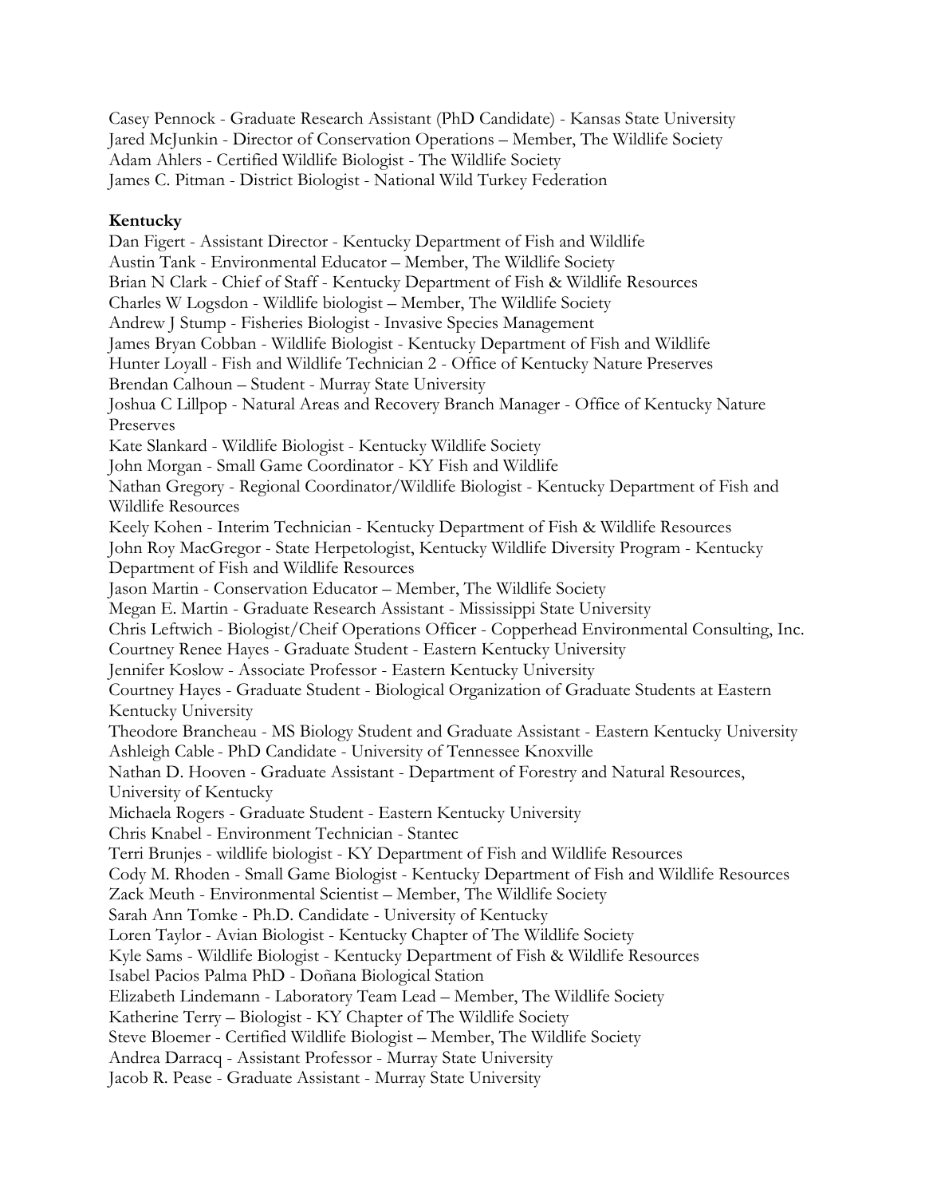Casey Pennock - Graduate Research Assistant (PhD Candidate) - Kansas State University
Jared McJunkin - Director of Conservation Operations – Member, The Wildlife Society
Adam Ahlers - Certified Wildlife Biologist - The Wildlife Society
James C. Pitman - District Biologist - National Wild Turkey Federation

**Kentucky**

Dan Figert - Assistant Director - Kentucky Department of Fish and Wildlife
Austin Tank - Environmental Educator – Member, The Wildlife Society
Brian N Clark - Chief of Staff - Kentucky Department of Fish & Wildlife Resources
Charles W Logsdon - Wildlife biologist – Member, The Wildlife Society
Andrew J Stump - Fisheries Biologist - Invasive Species Management
James Bryan Cobban - Wildlife Biologist - Kentucky Department of Fish and Wildlife
Hunter Loyall - Fish and Wildlife Technician 2 - Office of Kentucky Nature Preserves
Brendan Calhoun – Student - Murray State University
Joshua C Lillpop - Natural Areas and Recovery Branch Manager - Office of Kentucky Nature Preserves
Kate Slankard - Wildlife Biologist - Kentucky Wildlife Society
John Morgan - Small Game Coordinator - KY Fish and Wildlife
Nathan Gregory - Regional Coordinator/Wildlife Biologist - Kentucky Department of Fish and Wildlife Resources
Keely Kohen - Interim Technician - Kentucky Department of Fish & Wildlife Resources
John Roy MacGregor - State Herpetologist, Kentucky Wildlife Diversity Program - Kentucky Department of Fish and Wildlife Resources
Jason Martin - Conservation Educator – Member, The Wildlife Society
Megan E. Martin - Graduate Research Assistant - Mississippi State University
Chris Leftwich - Biologist/Cheif Operations Officer - Copperhead Environmental Consulting, Inc.
Courtney Renee Hayes - Graduate Student - Eastern Kentucky University
Jennifer Koslow - Associate Professor - Eastern Kentucky University
Courtney Hayes - Graduate Student - Biological Organization of Graduate Students at Eastern Kentucky University
Theodore Brancheau - MS Biology Student and Graduate Assistant - Eastern Kentucky University
Ashleigh Cable - PhD Candidate - University of Tennessee Knoxville
Nathan D. Hooven - Graduate Assistant - Department of Forestry and Natural Resources, University of Kentucky
Michaela Rogers - Graduate Student - Eastern Kentucky University
Chris Knabel - Environment Technician - Stantec
Terri Brunjes - wildlife biologist - KY Department of Fish and Wildlife Resources
Cody M. Rhoden - Small Game Biologist - Kentucky Department of Fish and Wildlife Resources
Zack Meuth - Environmental Scientist – Member, The Wildlife Society
Sarah Ann Tomke - Ph.D. Candidate - University of Kentucky
Loren Taylor - Avian Biologist - Kentucky Chapter of The Wildlife Society
Kyle Sams - Wildlife Biologist - Kentucky Department of Fish & Wildlife Resources
Isabel Pacios Palma PhD - Doñana Biological Station
Elizabeth Lindemann - Laboratory Team Lead – Member, The Wildlife Society
Katherine Terry – Biologist - KY Chapter of The Wildlife Society
Steve Bloemer - Certified Wildlife Biologist – Member, The Wildlife Society
Andrea Darracq - Assistant Professor - Murray State University
Jacob R. Pease - Graduate Assistant - Murray State University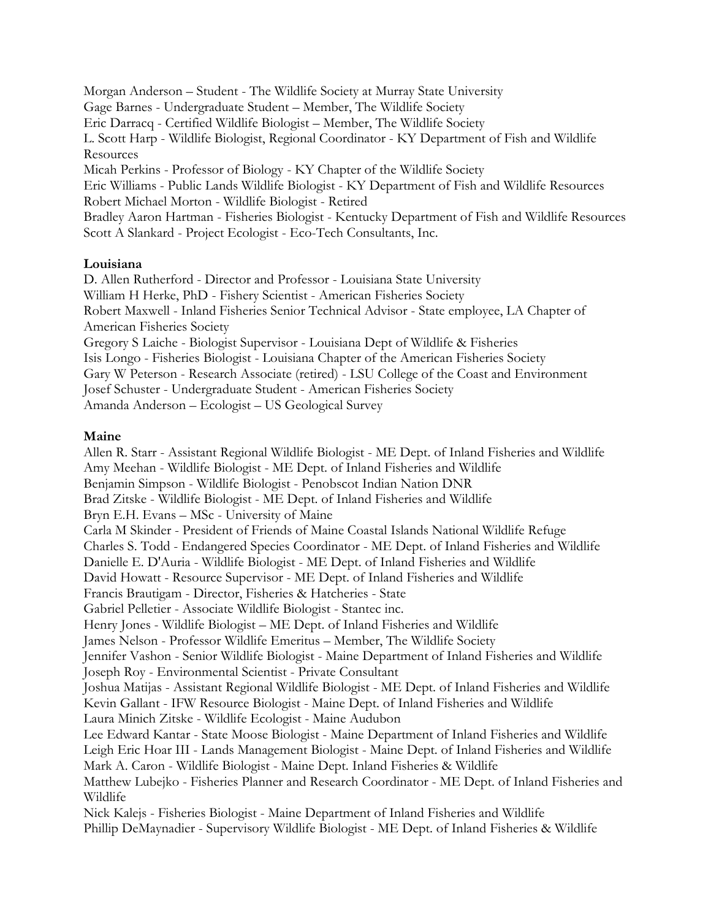Morgan Anderson – Student - The Wildlife Society at Murray State University
Gage Barnes - Undergraduate Student – Member, The Wildlife Society
Eric Darracq - Certified Wildlife Biologist – Member, The Wildlife Society
L. Scott Harp - Wildlife Biologist, Regional Coordinator - KY Department of Fish and Wildlife Resources
Micah Perkins - Professor of Biology - KY Chapter of the Wildlife Society
Eric Williams - Public Lands Wildlife Biologist - KY Department of Fish and Wildlife Resources
Robert Michael Morton - Wildlife Biologist - Retired
Bradley Aaron Hartman - Fisheries Biologist - Kentucky Department of Fish and Wildlife Resources
Scott A Slankard - Project Ecologist - Eco-Tech Consultants, Inc.

**Louisiana**

D. Allen Rutherford - Director and Professor - Louisiana State University
William H Herke, PhD - Fishery Scientist - American Fisheries Society
Robert Maxwell - Inland Fisheries Senior Technical Advisor - State employee, LA Chapter of American Fisheries Society
Gregory S Laiche - Biologist Supervisor - Louisiana Dept of Wildlife & Fisheries
Isis Longo - Fisheries Biologist - Louisiana Chapter of the American Fisheries Society
Gary W Peterson - Research Associate (retired) - LSU College of the Coast and Environment
Josef Schuster - Undergraduate Student - American Fisheries Society
Amanda Anderson – Ecologist – US Geological Survey

**Maine**

Allen R. Starr - Assistant Regional Wildlife Biologist - ME Dept. of Inland Fisheries and Wildlife
Amy Meehan - Wildlife Biologist - ME Dept. of Inland Fisheries and Wildlife
Benjamin Simpson - Wildlife Biologist - Penobscot Indian Nation DNR
Brad Zitske - Wildlife Biologist - ME Dept. of Inland Fisheries and Wildlife
Bryn E.H. Evans – MSc - University of Maine
Carla M Skinder - President of Friends of Maine Coastal Islands National Wildlife Refuge
Charles S. Todd - Endangered Species Coordinator - ME Dept. of Inland Fisheries and Wildlife
Danielle E. D'Auria - Wildlife Biologist - ME Dept. of Inland Fisheries and Wildlife
David Howatt - Resource Supervisor - ME Dept. of Inland Fisheries and Wildlife
Francis Brautigam - Director, Fisheries & Hatcheries - State
Gabriel Pelletier - Associate Wildlife Biologist - Stantec inc.
Henry Jones - Wildlife Biologist – ME Dept. of Inland Fisheries and Wildlife
James Nelson - Professor Wildlife Emeritus – Member, The Wildlife Society
Jennifer Vashon - Senior Wildlife Biologist - Maine Department of Inland Fisheries and Wildlife
Joseph Roy - Environmental Scientist - Private Consultant
Joshua Matijas - Assistant Regional Wildlife Biologist - ME Dept. of Inland Fisheries and Wildlife
Kevin Gallant - IFW Resource Biologist - Maine Dept. of Inland Fisheries and Wildlife
Laura Minich Zitske - Wildlife Ecologist - Maine Audubon
Lee Edward Kantar - State Moose Biologist - Maine Department of Inland Fisheries and Wildlife
Leigh Eric Hoar III - Lands Management Biologist - Maine Dept. of Inland Fisheries and Wildlife
Mark A. Caron - Wildlife Biologist - Maine Dept. Inland Fisheries & Wildlife
Matthew Lubejko - Fisheries Planner and Research Coordinator - ME Dept. of Inland Fisheries and Wildlife
Nick Kalejs - Fisheries Biologist - Maine Department of Inland Fisheries and Wildlife
Phillip DeMaynadier - Supervisory Wildlife Biologist - ME Dept. of Inland Fisheries & Wildlife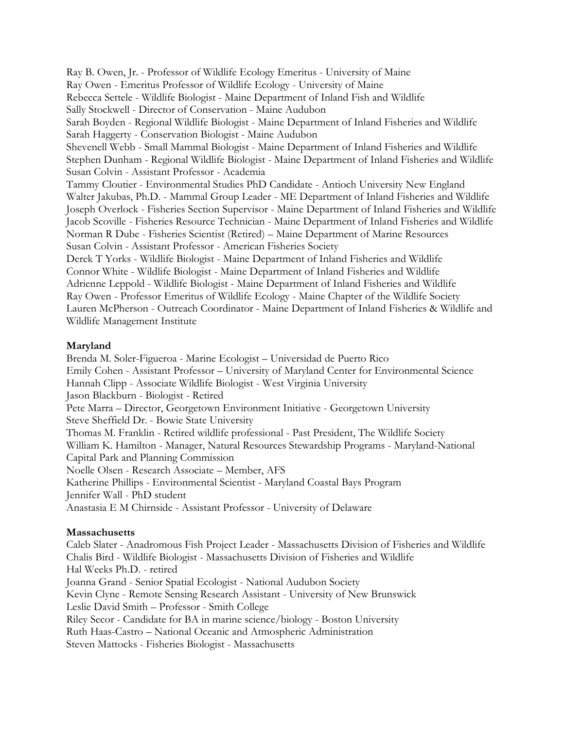Ray B. Owen, Jr. - Professor of Wildlife Ecology Emeritus - University of Maine
Ray Owen - Emeritus Professor of Wildlife Ecology - University of Maine
Rebecca Settele - Wildlife Biologist - Maine Department of Inland Fish and Wildlife
Sally Stockwell - Director of Conservation - Maine Audubon
Sarah Boyden - Regional Wildlife Biologist - Maine Department of Inland Fisheries and Wildlife
Sarah Haggerty - Conservation Biologist - Maine Audubon
Shevenell Webb - Small Mammal Biologist - Maine Department of Inland Fisheries and Wildlife
Stephen Dunham - Regional Wildlife Biologist - Maine Department of Inland Fisheries and Wildlife
Susan Colvin - Assistant Professor - Academia
Tammy Cloutier - Environmental Studies PhD Candidate - Antioch University New England
Walter Jakubas, Ph.D. - Mammal Group Leader - ME Department of Inland Fisheries and Wildlife
Joseph Overlock - Fisheries Section Supervisor - Maine Department of Inland Fisheries and Wildlife
Jacob Scoville - Fisheries Resource Technician - Maine Department of Inland Fisheries and Wildlife
Norman R Dube - Fisheries Scientist (Retired) – Maine Department of Marine Resources
Susan Colvin - Assistant Professor - American Fisheries Society
Derek T Yorks - Wildlife Biologist - Maine Department of Inland Fisheries and Wildlife
Connor White - Wildlife Biologist - Maine Department of Inland Fisheries and Wildlife
Adrienne Leppold - Wildlife Biologist - Maine Department of Inland Fisheries and Wildlife
Ray Owen - Professor Emeritus of Wildlife Ecology - Maine Chapter of the Wildlife Society
Lauren McPherson - Outreach Coordinator - Maine Department of Inland Fisheries & Wildlife and Wildlife Management Institute

**Maryland**

Brenda M. Soler-Figueroa - Marine Ecologist – Universidad de Puerto Rico
Emily Cohen - Assistant Professor – University of Maryland Center for Environmental Science
Hannah Clipp - Associate Wildlife Biologist - West Virginia University
Jason Blackburn - Biologist - Retired
Pete Marra – Director, Georgetown Environment Initiative - Georgetown University
Steve Sheffield Dr. - Bowie State University
Thomas M. Franklin - Retired wildlife professional - Past President, The Wildlife Society
William K. Hamilton - Manager, Natural Resources Stewardship Programs - Maryland-National Capital Park and Planning Commission
Noelle Olsen - Research Associate – Member, AFS
Katherine Phillips - Environmental Scientist - Maryland Coastal Bays Program
Jennifer Wall - PhD student
Anastasia E M Chirnside - Assistant Professor - University of Delaware

**Massachusetts**

Caleb Slater - Anadromous Fish Project Leader - Massachusetts Division of Fisheries and Wildlife
Chalis Bird - Wildlife Biologist - Massachusetts Division of Fisheries and Wildlife
Hal Weeks Ph.D. - retired
Joanna Grand - Senior Spatial Ecologist - National Audubon Society
Kevin Clyne - Remote Sensing Research Assistant - University of New Brunswick
Leslie David Smith – Professor - Smith College
Riley Secor - Candidate for BA in marine science/biology - Boston University
Ruth Haas-Castro – National Oceanic and Atmospheric Administration
Steven Mattocks - Fisheries Biologist - Massachusetts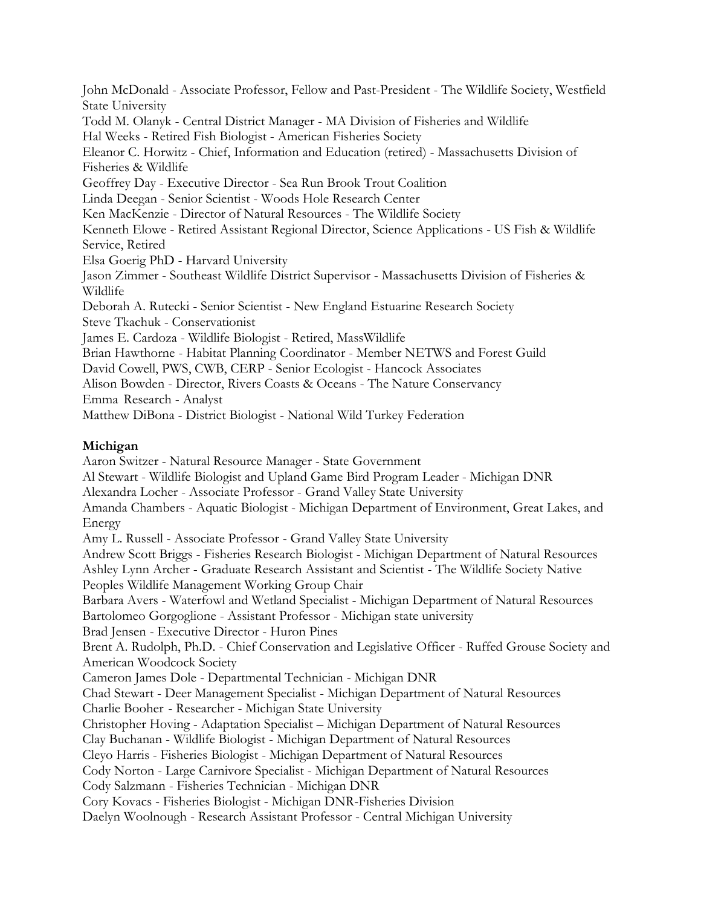John McDonald - Associate Professor, Fellow and Past-President - The Wildlife Society, Westfield State University
Todd M. Olanyk - Central District Manager - MA Division of Fisheries and Wildlife
Hal Weeks - Retired Fish Biologist - American Fisheries Society
Eleanor C. Horwitz - Chief, Information and Education (retired) - Massachusetts Division of Fisheries & Wildlife
Geoffrey Day - Executive Director - Sea Run Brook Trout Coalition
Linda Deegan - Senior Scientist - Woods Hole Research Center
Ken MacKenzie - Director of Natural Resources - The Wildlife Society
Kenneth Elowe - Retired Assistant Regional Director, Science Applications - US Fish & Wildlife Service, Retired
Elsa Goerig PhD - Harvard University
Jason Zimmer - Southeast Wildlife District Supervisor - Massachusetts Division of Fisheries & Wildlife
Deborah A. Rutecki - Senior Scientist - New England Estuarine Research Society
Steve Tkachuk - Conservationist
James E. Cardoza - Wildlife Biologist - Retired, MassWildlife
Brian Hawthorne - Habitat Planning Coordinator - Member NETWS and Forest Guild
David Cowell, PWS, CWB, CERP - Senior Ecologist - Hancock Associates
Alison Bowden - Director, Rivers Coasts & Oceans - The Nature Conservancy
Emma Research - Analyst
Matthew DiBona - District Biologist - National Wild Turkey Federation

**Michigan**

Aaron Switzer - Natural Resource Manager - State Government
Al Stewart - Wildlife Biologist and Upland Game Bird Program Leader - Michigan DNR
Alexandra Locher - Associate Professor - Grand Valley State University
Amanda Chambers - Aquatic Biologist - Michigan Department of Environment, Great Lakes, and Energy
Amy L. Russell - Associate Professor - Grand Valley State University
Andrew Scott Briggs - Fisheries Research Biologist - Michigan Department of Natural Resources
Ashley Lynn Archer - Graduate Research Assistant and Scientist - The Wildlife Society Native Peoples Wildlife Management Working Group Chair
Barbara Avers - Waterfowl and Wetland Specialist - Michigan Department of Natural Resources
Bartolomeo Gorgoglione - Assistant Professor - Michigan state university
Brad Jensen - Executive Director - Huron Pines
Brent A. Rudolph, Ph.D. - Chief Conservation and Legislative Officer - Ruffed Grouse Society and American Woodcock Society
Cameron James Dole - Departmental Technician - Michigan DNR
Chad Stewart - Deer Management Specialist - Michigan Department of Natural Resources
Charlie Booher - Researcher - Michigan State University
Christopher Hoving - Adaptation Specialist – Michigan Department of Natural Resources
Clay Buchanan - Wildlife Biologist - Michigan Department of Natural Resources
Cleyo Harris - Fisheries Biologist - Michigan Department of Natural Resources
Cody Norton - Large Carnivore Specialist - Michigan Department of Natural Resources
Cody Salzmann - Fisheries Technician - Michigan DNR
Cory Kovacs - Fisheries Biologist - Michigan DNR-Fisheries Division
Daelyn Woolnough - Research Assistant Professor - Central Michigan University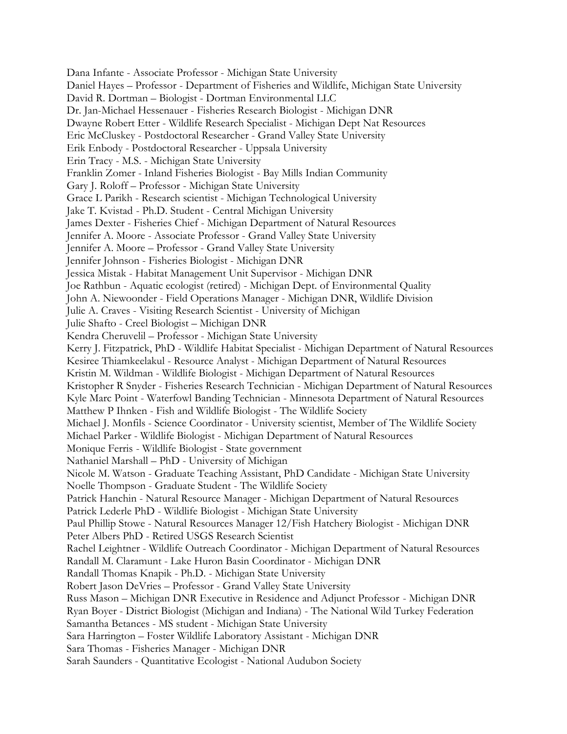Dana Infante - Associate Professor - Michigan State University
Daniel Hayes – Professor - Department of Fisheries and Wildlife, Michigan State University
David R. Dortman – Biologist - Dortman Environmental LLC
Dr. Jan-Michael Hessenauer - Fisheries Research Biologist - Michigan DNR
Dwayne Robert Etter - Wildlife Research Specialist - Michigan Dept Nat Resources
Eric McCluskey - Postdoctoral Researcher - Grand Valley State University
Erik Enbody - Postdoctoral Researcher - Uppsala University
Erin Tracy - M.S. - Michigan State University
Franklin Zomer - Inland Fisheries Biologist - Bay Mills Indian Community
Gary J. Roloff – Professor - Michigan State University
Grace L Parikh - Research scientist - Michigan Technological University
Jake T. Kvistad - Ph.D. Student - Central Michigan University
James Dexter - Fisheries Chief - Michigan Department of Natural Resources
Jennifer A. Moore - Associate Professor - Grand Valley State University
Jennifer A. Moore – Professor - Grand Valley State University
Jennifer Johnson - Fisheries Biologist - Michigan DNR
Jessica Mistak - Habitat Management Unit Supervisor - Michigan DNR
Joe Rathbun - Aquatic ecologist (retired) - Michigan Dept. of Environmental Quality
John A. Niewoonder - Field Operations Manager - Michigan DNR, Wildlife Division
Julie A. Craves - Visiting Research Scientist - University of Michigan
Julie Shafto - Creel Biologist – Michigan DNR
Kendra Cheruvelil – Professor - Michigan State University
Kerry J. Fitzpatrick, PhD - Wildlife Habitat Specialist - Michigan Department of Natural Resources
Kesiree Thiamkeelakul - Resource Analyst - Michigan Department of Natural Resources
Kristin M. Wildman - Wildlife Biologist - Michigan Department of Natural Resources
Kristopher R Snyder - Fisheries Research Technician - Michigan Department of Natural Resources
Kyle Marc Point - Waterfowl Banding Technician - Minnesota Department of Natural Resources
Matthew P Ihnken - Fish and Wildlife Biologist - The Wildlife Society
Michael J. Monfils - Science Coordinator - University scientist, Member of The Wildlife Society
Michael Parker - Wildlife Biologist - Michigan Department of Natural Resources
Monique Ferris - Wildlife Biologist - State government
Nathaniel Marshall – PhD - University of Michigan
Nicole M. Watson - Graduate Teaching Assistant, PhD Candidate - Michigan State University
Noelle Thompson - Graduate Student - The Wildlife Society
Patrick Hanchin - Natural Resource Manager - Michigan Department of Natural Resources
Patrick Lederle PhD - Wildlife Biologist - Michigan State University
Paul Phillip Stowe - Natural Resources Manager 12/Fish Hatchery Biologist - Michigan DNR
Peter Albers PhD - Retired USGS Research Scientist
Rachel Leightner - Wildlife Outreach Coordinator - Michigan Department of Natural Resources
Randall M. Claramunt - Lake Huron Basin Coordinator - Michigan DNR
Randall Thomas Knapik - Ph.D. - Michigan State University
Robert Jason DeVries – Professor - Grand Valley State University
Russ Mason – Michigan DNR Executive in Residence and Adjunct Professor - Michigan DNR
Ryan Boyer - District Biologist (Michigan and Indiana) - The National Wild Turkey Federation
Samantha Betances - MS student - Michigan State University
Sara Harrington – Foster Wildlife Laboratory Assistant - Michigan DNR
Sara Thomas - Fisheries Manager - Michigan DNR
Sarah Saunders - Quantitative Ecologist - National Audubon Society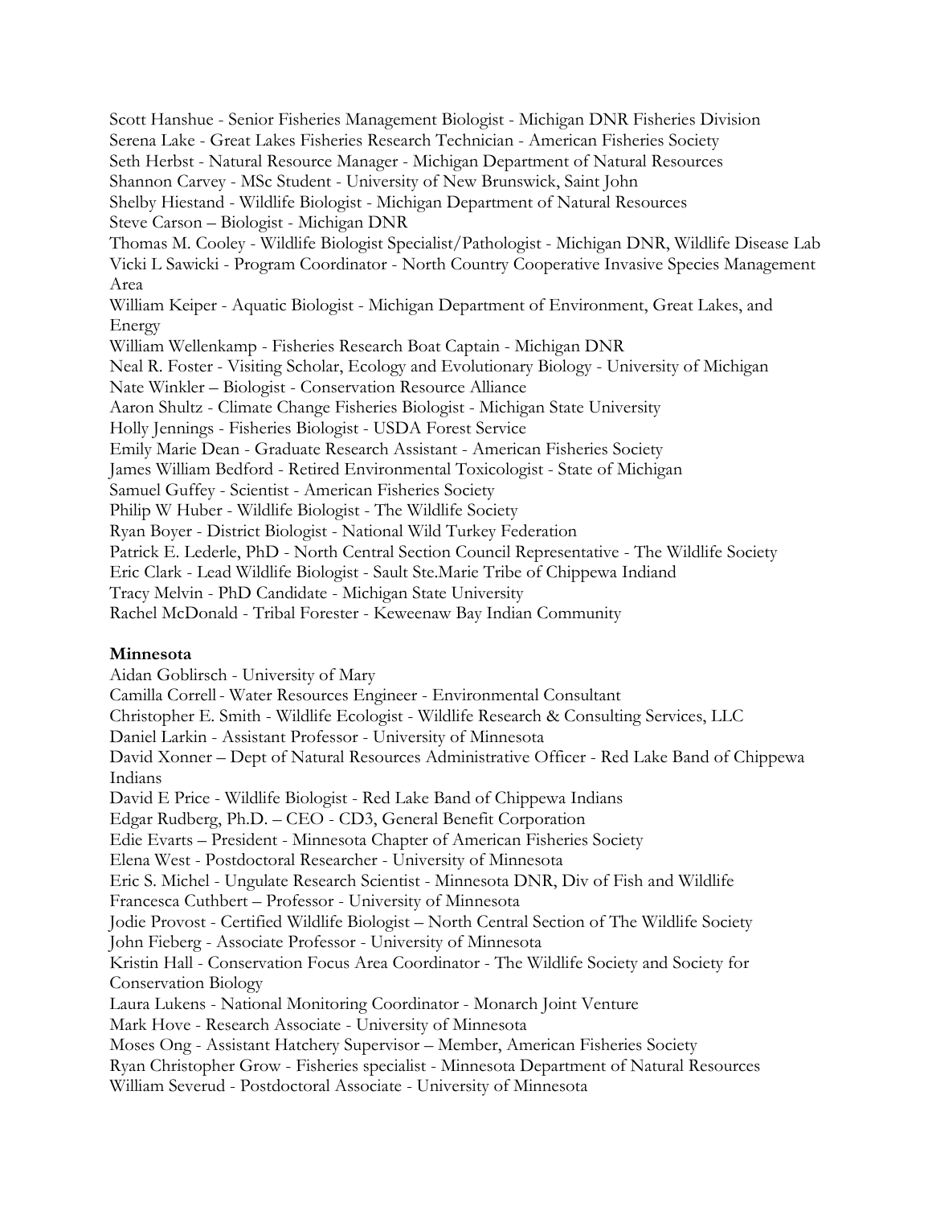Scott Hanshue - Senior Fisheries Management Biologist - Michigan DNR Fisheries Division
Serena Lake - Great Lakes Fisheries Research Technician - American Fisheries Society
Seth Herbst - Natural Resource Manager - Michigan Department of Natural Resources
Shannon Carvey - MSc Student - University of New Brunswick, Saint John
Shelby Hiestand - Wildlife Biologist - Michigan Department of Natural Resources
Steve Carson – Biologist - Michigan DNR
Thomas M. Cooley - Wildlife Biologist Specialist/Pathologist - Michigan DNR, Wildlife Disease Lab
Vicki L Sawicki - Program Coordinator - North Country Cooperative Invasive Species Management Area
William Keiper - Aquatic Biologist - Michigan Department of Environment, Great Lakes, and Energy
William Wellenkamp - Fisheries Research Boat Captain - Michigan DNR
Neal R. Foster - Visiting Scholar, Ecology and Evolutionary Biology - University of Michigan
Nate Winkler – Biologist - Conservation Resource Alliance
Aaron Shultz - Climate Change Fisheries Biologist - Michigan State University
Holly Jennings - Fisheries Biologist - USDA Forest Service
Emily Marie Dean - Graduate Research Assistant - American Fisheries Society
James William Bedford - Retired Environmental Toxicologist - State of Michigan
Samuel Guffey - Scientist - American Fisheries Society
Philip W Huber - Wildlife Biologist - The Wildlife Society
Ryan Boyer - District Biologist - National Wild Turkey Federation
Patrick E. Lederle, PhD - North Central Section Council Representative - The Wildlife Society
Eric Clark - Lead Wildlife Biologist - Sault Ste.Marie Tribe of Chippewa Indiand
Tracy Melvin - PhD Candidate - Michigan State University
Rachel McDonald - Tribal Forester - Keweenaw Bay Indian Community

**Minnesota**

Aidan Goblirsch - University of Mary
Camilla Correll - Water Resources Engineer - Environmental Consultant
Christopher E. Smith - Wildlife Ecologist - Wildlife Research & Consulting Services, LLC
Daniel Larkin - Assistant Professor - University of Minnesota
David Xonner – Dept of Natural Resources Administrative Officer - Red Lake Band of Chippewa Indians
David E Price - Wildlife Biologist - Red Lake Band of Chippewa Indians
Edgar Rudberg, Ph.D. – CEO - CD3, General Benefit Corporation
Edie Evarts – President - Minnesota Chapter of American Fisheries Society
Elena West - Postdoctoral Researcher - University of Minnesota
Eric S. Michel - Ungulate Research Scientist - Minnesota DNR, Div of Fish and Wildlife
Francesca Cuthbert – Professor - University of Minnesota
Jodie Provost - Certified Wildlife Biologist – North Central Section of The Wildlife Society
John Fieberg - Associate Professor - University of Minnesota
Kristin Hall - Conservation Focus Area Coordinator - The Wildlife Society and Society for Conservation Biology
Laura Lukens - National Monitoring Coordinator - Monarch Joint Venture
Mark Hove - Research Associate - University of Minnesota
Moses Ong - Assistant Hatchery Supervisor – Member, American Fisheries Society
Ryan Christopher Grow - Fisheries specialist - Minnesota Department of Natural Resources
William Severud - Postdoctoral Associate - University of Minnesota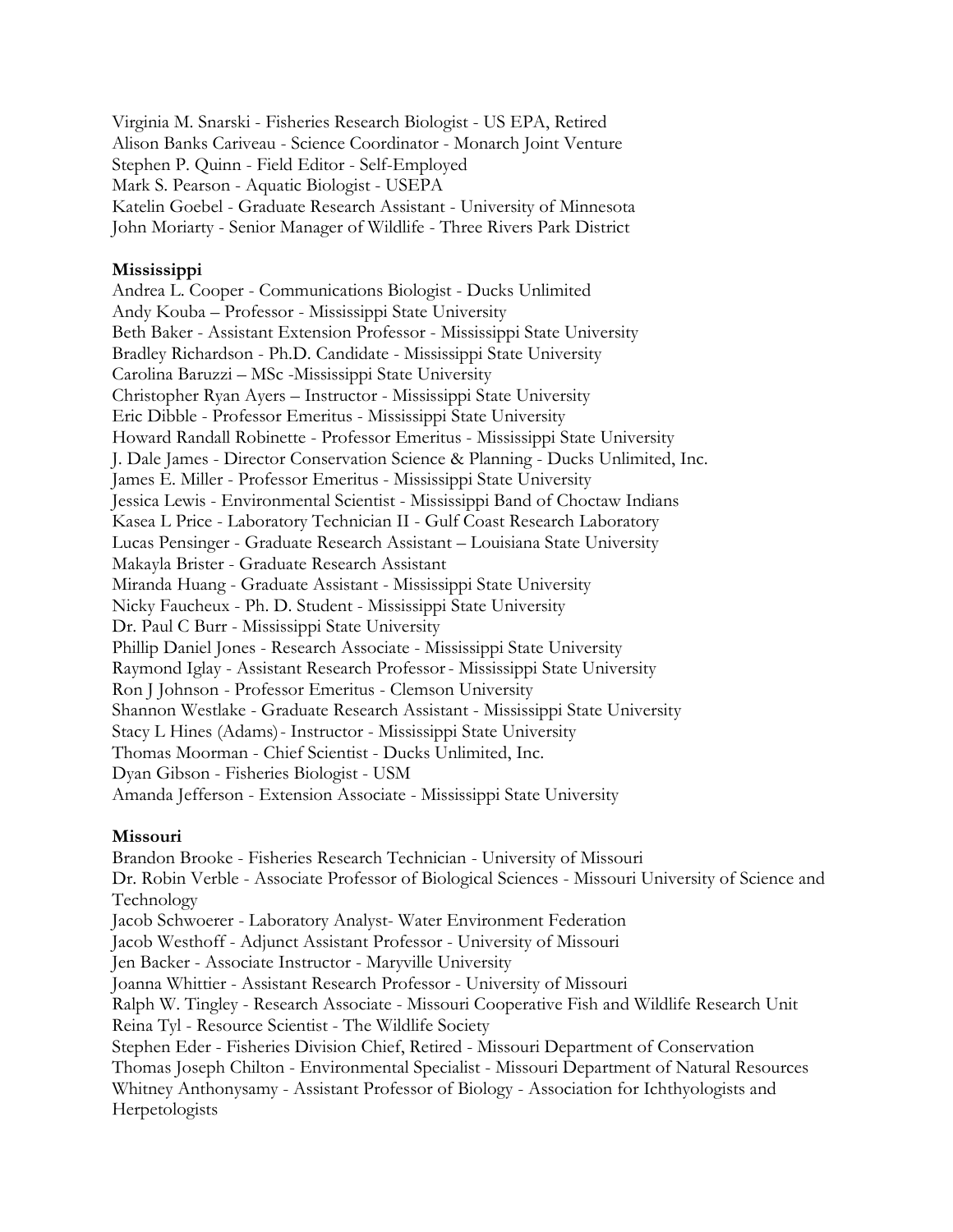Virginia M. Snarski - Fisheries Research Biologist - US EPA, Retired
Alison Banks Cariveau - Science Coordinator - Monarch Joint Venture
Stephen P. Quinn - Field Editor - Self-Employed
Mark S. Pearson - Aquatic Biologist - USEPA
Katelin Goebel - Graduate Research Assistant - University of Minnesota
John Moriarty - Senior Manager of Wildlife - Three Rivers Park District

**Mississippi**

Andrea L. Cooper - Communications Biologist - Ducks Unlimited
Andy Kouba – Professor - Mississippi State University
Beth Baker - Assistant Extension Professor - Mississippi State University
Bradley Richardson - Ph.D. Candidate - Mississippi State University
Carolina Baruzzi – MSc -Mississippi State University
Christopher Ryan Ayers – Instructor - Mississippi State University
Eric Dibble - Professor Emeritus - Mississippi State University
Howard Randall Robinette - Professor Emeritus - Mississippi State University
J. Dale James - Director Conservation Science & Planning - Ducks Unlimited, Inc.
James E. Miller - Professor Emeritus - Mississippi State University
Jessica Lewis - Environmental Scientist - Mississippi Band of Choctaw Indians
Kasea L Price - Laboratory Technician II - Gulf Coast Research Laboratory
Lucas Pensinger - Graduate Research Assistant – Louisiana State University
Makayla Brister - Graduate Research Assistant
Miranda Huang - Graduate Assistant - Mississippi State University
Nicky Faucheux - Ph. D. Student - Mississippi State University
Dr. Paul C Burr - Mississippi State University
Phillip Daniel Jones - Research Associate - Mississippi State University
Raymond Iglay - Assistant Research Professor - Mississippi State University
Ron J Johnson - Professor Emeritus - Clemson University
Shannon Westlake - Graduate Research Assistant - Mississippi State University
Stacy L Hines (Adams) - Instructor - Mississippi State University
Thomas Moorman - Chief Scientist - Ducks Unlimited, Inc.
Dyan Gibson - Fisheries Biologist - USM
Amanda Jefferson - Extension Associate - Mississippi State University

**Missouri**

Brandon Brooke - Fisheries Research Technician - University of Missouri
Dr. Robin Verble - Associate Professor of Biological Sciences - Missouri University of Science and Technology
Jacob Schwoerer - Laboratory Analyst- Water Environment Federation
Jacob Westhoff - Adjunct Assistant Professor - University of Missouri
Jen Backer - Associate Instructor - Maryville University
Joanna Whittier - Assistant Research Professor - University of Missouri
Ralph W. Tingley - Research Associate - Missouri Cooperative Fish and Wildlife Research Unit
Reina Tyl - Resource Scientist - The Wildlife Society
Stephen Eder - Fisheries Division Chief, Retired - Missouri Department of Conservation
Thomas Joseph Chilton - Environmental Specialist - Missouri Department of Natural Resources
Whitney Anthonysamy - Assistant Professor of Biology - Association for Ichthyologists and Herpetologists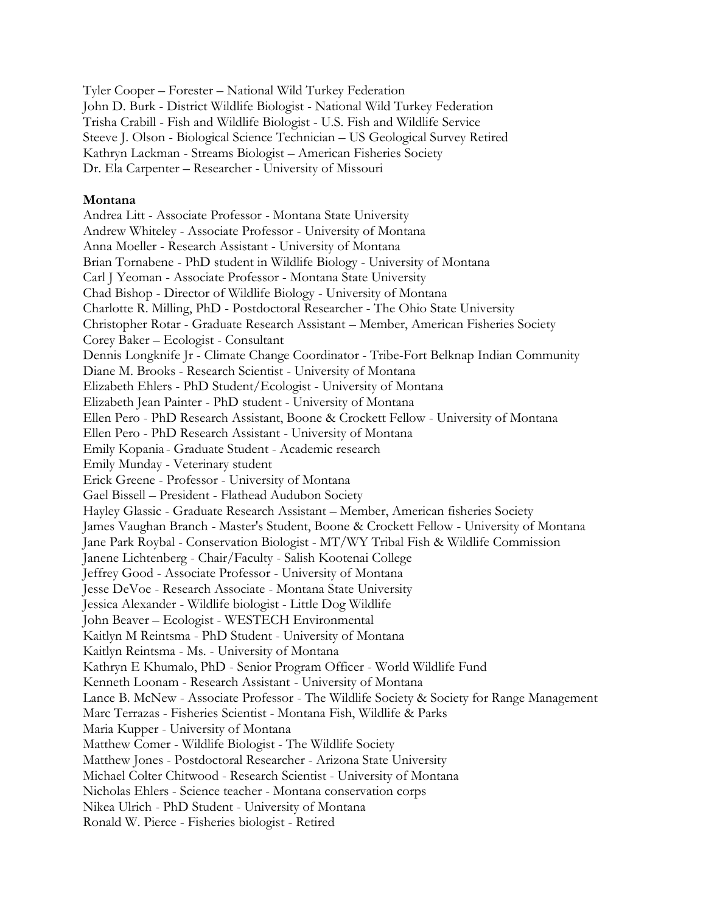Tyler Cooper – Forester – National Wild Turkey Federation
John D. Burk - District Wildlife Biologist - National Wild Turkey Federation
Trisha Crabill - Fish and Wildlife Biologist - U.S. Fish and Wildlife Service
Steeve J. Olson - Biological Science Technician – US Geological Survey Retired
Kathryn Lackman - Streams Biologist – American Fisheries Society
Dr. Ela Carpenter – Researcher - University of Missouri

**Montana**

Andrea Litt - Associate Professor - Montana State University
Andrew Whiteley - Associate Professor - University of Montana
Anna Moeller - Research Assistant - University of Montana
Brian Tornabene - PhD student in Wildlife Biology - University of Montana
Carl J Yeoman - Associate Professor - Montana State University
Chad Bishop - Director of Wildlife Biology - University of Montana
Charlotte R. Milling, PhD - Postdoctoral Researcher - The Ohio State University
Christopher Rotar - Graduate Research Assistant – Member, American Fisheries Society
Corey Baker – Ecologist - Consultant
Dennis Longknife Jr - Climate Change Coordinator - Tribe-Fort Belknap Indian Community
Diane M. Brooks - Research Scientist - University of Montana
Elizabeth Ehlers - PhD Student/Ecologist - University of Montana
Elizabeth Jean Painter - PhD student - University of Montana
Ellen Pero - PhD Research Assistant, Boone & Crockett Fellow - University of Montana
Ellen Pero - PhD Research Assistant - University of Montana
Emily Kopania - Graduate Student - Academic research
Emily Munday - Veterinary student
Erick Greene - Professor - University of Montana
Gael Bissell – President - Flathead Audubon Society
Hayley Glassic - Graduate Research Assistant – Member, American fisheries Society
James Vaughan Branch - Master's Student, Boone & Crockett Fellow - University of Montana
Jane Park Roybal - Conservation Biologist - MT/WY Tribal Fish & Wildlife Commission
Janene Lichtenberg - Chair/Faculty - Salish Kootenai College
Jeffrey Good - Associate Professor - University of Montana
Jesse DeVoe - Research Associate - Montana State University
Jessica Alexander - Wildlife biologist - Little Dog Wildlife
John Beaver – Ecologist - WESTECH Environmental
Kaitlyn M Reintsma - PhD Student - University of Montana
Kaitlyn Reintsma - Ms. - University of Montana
Kathryn E Khumalo, PhD - Senior Program Officer - World Wildlife Fund
Kenneth Loonam - Research Assistant - University of Montana
Lance B. McNew - Associate Professor - The Wildlife Society & Society for Range Management
Marc Terrazas - Fisheries Scientist - Montana Fish, Wildlife & Parks
Maria Kupper - University of Montana
Matthew Comer - Wildlife Biologist - The Wildlife Society
Matthew Jones - Postdoctoral Researcher - Arizona State University
Michael Colter Chitwood - Research Scientist - University of Montana
Nicholas Ehlers - Science teacher - Montana conservation corps
Nikea Ulrich - PhD Student - University of Montana
Ronald W. Pierce - Fisheries biologist - Retired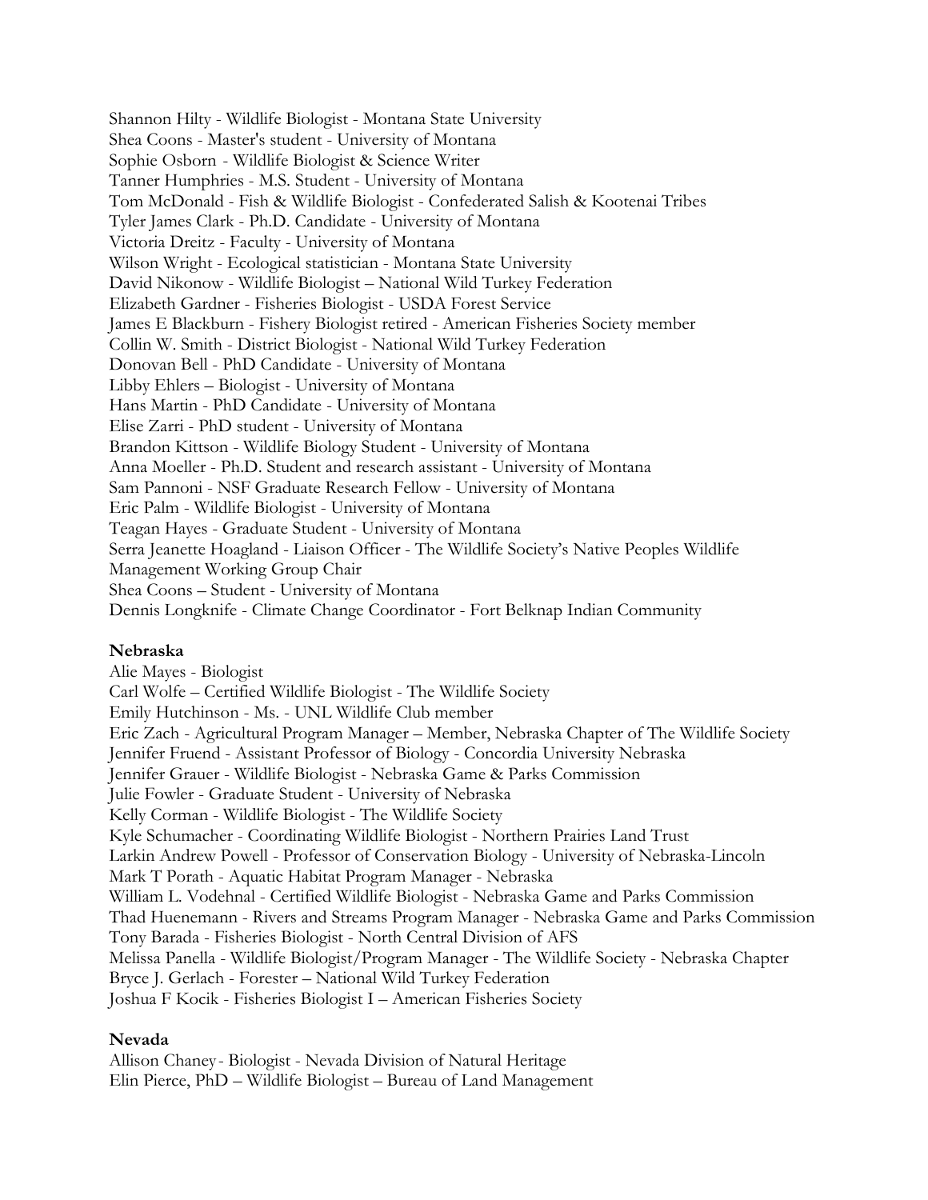Shannon Hilty - Wildlife Biologist - Montana State University
Shea Coons - Master's student - University of Montana
Sophie Osborn - Wildlife Biologist & Science Writer
Tanner Humphries - M.S. Student - University of Montana
Tom McDonald - Fish & Wildlife Biologist - Confederated Salish & Kootenai Tribes
Tyler James Clark - Ph.D. Candidate - University of Montana
Victoria Dreitz - Faculty - University of Montana
Wilson Wright - Ecological statistician - Montana State University
David Nikonow - Wildlife Biologist – National Wild Turkey Federation
Elizabeth Gardner - Fisheries Biologist - USDA Forest Service
James E Blackburn - Fishery Biologist retired - American Fisheries Society member
Collin W. Smith - District Biologist - National Wild Turkey Federation
Donovan Bell - PhD Candidate - University of Montana
Libby Ehlers – Biologist - University of Montana
Hans Martin - PhD Candidate - University of Montana
Elise Zarri - PhD student - University of Montana
Brandon Kittson - Wildlife Biology Student - University of Montana
Anna Moeller - Ph.D. Student and research assistant - University of Montana
Sam Pannoni - NSF Graduate Research Fellow - University of Montana
Eric Palm - Wildlife Biologist - University of Montana
Teagan Hayes - Graduate Student - University of Montana
Serra Jeanette Hoagland - Liaison Officer - The Wildlife Society's Native Peoples Wildlife Management Working Group Chair
Shea Coons – Student - University of Montana
Dennis Longknife - Climate Change Coordinator - Fort Belknap Indian Community

**Nebraska**

Alie Mayes - Biologist
Carl Wolfe – Certified Wildlife Biologist - The Wildlife Society
Emily Hutchinson - Ms. - UNL Wildlife Club member
Eric Zach - Agricultural Program Manager – Member, Nebraska Chapter of The Wildlife Society
Jennifer Fruend - Assistant Professor of Biology - Concordia University Nebraska
Jennifer Grauer - Wildlife Biologist - Nebraska Game & Parks Commission
Julie Fowler - Graduate Student - University of Nebraska
Kelly Corman - Wildlife Biologist - The Wildlife Society
Kyle Schumacher - Coordinating Wildlife Biologist - Northern Prairies Land Trust
Larkin Andrew Powell - Professor of Conservation Biology - University of Nebraska-Lincoln
Mark T Porath - Aquatic Habitat Program Manager - Nebraska
William L. Vodehnal - Certified Wildlife Biologist - Nebraska Game and Parks Commission
Thad Huenemann - Rivers and Streams Program Manager - Nebraska Game and Parks Commission
Tony Barada - Fisheries Biologist - North Central Division of AFS
Melissa Panella - Wildlife Biologist/Program Manager - The Wildlife Society - Nebraska Chapter
Bryce J. Gerlach - Forester – National Wild Turkey Federation
Joshua F Kocik - Fisheries Biologist I – American Fisheries Society

**Nevada**

Allison Chaney - Biologist - Nevada Division of Natural Heritage
Elin Pierce, PhD – Wildlife Biologist – Bureau of Land Management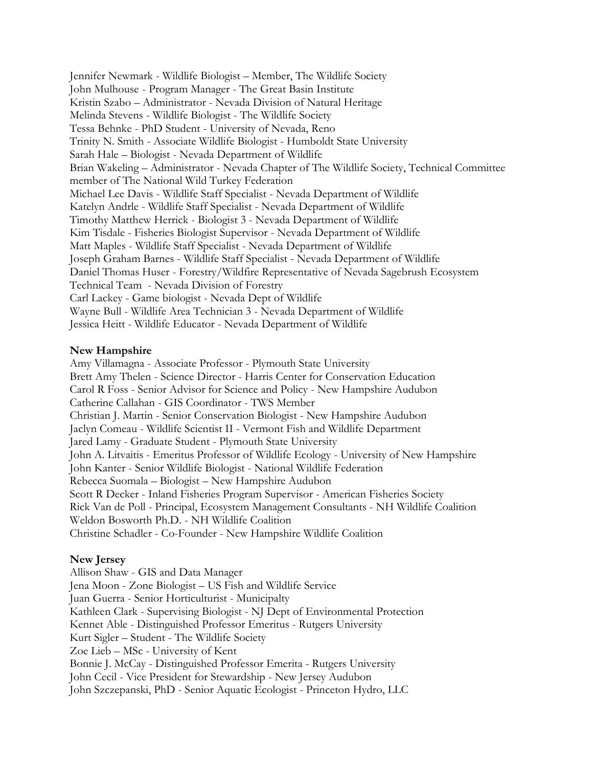Jennifer Newmark - Wildlife Biologist – Member, The Wildlife Society
John Mulhouse - Program Manager - The Great Basin Institute
Kristin Szabo – Administrator - Nevada Division of Natural Heritage
Melinda Stevens - Wildlife Biologist - The Wildlife Society
Tessa Behnke - PhD Student - University of Nevada, Reno
Trinity N. Smith - Associate Wildlife Biologist - Humboldt State University
Sarah Hale – Biologist - Nevada Department of Wildlife
Brian Wakeling – Administrator - Nevada Chapter of The Wildlife Society, Technical Committee member of The National Wild Turkey Federation
Michael Lee Davis - Wildlife Staff Specialist - Nevada Department of Wildlife
Katelyn Andrle - Wildlife Staff Specialist - Nevada Department of Wildlife
Timothy Matthew Herrick - Biologist 3 - Nevada Department of Wildlife
Kim Tisdale - Fisheries Biologist Supervisor - Nevada Department of Wildlife
Matt Maples - Wildlife Staff Specialist - Nevada Department of Wildlife
Joseph Graham Barnes - Wildlife Staff Specialist - Nevada Department of Wildlife
Daniel Thomas Huser - Forestry/Wildfire Representative of Nevada Sagebrush Ecosystem Technical Team - Nevada Division of Forestry
Carl Lackey - Game biologist - Nevada Dept of Wildlife
Wayne Bull - Wildlife Area Technician 3 - Nevada Department of Wildlife
Jessica Heitt - Wildlife Educator - Nevada Department of Wildlife

**New Hampshire**

Amy Villamagna - Associate Professor - Plymouth State University
Brett Amy Thelen - Science Director - Harris Center for Conservation Education
Carol R Foss - Senior Advisor for Science and Policy - New Hampshire Audubon
Catherine Callahan - GIS Coordinator - TWS Member
Christian J. Martin - Senior Conservation Biologist - New Hampshire Audubon
Jaclyn Comeau - Wildlife Scientist II - Vermont Fish and Wildlife Department
Jared Lamy - Graduate Student - Plymouth State University
John A. Litvaitis - Emeritus Professor of Wildlife Ecology - University of New Hampshire
John Kanter - Senior Wildlife Biologist - National Wildlife Federation
Rebecca Suomala – Biologist – New Hampshire Audubon
Scott R Decker - Inland Fisheries Program Supervisor - American Fisheries Society
Rick Van de Poll - Principal, Ecosystem Management Consultants - NH Wildlife Coalition
Weldon Bosworth Ph.D. - NH Wildlife Coalition
Christine Schadler - Co-Founder - New Hampshire Wildlife Coalition

**New Jersey**

Allison Shaw - GIS and Data Manager
Jena Moon - Zone Biologist – US Fish and Wildlife Service
Juan Guerra - Senior Horticulturist - Municipalty
Kathleen Clark - Supervising Biologist - NJ Dept of Environmental Protection
Kennet Able - Distinguished Professor Emeritus - Rutgers University
Kurt Sigler – Student - The Wildlife Society
Zoe Lieb – MSc - University of Kent
Bonnie J. McCay - Distinguished Professor Emerita - Rutgers University
John Cecil - Vice President for Stewardship - New Jersey Audubon
John Szczepanski, PhD - Senior Aquatic Ecologist - Princeton Hydro, LLC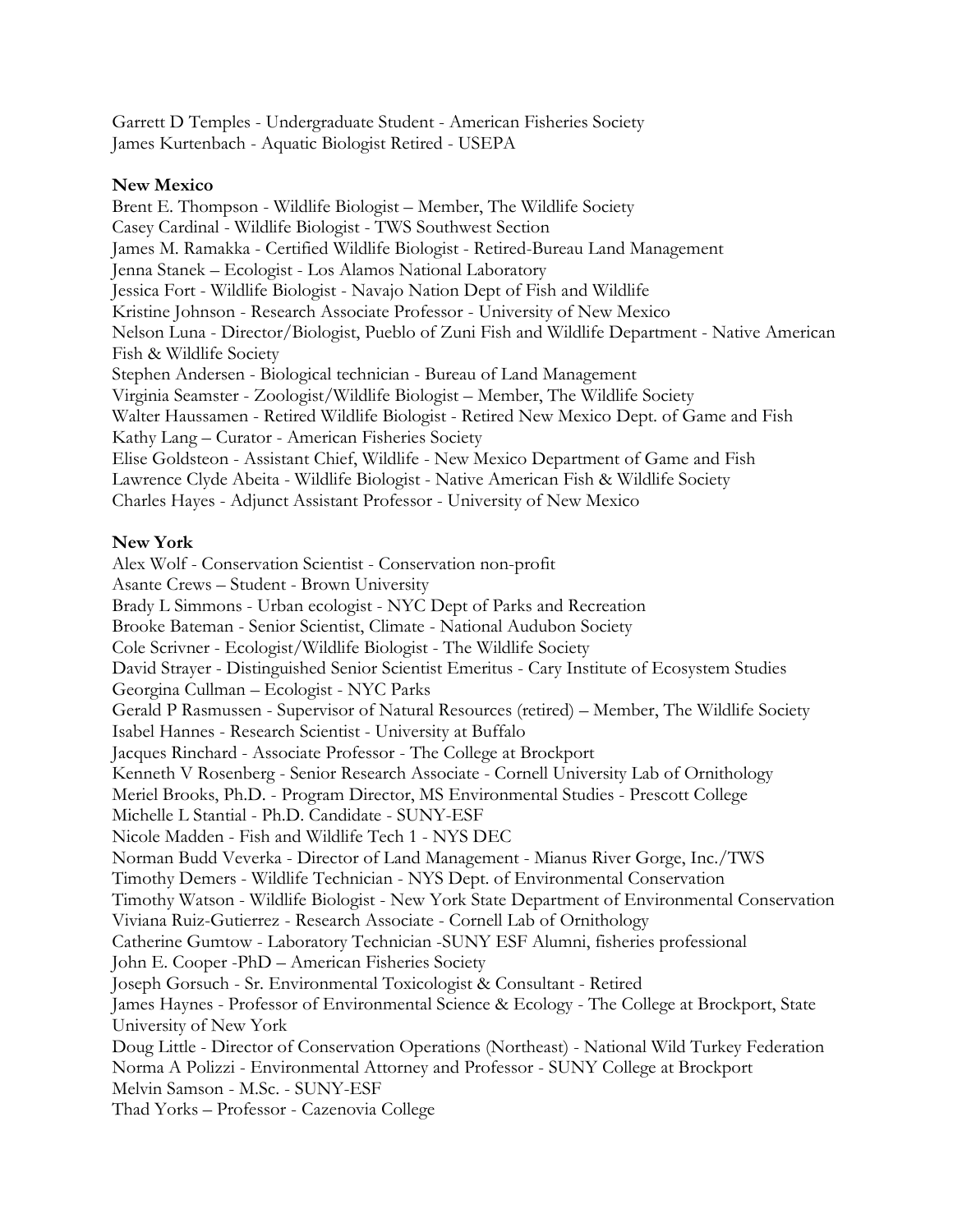Garrett D Temples - Undergraduate Student - American Fisheries Society
James Kurtenbach - Aquatic Biologist Retired - USEPA

**New Mexico**

Brent E. Thompson - Wildlife Biologist – Member, The Wildlife Society
Casey Cardinal - Wildlife Biologist - TWS Southwest Section
James M. Ramakka - Certified Wildlife Biologist - Retired-Bureau Land Management
Jenna Stanek – Ecologist - Los Alamos National Laboratory
Jessica Fort - Wildlife Biologist - Navajo Nation Dept of Fish and Wildlife
Kristine Johnson - Research Associate Professor - University of New Mexico
Nelson Luna - Director/Biologist, Pueblo of Zuni Fish and Wildlife Department - Native American Fish & Wildlife Society
Stephen Andersen - Biological technician - Bureau of Land Management
Virginia Seamster - Zoologist/Wildlife Biologist – Member, The Wildlife Society
Walter Haussamen - Retired Wildlife Biologist - Retired New Mexico Dept. of Game and Fish
Kathy Lang – Curator - American Fisheries Society
Elise Goldsteon - Assistant Chief, Wildlife - New Mexico Department of Game and Fish
Lawrence Clyde Abeita - Wildlife Biologist - Native American Fish & Wildlife Society
Charles Hayes - Adjunct Assistant Professor - University of New Mexico

**New York**

Alex Wolf - Conservation Scientist - Conservation non-profit
Asante Crews – Student - Brown University
Brady L Simmons - Urban ecologist - NYC Dept of Parks and Recreation
Brooke Bateman - Senior Scientist, Climate - National Audubon Society
Cole Scrivner - Ecologist/Wildlife Biologist - The Wildlife Society
David Strayer - Distinguished Senior Scientist Emeritus - Cary Institute of Ecosystem Studies
Georgina Cullman – Ecologist - NYC Parks
Gerald P Rasmussen - Supervisor of Natural Resources (retired) – Member, The Wildlife Society
Isabel Hannes - Research Scientist - University at Buffalo
Jacques Rinchard - Associate Professor - The College at Brockport
Kenneth V Rosenberg - Senior Research Associate - Cornell University Lab of Ornithology
Meriel Brooks, Ph.D. - Program Director, MS Environmental Studies - Prescott College
Michelle L Stantial - Ph.D. Candidate - SUNY-ESF
Nicole Madden - Fish and Wildlife Tech 1 - NYS DEC
Norman Budd Veverka - Director of Land Management - Mianus River Gorge, Inc./TWS
Timothy Demers - Wildlife Technician - NYS Dept. of Environmental Conservation
Timothy Watson - Wildlife Biologist - New York State Department of Environmental Conservation
Viviana Ruiz-Gutierrez - Research Associate - Cornell Lab of Ornithology
Catherine Gumtow - Laboratory Technician -SUNY ESF Alumni, fisheries professional
John E. Cooper -PhD – American Fisheries Society
Joseph Gorsuch - Sr. Environmental Toxicologist & Consultant - Retired
James Haynes - Professor of Environmental Science & Ecology - The College at Brockport, State University of New York
Doug Little - Director of Conservation Operations (Northeast) - National Wild Turkey Federation
Norma A Polizzi - Environmental Attorney and Professor - SUNY College at Brockport
Melvin Samson - M.Sc. - SUNY-ESF
Thad Yorks – Professor - Cazenovia College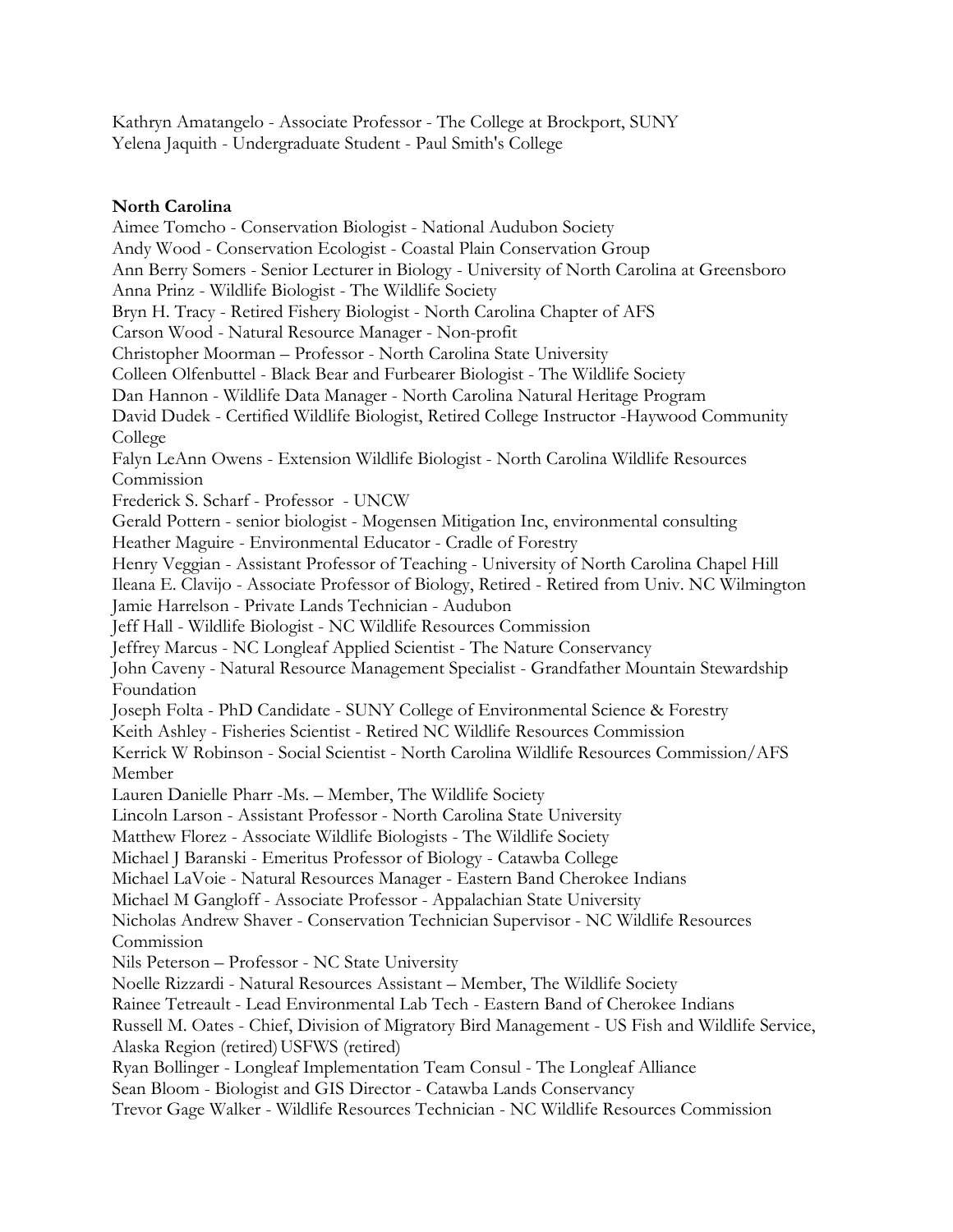Kathryn Amatangelo - Associate Professor - The College at Brockport, SUNY
Yelena Jaquith - Undergraduate Student - Paul Smith's College

**North Carolina**

Aimee Tomcho - Conservation Biologist - National Audubon Society
Andy Wood - Conservation Ecologist - Coastal Plain Conservation Group
Ann Berry Somers - Senior Lecturer in Biology - University of North Carolina at Greensboro
Anna Prinz - Wildlife Biologist - The Wildlife Society
Bryn H. Tracy - Retired Fishery Biologist - North Carolina Chapter of AFS
Carson Wood - Natural Resource Manager - Non-profit
Christopher Moorman – Professor - North Carolina State University
Colleen Olfenbuttel - Black Bear and Furbearer Biologist - The Wildlife Society
Dan Hannon - Wildlife Data Manager - North Carolina Natural Heritage Program
David Dudek - Certified Wildlife Biologist, Retired College Instructor -Haywood Community College
Falyn LeAnn Owens - Extension Wildlife Biologist - North Carolina Wildlife Resources Commission
Frederick S. Scharf - Professor - UNCW
Gerald Pottern - senior biologist - Mogensen Mitigation Inc, environmental consulting
Heather Maguire - Environmental Educator - Cradle of Forestry
Henry Veggian - Assistant Professor of Teaching - University of North Carolina Chapel Hill
Ileana E. Clavijo - Associate Professor of Biology, Retired - Retired from Univ. NC Wilmington
Jamie Harrelson - Private Lands Technician - Audubon
Jeff Hall - Wildlife Biologist - NC Wildlife Resources Commission
Jeffrey Marcus - NC Longleaf Applied Scientist - The Nature Conservancy
John Caveny - Natural Resource Management Specialist - Grandfather Mountain Stewardship Foundation
Joseph Folta - PhD Candidate - SUNY College of Environmental Science & Forestry
Keith Ashley - Fisheries Scientist - Retired NC Wildlife Resources Commission
Kerrick W Robinson - Social Scientist - North Carolina Wildlife Resources Commission/AFS Member
Lauren Danielle Pharr -Ms. – Member, The Wildlife Society
Lincoln Larson - Assistant Professor - North Carolina State University
Matthew Florez - Associate Wildlife Biologists - The Wildlife Society
Michael J Baranski - Emeritus Professor of Biology - Catawba College
Michael LaVoie - Natural Resources Manager - Eastern Band Cherokee Indians
Michael M Gangloff - Associate Professor - Appalachian State University
Nicholas Andrew Shaver - Conservation Technician Supervisor - NC Wildlife Resources Commission
Nils Peterson – Professor - NC State University
Noelle Rizzardi - Natural Resources Assistant – Member, The Wildlife Society
Rainee Tetreault - Lead Environmental Lab Tech - Eastern Band of Cherokee Indians
Russell M. Oates - Chief, Division of Migratory Bird Management - US Fish and Wildlife Service, Alaska Region (retired) USFWS (retired)
Ryan Bollinger - Longleaf Implementation Team Consul - The Longleaf Alliance
Sean Bloom - Biologist and GIS Director - Catawba Lands Conservancy
Trevor Gage Walker - Wildlife Resources Technician - NC Wildlife Resources Commission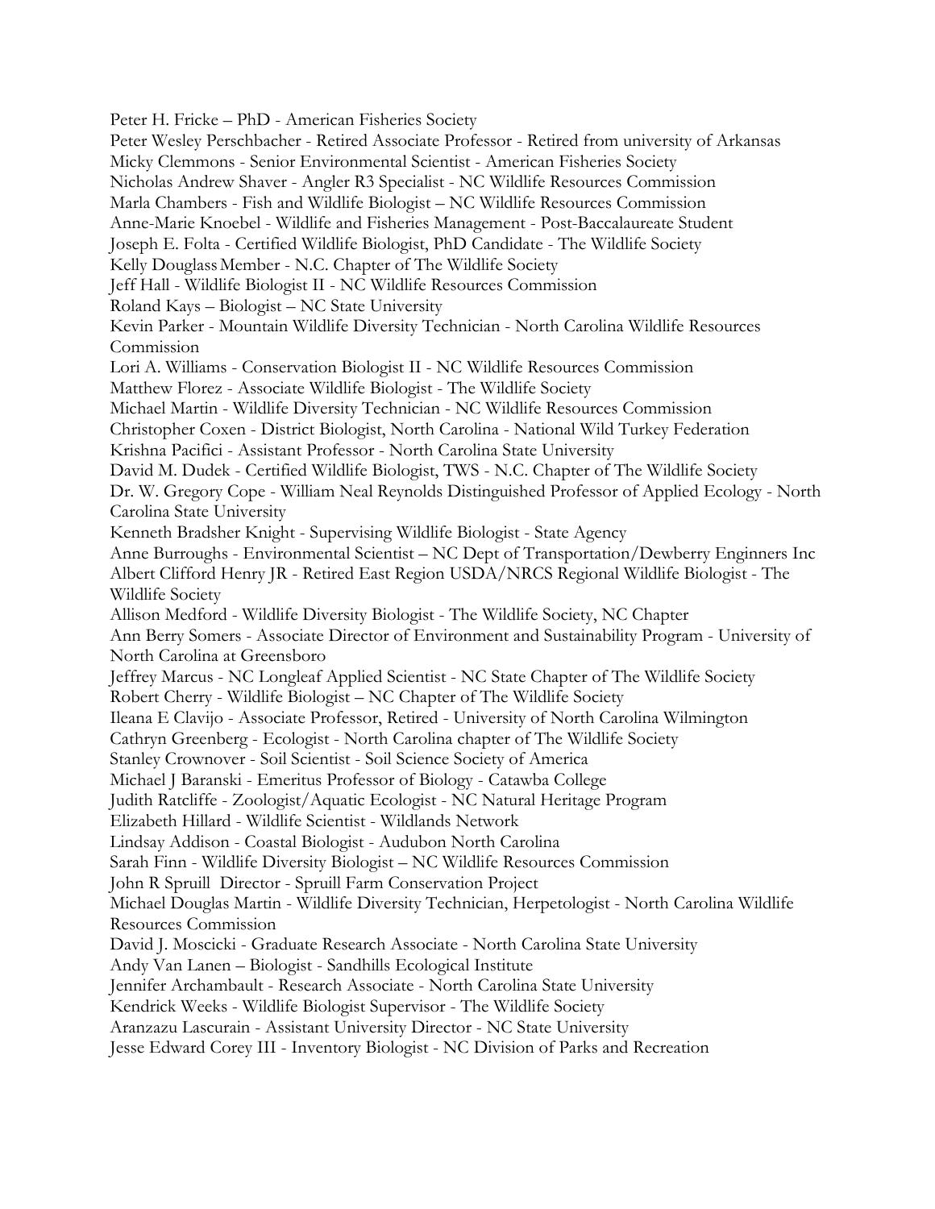Peter H. Fricke – PhD - American Fisheries Society
Peter Wesley Perschbacher - Retired Associate Professor - Retired from university of Arkansas
Micky Clemmons - Senior Environmental Scientist - American Fisheries Society
Nicholas Andrew Shaver - Angler R3 Specialist - NC Wildlife Resources Commission
Marla Chambers - Fish and Wildlife Biologist – NC Wildlife Resources Commission
Anne-Marie Knoebel - Wildlife and Fisheries Management - Post-Baccalaureate Student
Joseph E. Folta - Certified Wildlife Biologist, PhD Candidate - The Wildlife Society
Kelly Douglass Member - N.C. Chapter of The Wildlife Society
Jeff Hall - Wildlife Biologist II - NC Wildlife Resources Commission
Roland Kays – Biologist – NC State University
Kevin Parker - Mountain Wildlife Diversity Technician - North Carolina Wildlife Resources Commission
Lori A. Williams - Conservation Biologist II - NC Wildlife Resources Commission
Matthew Florez - Associate Wildlife Biologist - The Wildlife Society
Michael Martin - Wildlife Diversity Technician - NC Wildlife Resources Commission
Christopher Coxen - District Biologist, North Carolina - National Wild Turkey Federation
Krishna Pacifici - Assistant Professor - North Carolina State University
David M. Dudek - Certified Wildlife Biologist, TWS - N.C. Chapter of The Wildlife Society
Dr. W. Gregory Cope - William Neal Reynolds Distinguished Professor of Applied Ecology - North Carolina State University
Kenneth Bradsher Knight - Supervising Wildlife Biologist - State Agency
Anne Burroughs - Environmental Scientist – NC Dept of Transportation/Dewberry Enginners Inc
Albert Clifford Henry JR - Retired East Region USDA/NRCS Regional Wildlife Biologist - The Wildlife Society
Allison Medford - Wildlife Diversity Biologist - The Wildlife Society, NC Chapter
Ann Berry Somers - Associate Director of Environment and Sustainability Program - University of North Carolina at Greensboro
Jeffrey Marcus - NC Longleaf Applied Scientist - NC State Chapter of The Wildlife Society
Robert Cherry - Wildlife Biologist – NC Chapter of The Wildlife Society
Ileana E Clavijo - Associate Professor, Retired - University of North Carolina Wilmington
Cathryn Greenberg - Ecologist - North Carolina chapter of The Wildlife Society
Stanley Crownover - Soil Scientist - Soil Science Society of America
Michael J Baranski - Emeritus Professor of Biology - Catawba College
Judith Ratcliffe - Zoologist/Aquatic Ecologist - NC Natural Heritage Program
Elizabeth Hillard - Wildlife Scientist - Wildlands Network
Lindsay Addison - Coastal Biologist - Audubon North Carolina
Sarah Finn - Wildlife Diversity Biologist – NC Wildlife Resources Commission
John R Spruill Director - Spruill Farm Conservation Project
Michael Douglas Martin - Wildlife Diversity Technician, Herpetologist - North Carolina Wildlife Resources Commission
David J. Moscicki - Graduate Research Associate - North Carolina State University
Andy Van Lanen – Biologist - Sandhills Ecological Institute
Jennifer Archambault - Research Associate - North Carolina State University
Kendrick Weeks - Wildlife Biologist Supervisor - The Wildlife Society
Aranzazu Lascurain - Assistant University Director - NC State University
Jesse Edward Corey III - Inventory Biologist - NC Division of Parks and Recreation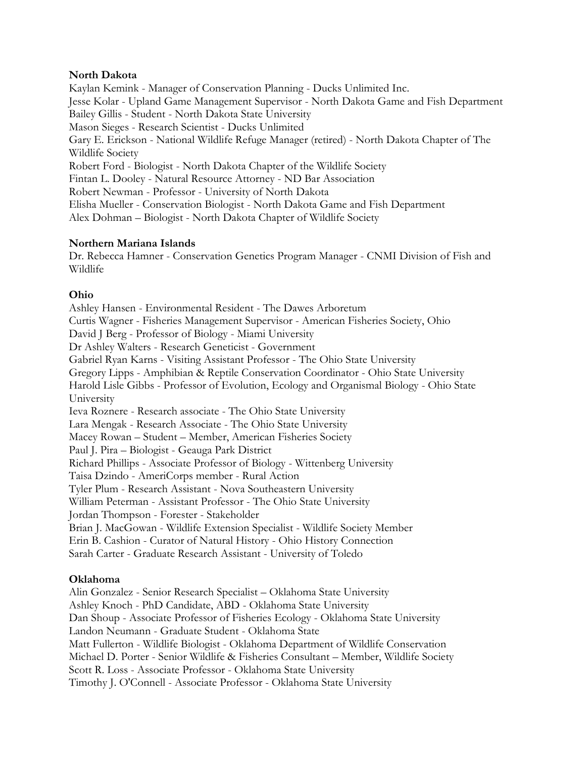**North Dakota**

Kaylan Kemink - Manager of Conservation Planning - Ducks Unlimited Inc.
Jesse Kolar - Upland Game Management Supervisor - North Dakota Game and Fish Department
Bailey Gillis - Student - North Dakota State University
Mason Sieges - Research Scientist - Ducks Unlimited
Gary E. Erickson - National Wildlife Refuge Manager (retired) - North Dakota Chapter of The Wildlife Society
Robert Ford - Biologist - North Dakota Chapter of the Wildlife Society
Fintan L. Dooley - Natural Resource Attorney - ND Bar Association
Robert Newman - Professor - University of North Dakota
Elisha Mueller - Conservation Biologist - North Dakota Game and Fish Department
Alex Dohman – Biologist - North Dakota Chapter of Wildlife Society

**Northern Mariana Islands**

Dr. Rebecca Hamner - Conservation Genetics Program Manager - CNMI Division of Fish and Wildlife

**Ohio**

Ashley Hansen - Environmental Resident - The Dawes Arboretum
Curtis Wagner - Fisheries Management Supervisor - American Fisheries Society, Ohio
David J Berg - Professor of Biology - Miami University
Dr Ashley Walters - Research Geneticist - Government
Gabriel Ryan Karns - Visiting Assistant Professor - The Ohio State University
Gregory Lipps - Amphibian & Reptile Conservation Coordinator - Ohio State University
Harold Lisle Gibbs - Professor of Evolution, Ecology and Organismal Biology - Ohio State University
Ieva Roznere - Research associate - The Ohio State University
Lara Mengak - Research Associate - The Ohio State University
Macey Rowan – Student – Member, American Fisheries Society
Paul J. Pira – Biologist - Geauga Park District
Richard Phillips - Associate Professor of Biology - Wittenberg University
Taisa Dzindo - AmeriCorps member - Rural Action
Tyler Plum - Research Assistant - Nova Southeastern University
William Peterman - Assistant Professor - The Ohio State University
Jordan Thompson - Forester - Stakeholder
Brian J. MacGowan - Wildlife Extension Specialist - Wildlife Society Member
Erin B. Cashion - Curator of Natural History - Ohio History Connection
Sarah Carter - Graduate Research Assistant - University of Toledo

**Oklahoma**

Alin Gonzalez - Senior Research Specialist – Oklahoma State University
Ashley Knoch - PhD Candidate, ABD - Oklahoma State University
Dan Shoup - Associate Professor of Fisheries Ecology - Oklahoma State University
Landon Neumann - Graduate Student - Oklahoma State
Matt Fullerton - Wildlife Biologist - Oklahoma Department of Wildlife Conservation
Michael D. Porter - Senior Wildlife & Fisheries Consultant – Member, Wildlife Society
Scott R. Loss - Associate Professor - Oklahoma State University
Timothy J. O'Connell - Associate Professor - Oklahoma State University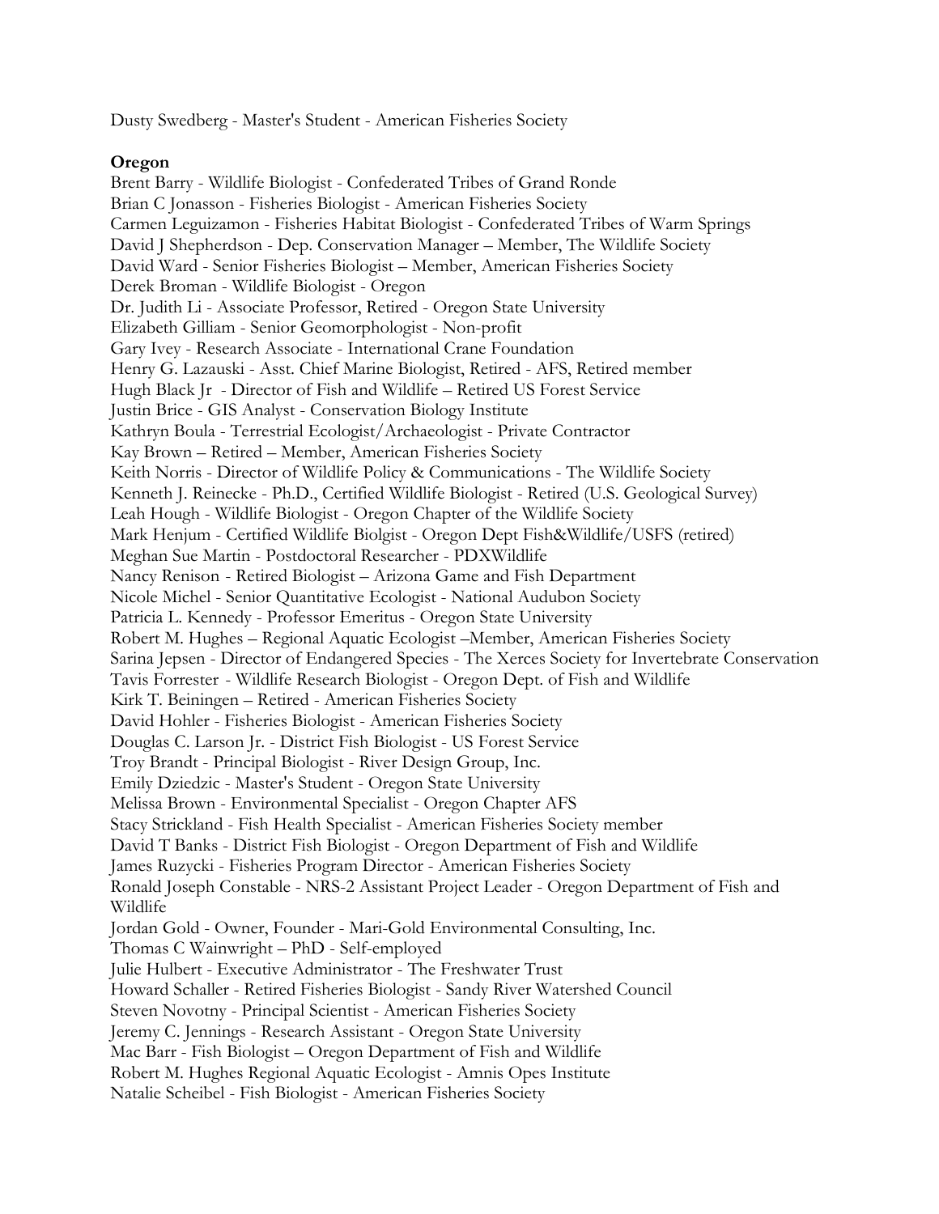Dusty Swedberg - Master's Student - American Fisheries Society

**Oregon**

Brent Barry - Wildlife Biologist - Confederated Tribes of Grand Ronde
Brian C Jonasson - Fisheries Biologist - American Fisheries Society
Carmen Leguizamon - Fisheries Habitat Biologist - Confederated Tribes of Warm Springs
David J Shepherdson - Dep. Conservation Manager – Member, The Wildlife Society
David Ward - Senior Fisheries Biologist – Member, American Fisheries Society
Derek Broman - Wildlife Biologist - Oregon
Dr. Judith Li - Associate Professor, Retired - Oregon State University
Elizabeth Gilliam - Senior Geomorphologist - Non-profit
Gary Ivey - Research Associate - International Crane Foundation
Henry G. Lazauski - Asst. Chief Marine Biologist, Retired - AFS, Retired member
Hugh Black Jr - Director of Fish and Wildlife – Retired US Forest Service
Justin Brice - GIS Analyst - Conservation Biology Institute
Kathryn Boula - Terrestrial Ecologist/Archaeologist - Private Contractor
Kay Brown – Retired – Member, American Fisheries Society
Keith Norris - Director of Wildlife Policy & Communications - The Wildlife Society
Kenneth J. Reinecke - Ph.D., Certified Wildlife Biologist - Retired (U.S. Geological Survey)
Leah Hough - Wildlife Biologist - Oregon Chapter of the Wildlife Society
Mark Henjum - Certified Wildlife Biolgist - Oregon Dept Fish&Wildlife/USFS (retired)
Meghan Sue Martin - Postdoctoral Researcher - PDXWildlife
Nancy Renison - Retired Biologist – Arizona Game and Fish Department
Nicole Michel - Senior Quantitative Ecologist - National Audubon Society
Patricia L. Kennedy - Professor Emeritus - Oregon State University
Robert M. Hughes – Regional Aquatic Ecologist –Member, American Fisheries Society
Sarina Jepsen - Director of Endangered Species - The Xerces Society for Invertebrate Conservation
Tavis Forrester - Wildlife Research Biologist - Oregon Dept. of Fish and Wildlife
Kirk T. Beiningen – Retired - American Fisheries Society
David Hohler - Fisheries Biologist - American Fisheries Society
Douglas C. Larson Jr. - District Fish Biologist - US Forest Service
Troy Brandt - Principal Biologist - River Design Group, Inc.
Emily Dziedzic - Master's Student - Oregon State University
Melissa Brown - Environmental Specialist - Oregon Chapter AFS
Stacy Strickland - Fish Health Specialist - American Fisheries Society member
David T Banks - District Fish Biologist - Oregon Department of Fish and Wildlife
James Ruzycki - Fisheries Program Director - American Fisheries Society
Ronald Joseph Constable - NRS-2 Assistant Project Leader - Oregon Department of Fish and Wildlife
Jordan Gold - Owner, Founder - Mari-Gold Environmental Consulting, Inc.
Thomas C Wainwright – PhD - Self-employed
Julie Hulbert - Executive Administrator - The Freshwater Trust
Howard Schaller - Retired Fisheries Biologist - Sandy River Watershed Council
Steven Novotny - Principal Scientist - American Fisheries Society
Jeremy C. Jennings - Research Assistant - Oregon State University
Mac Barr - Fish Biologist – Oregon Department of Fish and Wildlife
Robert M. Hughes Regional Aquatic Ecologist - Amnis Opes Institute
Natalie Scheibel - Fish Biologist - American Fisheries Society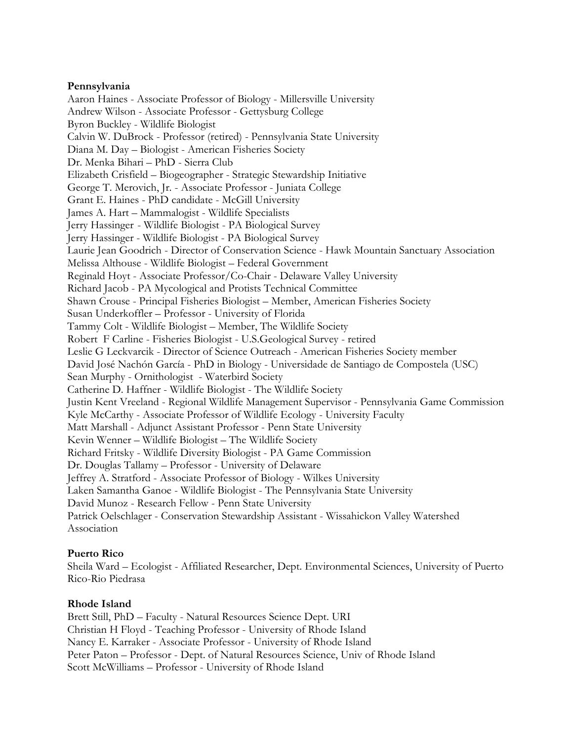**Pennsylvania**

Aaron Haines - Associate Professor of Biology - Millersville University
Andrew Wilson - Associate Professor - Gettysburg College
Byron Buckley - Wildlife Biologist
Calvin W. DuBrock - Professor (retired) - Pennsylvania State University
Diana M. Day – Biologist - American Fisheries Society
Dr. Menka Bihari – PhD - Sierra Club
Elizabeth Crisfield – Biogeographer - Strategic Stewardship Initiative
George T. Merovich, Jr. - Associate Professor - Juniata College
Grant E. Haines - PhD candidate - McGill University
James A. Hart – Mammalogist - Wildlife Specialists
Jerry Hassinger - Wildlife Biologist - PA Biological Survey
Jerry Hassinger - Wildlife Biologist - PA Biological Survey
Laurie Jean Goodrich - Director of Conservation Science - Hawk Mountain Sanctuary Association
Melissa Althouse - Wildlife Biologist – Federal Government
Reginald Hoyt - Associate Professor/Co-Chair - Delaware Valley University
Richard Jacob - PA Mycological and Protists Technical Committee
Shawn Crouse - Principal Fisheries Biologist – Member, American Fisheries Society
Susan Underkoffler – Professor - University of Florida
Tammy Colt - Wildlife Biologist – Member, The Wildlife Society
Robert F Carline - Fisheries Biologist - U.S.Geological Survey - retired
Leslie G Leckvarcik - Director of Science Outreach - American Fisheries Society member
David José Nachón García - PhD in Biology - Universidade de Santiago de Compostela (USC)
Sean Murphy - Ornithologist - Waterbird Society
Catherine D. Haffner - Wildlife Biologist - The Wildlife Society
Justin Kent Vreeland - Regional Wildlife Management Supervisor - Pennsylvania Game Commission
Kyle McCarthy - Associate Professor of Wildlife Ecology - University Faculty
Matt Marshall - Adjunct Assistant Professor - Penn State University
Kevin Wenner – Wildlife Biologist – The Wildlife Society
Richard Fritsky - Wildlife Diversity Biologist - PA Game Commission
Dr. Douglas Tallamy – Professor - University of Delaware
Jeffrey A. Stratford - Associate Professor of Biology - Wilkes University
Laken Samantha Ganoe - Wildlife Biologist - The Pennsylvania State University
David Munoz - Research Fellow - Penn State University
Patrick Oelschlager - Conservation Stewardship Assistant - Wissahickon Valley Watershed Association

**Puerto Rico**

Sheila Ward – Ecologist - Affiliated Researcher, Dept. Environmental Sciences, University of Puerto Rico-Rio Piedrasa

**Rhode Island**

Brett Still, PhD – Faculty - Natural Resources Science Dept. URI
Christian H Floyd - Teaching Professor - University of Rhode Island
Nancy E. Karraker - Associate Professor - University of Rhode Island
Peter Paton – Professor - Dept. of Natural Resources Science, Univ of Rhode Island
Scott McWilliams – Professor - University of Rhode Island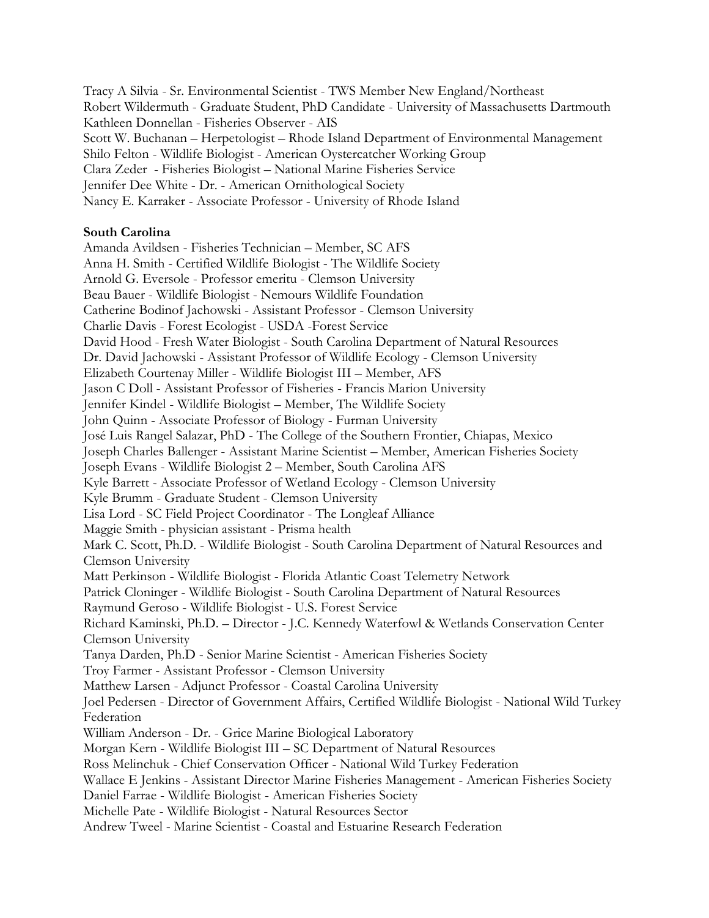Tracy A Silvia - Sr. Environmental Scientist - TWS Member New England/Northeast
Robert Wildermuth - Graduate Student, PhD Candidate - University of Massachusetts Dartmouth
Kathleen Donnellan - Fisheries Observer - AIS
Scott W. Buchanan – Herpetologist – Rhode Island Department of Environmental Management
Shilo Felton - Wildlife Biologist - American Oystercatcher Working Group
Clara Zeder - Fisheries Biologist – National Marine Fisheries Service
Jennifer Dee White - Dr. - American Ornithological Society
Nancy E. Karraker - Associate Professor - University of Rhode Island

**South Carolina**

Amanda Avildsen - Fisheries Technician – Member, SC AFS
Anna H. Smith - Certified Wildlife Biologist - The Wildlife Society
Arnold G. Eversole - Professor emeritu - Clemson University
Beau Bauer - Wildlife Biologist - Nemours Wildlife Foundation
Catherine Bodinof Jachowski - Assistant Professor - Clemson University
Charlie Davis - Forest Ecologist - USDA -Forest Service
David Hood - Fresh Water Biologist - South Carolina Department of Natural Resources
Dr. David Jachowski - Assistant Professor of Wildlife Ecology - Clemson University
Elizabeth Courtenay Miller - Wildlife Biologist III – Member, AFS
Jason C Doll - Assistant Professor of Fisheries - Francis Marion University
Jennifer Kindel - Wildlife Biologist – Member, The Wildlife Society
John Quinn - Associate Professor of Biology - Furman University
José Luis Rangel Salazar, PhD - The College of the Southern Frontier, Chiapas, Mexico
Joseph Charles Ballenger - Assistant Marine Scientist – Member, American Fisheries Society
Joseph Evans - Wildlife Biologist 2 – Member, South Carolina AFS
Kyle Barrett - Associate Professor of Wetland Ecology - Clemson University
Kyle Brumm - Graduate Student - Clemson University
Lisa Lord - SC Field Project Coordinator - The Longleaf Alliance
Maggie Smith - physician assistant - Prisma health
Mark C. Scott, Ph.D. - Wildlife Biologist - South Carolina Department of Natural Resources and Clemson University
Matt Perkinson - Wildlife Biologist - Florida Atlantic Coast Telemetry Network
Patrick Cloninger - Wildlife Biologist - South Carolina Department of Natural Resources
Raymund Geroso - Wildlife Biologist - U.S. Forest Service
Richard Kaminski, Ph.D. – Director - J.C. Kennedy Waterfowl & Wetlands Conservation Center Clemson University
Tanya Darden, Ph.D - Senior Marine Scientist - American Fisheries Society
Troy Farmer - Assistant Professor - Clemson University
Matthew Larsen - Adjunct Professor - Coastal Carolina University
Joel Pedersen - Director of Government Affairs, Certified Wildlife Biologist - National Wild Turkey Federation
William Anderson - Dr. - Grice Marine Biological Laboratory
Morgan Kern - Wildlife Biologist III – SC Department of Natural Resources
Ross Melinchuk - Chief Conservation Officer - National Wild Turkey Federation
Wallace E Jenkins - Assistant Director Marine Fisheries Management - American Fisheries Society
Daniel Farrae - Wildlife Biologist - American Fisheries Society
Michelle Pate - Wildlife Biologist - Natural Resources Sector
Andrew Tweel - Marine Scientist - Coastal and Estuarine Research Federation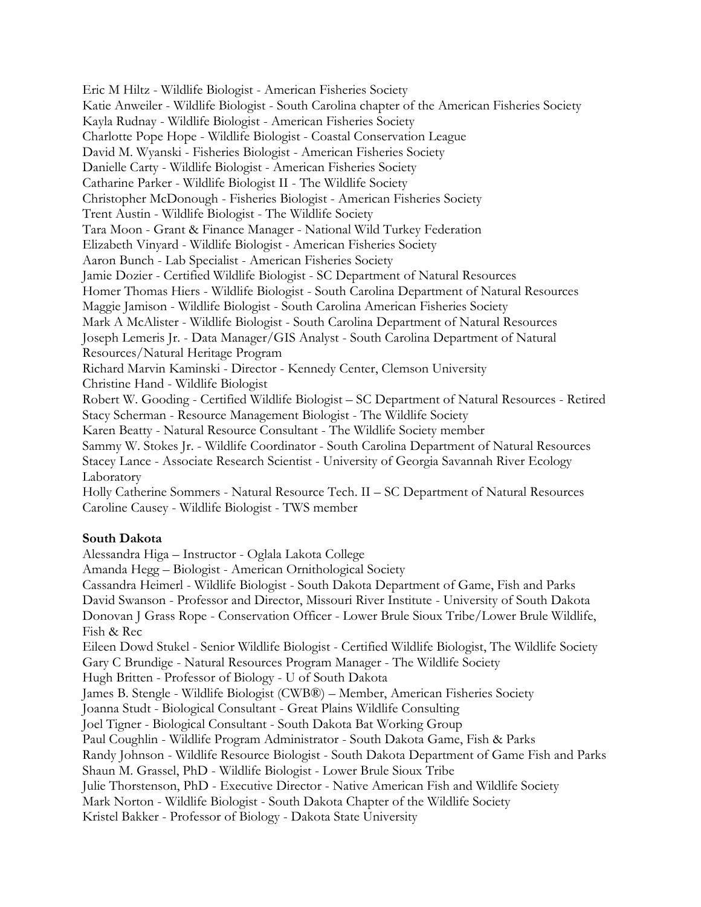Eric M Hiltz - Wildlife Biologist - American Fisheries Society
Katie Anweiler - Wildlife Biologist - South Carolina chapter of the American Fisheries Society
Kayla Rudnay - Wildlife Biologist - American Fisheries Society
Charlotte Pope Hope - Wildlife Biologist - Coastal Conservation League
David M. Wyanski - Fisheries Biologist - American Fisheries Society
Danielle Carty - Wildlife Biologist - American Fisheries Society
Catharine Parker - Wildlife Biologist II - The Wildlife Society
Christopher McDonough - Fisheries Biologist - American Fisheries Society
Trent Austin - Wildlife Biologist - The Wildlife Society
Tara Moon - Grant & Finance Manager - National Wild Turkey Federation
Elizabeth Vinyard - Wildlife Biologist - American Fisheries Society
Aaron Bunch - Lab Specialist - American Fisheries Society
Jamie Dozier - Certified Wildlife Biologist - SC Department of Natural Resources
Homer Thomas Hiers - Wildlife Biologist - South Carolina Department of Natural Resources
Maggie Jamison - Wildlife Biologist - South Carolina American Fisheries Society
Mark A McAlister - Wildlife Biologist - South Carolina Department of Natural Resources
Joseph Lemeris Jr. - Data Manager/GIS Analyst - South Carolina Department of Natural Resources/Natural Heritage Program
Richard Marvin Kaminski - Director - Kennedy Center, Clemson University
Christine Hand - Wildlife Biologist
Robert W. Gooding - Certified Wildlife Biologist – SC Department of Natural Resources - Retired
Stacy Scherman - Resource Management Biologist - The Wildlife Society
Karen Beatty - Natural Resource Consultant - The Wildlife Society member
Sammy W. Stokes Jr. - Wildlife Coordinator - South Carolina Department of Natural Resources
Stacey Lance - Associate Research Scientist - University of Georgia Savannah River Ecology Laboratory
Holly Catherine Sommers - Natural Resource Tech. II – SC Department of Natural Resources
Caroline Causey - Wildlife Biologist - TWS member

**South Dakota**

Alessandra Higa – Instructor - Oglala Lakota College
Amanda Hegg – Biologist - American Ornithological Society
Cassandra Heimerl - Wildlife Biologist - South Dakota Department of Game, Fish and Parks
David Swanson - Professor and Director, Missouri River Institute - University of South Dakota
Donovan J Grass Rope - Conservation Officer - Lower Brule Sioux Tribe/Lower Brule Wildlife, Fish & Rec
Eileen Dowd Stukel - Senior Wildlife Biologist - Certified Wildlife Biologist, The Wildlife Society
Gary C Brundige - Natural Resources Program Manager - The Wildlife Society
Hugh Britten - Professor of Biology - U of South Dakota
James B. Stengle - Wildlife Biologist (CWB®) – Member, American Fisheries Society
Joanna Studt - Biological Consultant - Great Plains Wildlife Consulting
Joel Tigner - Biological Consultant - South Dakota Bat Working Group
Paul Coughlin - Wildlife Program Administrator - South Dakota Game, Fish & Parks
Randy Johnson - Wildlife Resource Biologist - South Dakota Department of Game Fish and Parks
Shaun M. Grassel, PhD - Wildlife Biologist - Lower Brule Sioux Tribe
Julie Thorstenson, PhD - Executive Director - Native American Fish and Wildlife Society
Mark Norton - Wildlife Biologist - South Dakota Chapter of the Wildlife Society
Kristel Bakker - Professor of Biology - Dakota State University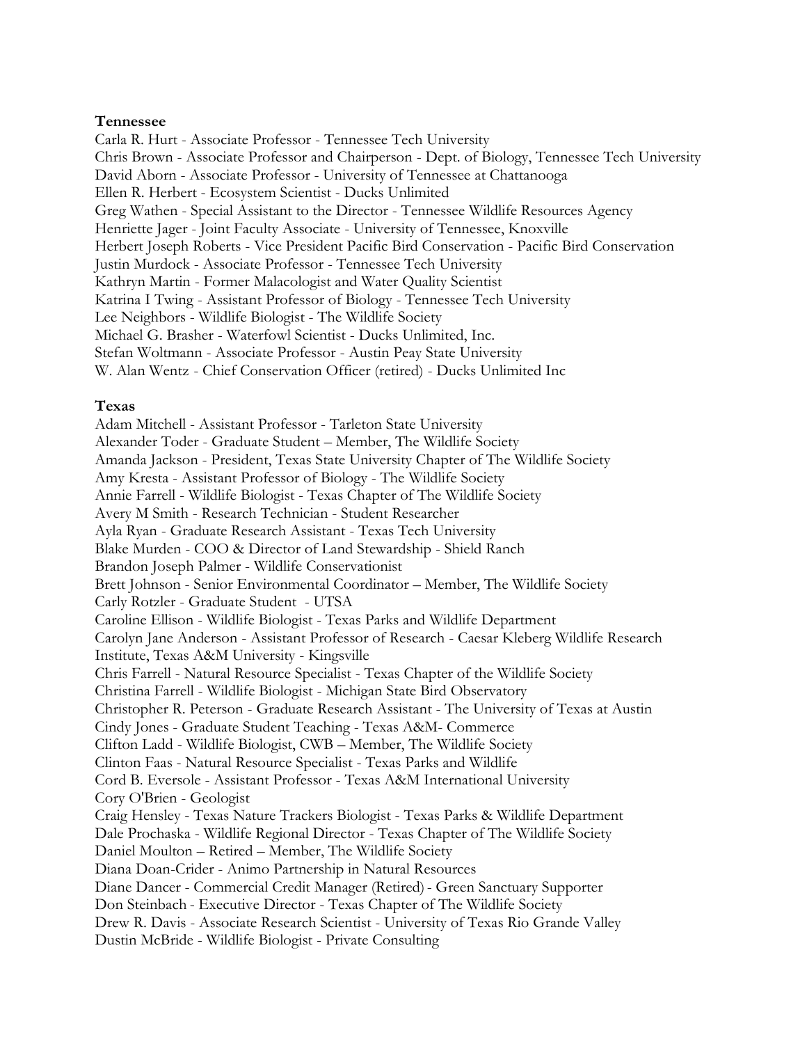**Tennessee**

Carla R. Hurt - Associate Professor - Tennessee Tech University
Chris Brown - Associate Professor and Chairperson - Dept. of Biology, Tennessee Tech University
David Aborn - Associate Professor - University of Tennessee at Chattanooga
Ellen R. Herbert - Ecosystem Scientist - Ducks Unlimited
Greg Wathen - Special Assistant to the Director - Tennessee Wildlife Resources Agency
Henriette Jager - Joint Faculty Associate - University of Tennessee, Knoxville
Herbert Joseph Roberts - Vice President Pacific Bird Conservation - Pacific Bird Conservation
Justin Murdock - Associate Professor - Tennessee Tech University
Kathryn Martin - Former Malacologist and Water Quality Scientist
Katrina I Twing - Assistant Professor of Biology - Tennessee Tech University
Lee Neighbors - Wildlife Biologist - The Wildlife Society
Michael G. Brasher - Waterfowl Scientist - Ducks Unlimited, Inc.
Stefan Woltmann - Associate Professor - Austin Peay State University
W. Alan Wentz - Chief Conservation Officer (retired) - Ducks Unlimited Inc

**Texas**

Adam Mitchell - Assistant Professor - Tarleton State University
Alexander Toder - Graduate Student – Member, The Wildlife Society
Amanda Jackson - President, Texas State University Chapter of The Wildlife Society
Amy Kresta - Assistant Professor of Biology - The Wildlife Society
Annie Farrell - Wildlife Biologist - Texas Chapter of The Wildlife Society
Avery M Smith - Research Technician - Student Researcher
Ayla Ryan - Graduate Research Assistant - Texas Tech University
Blake Murden - COO & Director of Land Stewardship - Shield Ranch
Brandon Joseph Palmer - Wildlife Conservationist
Brett Johnson - Senior Environmental Coordinator – Member, The Wildlife Society
Carly Rotzler - Graduate Student - UTSA
Caroline Ellison - Wildlife Biologist - Texas Parks and Wildlife Department
Carolyn Jane Anderson - Assistant Professor of Research - Caesar Kleberg Wildlife Research Institute, Texas A&M University - Kingsville
Chris Farrell - Natural Resource Specialist - Texas Chapter of the Wildlife Society
Christina Farrell - Wildlife Biologist - Michigan State Bird Observatory
Christopher R. Peterson - Graduate Research Assistant - The University of Texas at Austin
Cindy Jones - Graduate Student Teaching - Texas A&M- Commerce
Clifton Ladd - Wildlife Biologist, CWB – Member, The Wildlife Society
Clinton Faas - Natural Resource Specialist - Texas Parks and Wildlife
Cord B. Eversole - Assistant Professor - Texas A&M International University
Cory O'Brien - Geologist
Craig Hensley - Texas Nature Trackers Biologist - Texas Parks & Wildlife Department
Dale Prochaska - Wildlife Regional Director - Texas Chapter of The Wildlife Society
Daniel Moulton – Retired – Member, The Wildlife Society
Diana Doan-Crider - Animo Partnership in Natural Resources
Diane Dancer - Commercial Credit Manager (Retired) - Green Sanctuary Supporter
Don Steinbach - Executive Director - Texas Chapter of The Wildlife Society
Drew R. Davis - Associate Research Scientist - University of Texas Rio Grande Valley
Dustin McBride - Wildlife Biologist - Private Consulting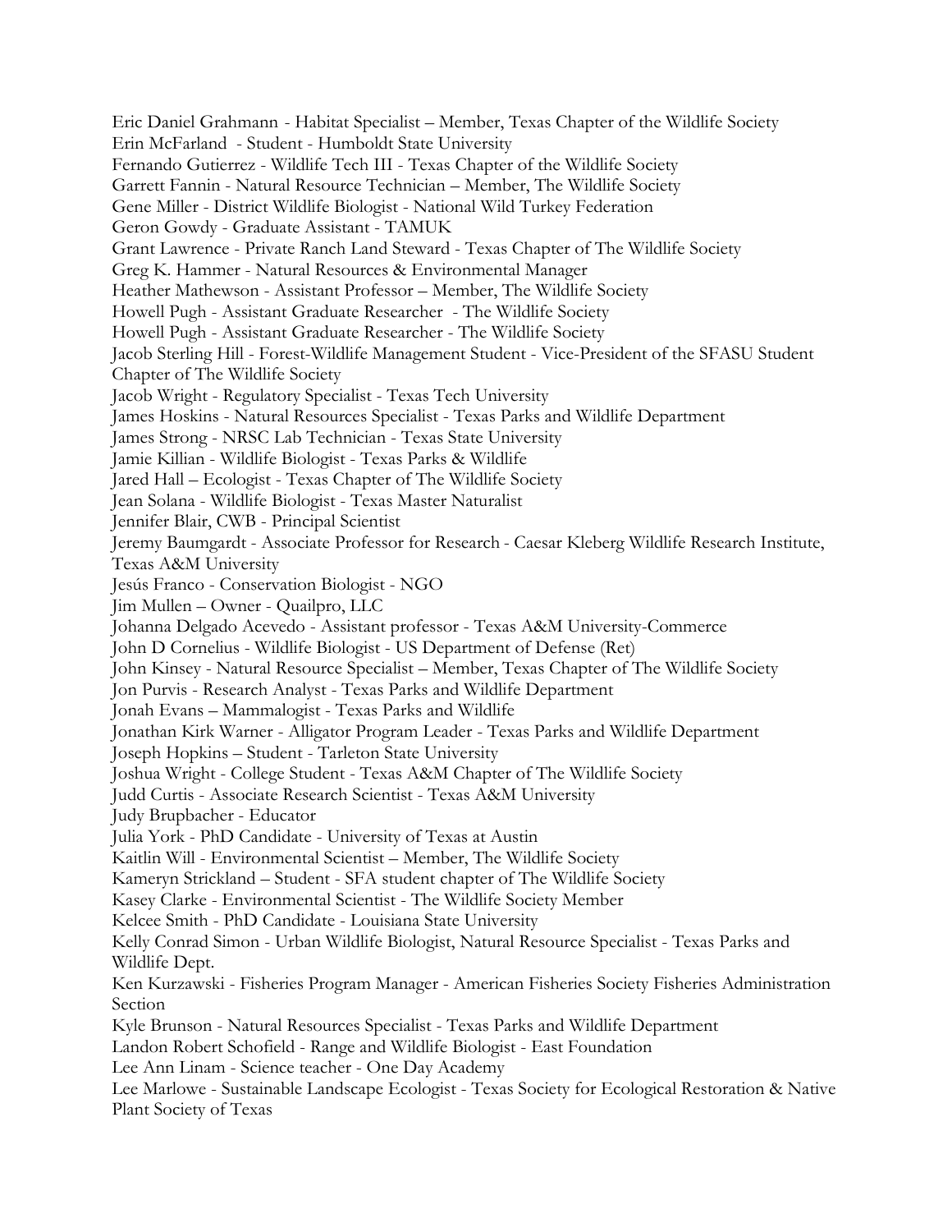Eric Daniel Grahmann - Habitat Specialist – Member, Texas Chapter of the Wildlife Society
Erin McFarland - Student - Humboldt State University
Fernando Gutierrez - Wildlife Tech III - Texas Chapter of the Wildlife Society
Garrett Fannin - Natural Resource Technician – Member, The Wildlife Society
Gene Miller - District Wildlife Biologist - National Wild Turkey Federation
Geron Gowdy - Graduate Assistant - TAMUK
Grant Lawrence - Private Ranch Land Steward - Texas Chapter of The Wildlife Society
Greg K. Hammer - Natural Resources & Environmental Manager
Heather Mathewson - Assistant Professor – Member, The Wildlife Society
Howell Pugh - Assistant Graduate Researcher - The Wildlife Society
Howell Pugh - Assistant Graduate Researcher - The Wildlife Society
Jacob Sterling Hill - Forest-Wildlife Management Student - Vice-President of the SFASU Student Chapter of The Wildlife Society
Jacob Wright - Regulatory Specialist - Texas Tech University
James Hoskins - Natural Resources Specialist - Texas Parks and Wildlife Department
James Strong - NRSC Lab Technician - Texas State University
Jamie Killian - Wildlife Biologist - Texas Parks & Wildlife
Jared Hall – Ecologist - Texas Chapter of The Wildlife Society
Jean Solana - Wildlife Biologist - Texas Master Naturalist
Jennifer Blair, CWB - Principal Scientist
Jeremy Baumgardt - Associate Professor for Research - Caesar Kleberg Wildlife Research Institute, Texas A&M University
Jesús Franco - Conservation Biologist - NGO
Jim Mullen – Owner - Quailpro, LLC
Johanna Delgado Acevedo - Assistant professor - Texas A&M University-Commerce
John D Cornelius - Wildlife Biologist - US Department of Defense (Ret)
John Kinsey - Natural Resource Specialist – Member, Texas Chapter of The Wildlife Society
Jon Purvis - Research Analyst - Texas Parks and Wildlife Department
Jonah Evans – Mammalogist - Texas Parks and Wildlife
Jonathan Kirk Warner - Alligator Program Leader - Texas Parks and Wildlife Department
Joseph Hopkins – Student - Tarleton State University
Joshua Wright - College Student - Texas A&M Chapter of The Wildlife Society
Judd Curtis - Associate Research Scientist - Texas A&M University
Judy Brupbacher - Educator
Julia York - PhD Candidate - University of Texas at Austin
Kaitlin Will - Environmental Scientist – Member, The Wildlife Society
Kameryn Strickland – Student - SFA student chapter of The Wildlife Society
Kasey Clarke - Environmental Scientist - The Wildlife Society Member
Kelcee Smith - PhD Candidate - Louisiana State University
Kelly Conrad Simon - Urban Wildlife Biologist, Natural Resource Specialist - Texas Parks and Wildlife Dept.
Ken Kurzawski - Fisheries Program Manager - American Fisheries Society Fisheries Administration Section
Kyle Brunson - Natural Resources Specialist - Texas Parks and Wildlife Department
Landon Robert Schofield - Range and Wildlife Biologist - East Foundation
Lee Ann Linam - Science teacher - One Day Academy
Lee Marlowe - Sustainable Landscape Ecologist - Texas Society for Ecological Restoration & Native Plant Society of Texas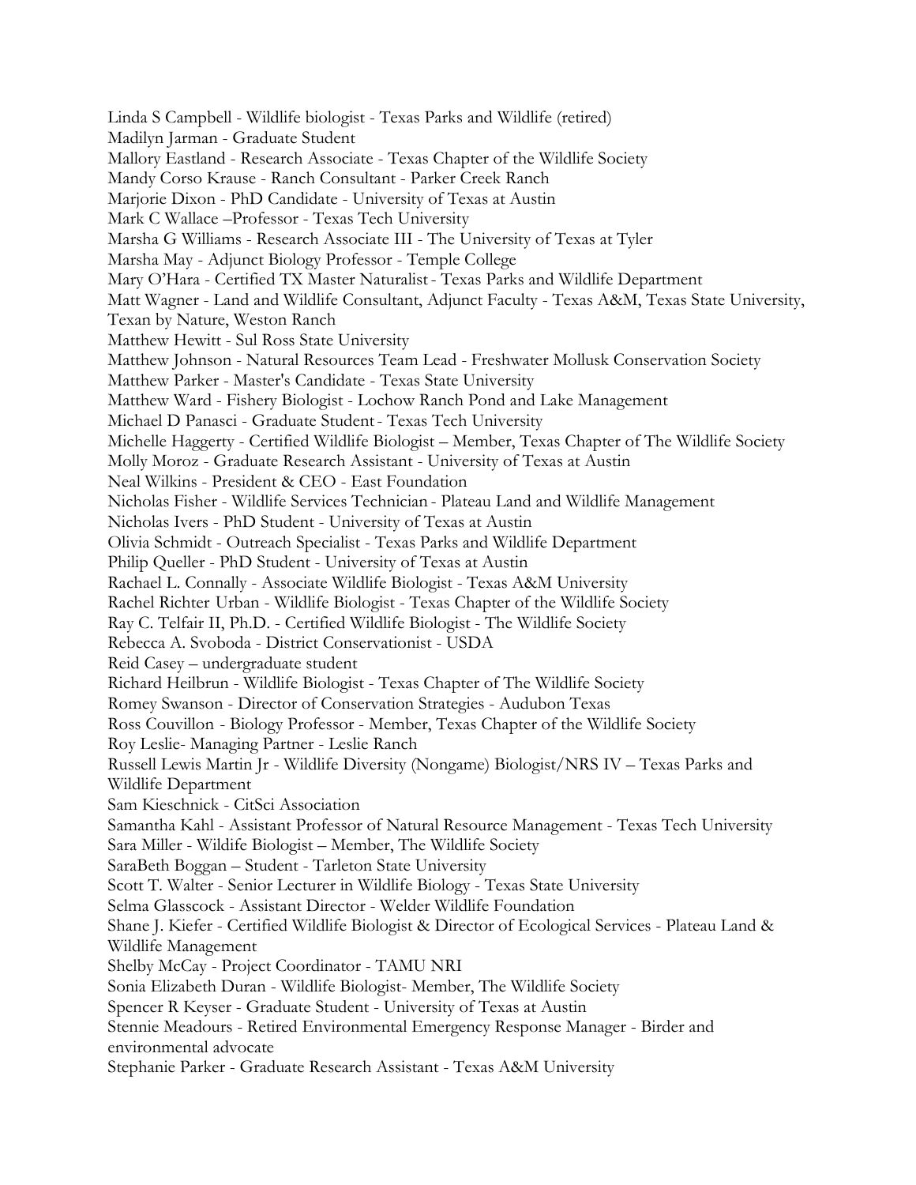Linda S Campbell - Wildlife biologist - Texas Parks and Wildlife (retired)
Madilyn Jarman - Graduate Student
Mallory Eastland - Research Associate - Texas Chapter of the Wildlife Society
Mandy Corso Krause - Ranch Consultant - Parker Creek Ranch
Marjorie Dixon - PhD Candidate - University of Texas at Austin
Mark C Wallace –Professor - Texas Tech University
Marsha G Williams - Research Associate III - The University of Texas at Tyler
Marsha May - Adjunct Biology Professor - Temple College
Mary O'Hara - Certified TX Master Naturalist - Texas Parks and Wildlife Department
Matt Wagner - Land and Wildlife Consultant, Adjunct Faculty - Texas A&M, Texas State University, Texan by Nature, Weston Ranch
Matthew Hewitt - Sul Ross State University
Matthew Johnson - Natural Resources Team Lead - Freshwater Mollusk Conservation Society
Matthew Parker - Master's Candidate - Texas State University
Matthew Ward - Fishery Biologist - Lochow Ranch Pond and Lake Management
Michael D Panasci - Graduate Student - Texas Tech University
Michelle Haggerty - Certified Wildlife Biologist – Member, Texas Chapter of The Wildlife Society
Molly Moroz - Graduate Research Assistant - University of Texas at Austin
Neal Wilkins - President & CEO - East Foundation
Nicholas Fisher - Wildlife Services Technician - Plateau Land and Wildlife Management
Nicholas Ivers - PhD Student - University of Texas at Austin
Olivia Schmidt - Outreach Specialist - Texas Parks and Wildlife Department
Philip Queller - PhD Student - University of Texas at Austin
Rachael L. Connally - Associate Wildlife Biologist - Texas A&M University
Rachel Richter Urban - Wildlife Biologist - Texas Chapter of the Wildlife Society
Ray C. Telfair II, Ph.D. - Certified Wildlife Biologist - The Wildlife Society
Rebecca A. Svoboda - District Conservationist - USDA
Reid Casey – undergraduate student
Richard Heilbrun - Wildlife Biologist - Texas Chapter of The Wildlife Society
Romey Swanson - Director of Conservation Strategies - Audubon Texas
Ross Couvillon - Biology Professor - Member, Texas Chapter of the Wildlife Society
Roy Leslie- Managing Partner - Leslie Ranch
Russell Lewis Martin Jr - Wildlife Diversity (Nongame) Biologist/NRS IV – Texas Parks and Wildlife Department
Sam Kieschnick - CitSci Association
Samantha Kahl - Assistant Professor of Natural Resource Management - Texas Tech University
Sara Miller - Wildife Biologist – Member, The Wildlife Society
SaraBeth Boggan – Student - Tarleton State University
Scott T. Walter - Senior Lecturer in Wildlife Biology - Texas State University
Selma Glasscock - Assistant Director - Welder Wildlife Foundation
Shane J. Kiefer - Certified Wildlife Biologist & Director of Ecological Services - Plateau Land & Wildlife Management
Shelby McCay - Project Coordinator - TAMU NRI
Sonia Elizabeth Duran - Wildlife Biologist- Member, The Wildlife Society
Spencer R Keyser - Graduate Student - University of Texas at Austin
Stennie Meadours - Retired Environmental Emergency Response Manager - Birder and environmental advocate
Stephanie Parker - Graduate Research Assistant - Texas A&M University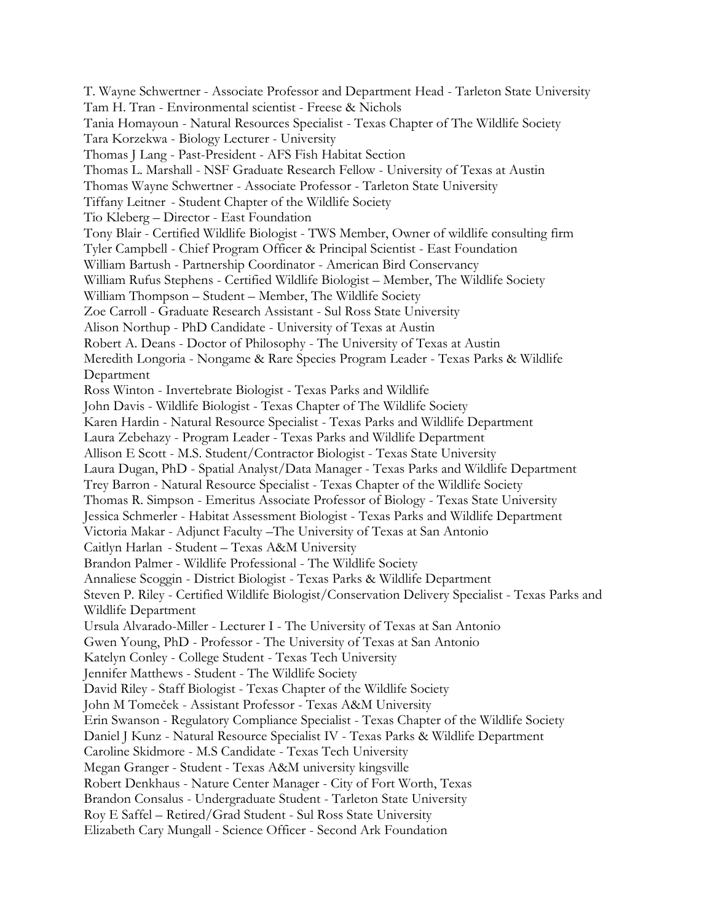T. Wayne Schwertner - Associate Professor and Department Head - Tarleton State University
Tam H. Tran - Environmental scientist - Freese & Nichols
Tania Homayoun - Natural Resources Specialist - Texas Chapter of The Wildlife Society
Tara Korzekwa - Biology Lecturer - University
Thomas J Lang - Past-President - AFS Fish Habitat Section
Thomas L. Marshall - NSF Graduate Research Fellow - University of Texas at Austin
Thomas Wayne Schwertner - Associate Professor - Tarleton State University
Tiffany Leitner - Student Chapter of the Wildlife Society
Tio Kleberg – Director - East Foundation
Tony Blair - Certified Wildlife Biologist - TWS Member, Owner of wildlife consulting firm
Tyler Campbell - Chief Program Officer & Principal Scientist - East Foundation
William Bartush - Partnership Coordinator - American Bird Conservancy
William Rufus Stephens - Certified Wildlife Biologist – Member, The Wildlife Society
William Thompson – Student – Member, The Wildlife Society
Zoe Carroll - Graduate Research Assistant - Sul Ross State University
Alison Northup - PhD Candidate - University of Texas at Austin
Robert A. Deans - Doctor of Philosophy - The University of Texas at Austin
Meredith Longoria - Nongame & Rare Species Program Leader - Texas Parks & Wildlife Department
Ross Winton - Invertebrate Biologist - Texas Parks and Wildlife
John Davis - Wildlife Biologist - Texas Chapter of The Wildlife Society
Karen Hardin - Natural Resource Specialist - Texas Parks and Wildlife Department
Laura Zebehazy - Program Leader - Texas Parks and Wildlife Department
Allison E Scott - M.S. Student/Contractor Biologist - Texas State University
Laura Dugan, PhD - Spatial Analyst/Data Manager - Texas Parks and Wildlife Department
Trey Barron - Natural Resource Specialist - Texas Chapter of the Wildlife Society
Thomas R. Simpson - Emeritus Associate Professor of Biology - Texas State University
Jessica Schmerler - Habitat Assessment Biologist - Texas Parks and Wildlife Department
Victoria Makar - Adjunct Faculty –The University of Texas at San Antonio
Caitlyn Harlan - Student – Texas A&M University
Brandon Palmer - Wildlife Professional - The Wildlife Society
Annaliese Scoggin - District Biologist - Texas Parks & Wildlife Department
Steven P. Riley - Certified Wildlife Biologist/Conservation Delivery Specialist - Texas Parks and Wildlife Department
Ursula Alvarado-Miller - Lecturer I - The University of Texas at San Antonio
Gwen Young, PhD - Professor - The University of Texas at San Antonio
Katelyn Conley - College Student - Texas Tech University
Jennifer Matthews - Student - The Wildlife Society
David Riley - Staff Biologist - Texas Chapter of the Wildlife Society
John M Tomeček - Assistant Professor - Texas A&M University
Erin Swanson - Regulatory Compliance Specialist - Texas Chapter of the Wildlife Society
Daniel J Kunz - Natural Resource Specialist IV - Texas Parks & Wildlife Department
Caroline Skidmore - M.S Candidate - Texas Tech University
Megan Granger - Student - Texas A&M university kingsville
Robert Denkhaus - Nature Center Manager - City of Fort Worth, Texas
Brandon Consalus - Undergraduate Student - Tarleton State University
Roy E Saffel – Retired/Grad Student - Sul Ross State University
Elizabeth Cary Mungall - Science Officer - Second Ark Foundation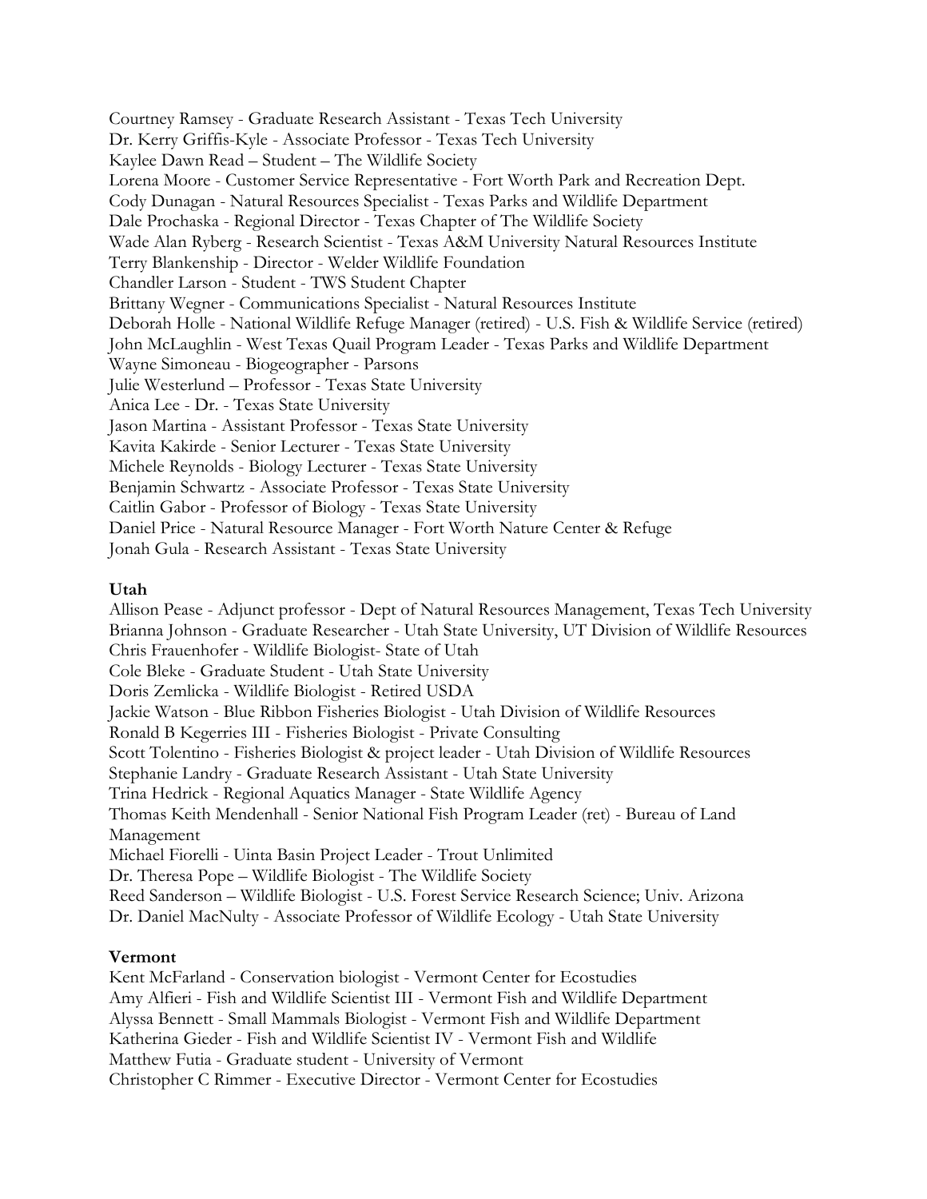Courtney Ramsey - Graduate Research Assistant - Texas Tech University
Dr. Kerry Griffis-Kyle - Associate Professor - Texas Tech University
Kaylee Dawn Read – Student – The Wildlife Society
Lorena Moore - Customer Service Representative - Fort Worth Park and Recreation Dept.
Cody Dunagan - Natural Resources Specialist - Texas Parks and Wildlife Department
Dale Prochaska - Regional Director - Texas Chapter of The Wildlife Society
Wade Alan Ryberg - Research Scientist - Texas A&M University Natural Resources Institute
Terry Blankenship - Director - Welder Wildlife Foundation
Chandler Larson - Student - TWS Student Chapter
Brittany Wegner - Communications Specialist - Natural Resources Institute
Deborah Holle - National Wildlife Refuge Manager (retired) - U.S. Fish & Wildlife Service (retired)
John McLaughlin - West Texas Quail Program Leader - Texas Parks and Wildlife Department
Wayne Simoneau - Biogeographer - Parsons
Julie Westerlund – Professor - Texas State University
Anica Lee - Dr. - Texas State University
Jason Martina - Assistant Professor - Texas State University
Kavita Kakirde - Senior Lecturer - Texas State University
Michele Reynolds - Biology Lecturer - Texas State University
Benjamin Schwartz - Associate Professor - Texas State University
Caitlin Gabor - Professor of Biology - Texas State University
Daniel Price - Natural Resource Manager - Fort Worth Nature Center & Refuge
Jonah Gula - Research Assistant - Texas State University

**Utah**

Allison Pease - Adjunct professor - Dept of Natural Resources Management, Texas Tech University
Brianna Johnson - Graduate Researcher - Utah State University, UT Division of Wildlife Resources
Chris Frauenhofer - Wildlife Biologist- State of Utah
Cole Bleke - Graduate Student - Utah State University
Doris Zemlicka - Wildlife Biologist - Retired USDA
Jackie Watson - Blue Ribbon Fisheries Biologist - Utah Division of Wildlife Resources
Ronald B Kegerries III - Fisheries Biologist - Private Consulting
Scott Tolentino - Fisheries Biologist & project leader - Utah Division of Wildlife Resources
Stephanie Landry - Graduate Research Assistant - Utah State University
Trina Hedrick - Regional Aquatics Manager - State Wildlife Agency
Thomas Keith Mendenhall - Senior National Fish Program Leader (ret) - Bureau of Land Management
Michael Fiorelli - Uinta Basin Project Leader - Trout Unlimited
Dr. Theresa Pope – Wildlife Biologist - The Wildlife Society
Reed Sanderson – Wildlife Biologist - U.S. Forest Service Research Science; Univ. Arizona
Dr. Daniel MacNulty - Associate Professor of Wildlife Ecology - Utah State University

**Vermont**

Kent McFarland - Conservation biologist - Vermont Center for Ecostudies
Amy Alfieri - Fish and Wildlife Scientist III - Vermont Fish and Wildlife Department
Alyssa Bennett - Small Mammals Biologist - Vermont Fish and Wildlife Department
Katherina Gieder - Fish and Wildlife Scientist IV - Vermont Fish and Wildlife
Matthew Futia - Graduate student - University of Vermont
Christopher C Rimmer - Executive Director - Vermont Center for Ecostudies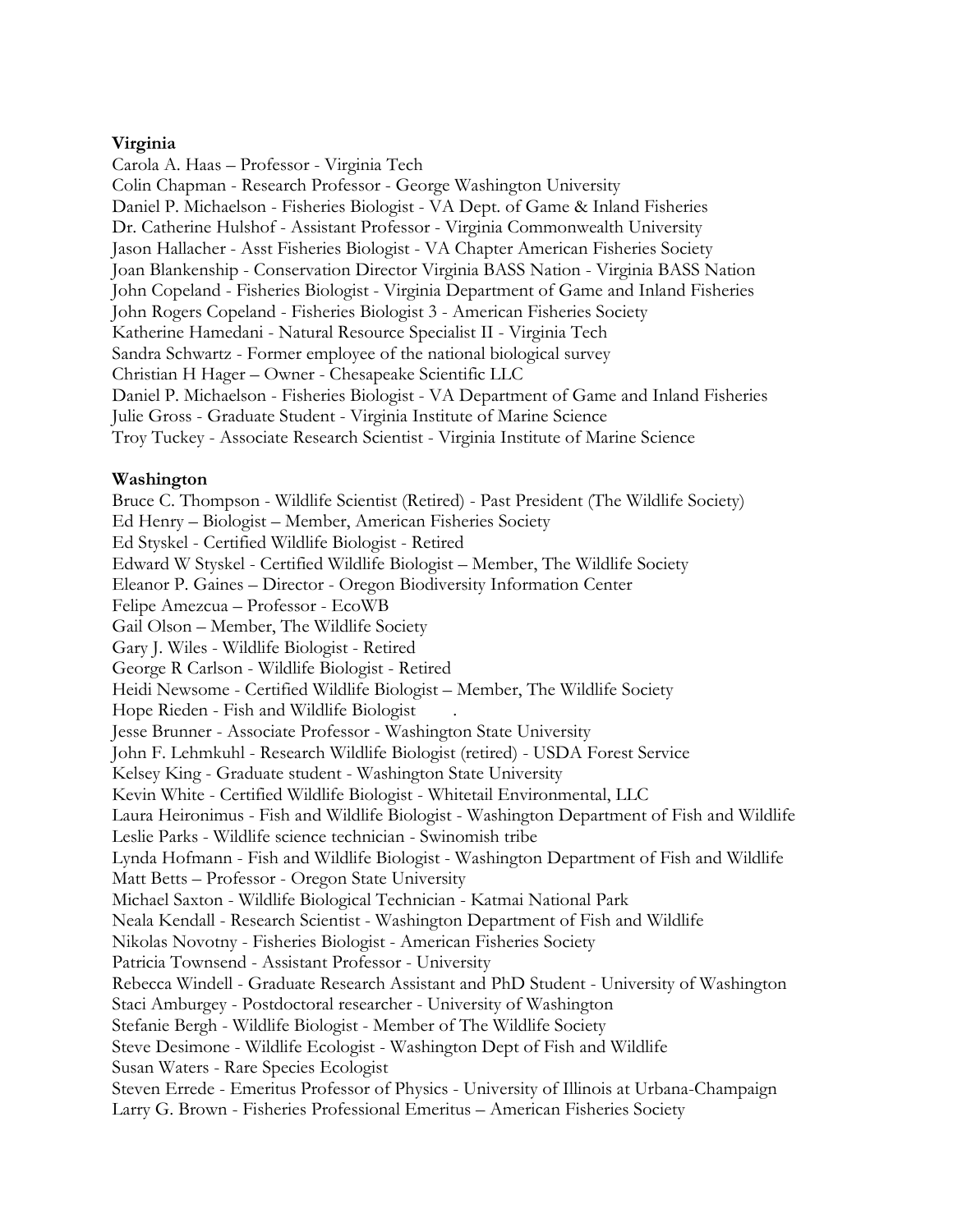**Virginia**

Carola A. Haas – Professor - Virginia Tech
Colin Chapman - Research Professor - George Washington University
Daniel P. Michaelson - Fisheries Biologist - VA Dept. of Game & Inland Fisheries
Dr. Catherine Hulshof - Assistant Professor - Virginia Commonwealth University
Jason Hallacher - Asst Fisheries Biologist - VA Chapter American Fisheries Society
Joan Blankenship - Conservation Director Virginia BASS Nation - Virginia BASS Nation
John Copeland - Fisheries Biologist - Virginia Department of Game and Inland Fisheries
John Rogers Copeland - Fisheries Biologist 3 - American Fisheries Society
Katherine Hamedani - Natural Resource Specialist II - Virginia Tech
Sandra Schwartz - Former employee of the national biological survey
Christian H Hager – Owner - Chesapeake Scientific LLC
Daniel P. Michaelson - Fisheries Biologist - VA Department of Game and Inland Fisheries
Julie Gross - Graduate Student - Virginia Institute of Marine Science
Troy Tuckey - Associate Research Scientist - Virginia Institute of Marine Science

**Washington**

Bruce C. Thompson - Wildlife Scientist (Retired) - Past President (The Wildlife Society)
Ed Henry – Biologist – Member, American Fisheries Society
Ed Styskel - Certified Wildlife Biologist - Retired
Edward W Styskel - Certified Wildlife Biologist – Member, The Wildlife Society
Eleanor P. Gaines – Director - Oregon Biodiversity Information Center
Felipe Amezcua – Professor - EcoWB
Gail Olson – Member, The Wildlife Society
Gary J. Wiles - Wildlife Biologist - Retired
George R Carlson - Wildlife Biologist - Retired
Heidi Newsome - Certified Wildlife Biologist – Member, The Wildlife Society
Hope Rieden - Fish and Wildlife Biologist .
Jesse Brunner - Associate Professor - Washington State University
John F. Lehmkuhl - Research Wildlife Biologist (retired) - USDA Forest Service
Kelsey King - Graduate student - Washington State University
Kevin White - Certified Wildlife Biologist - Whitetail Environmental, LLC
Laura Heironimus - Fish and Wildlife Biologist - Washington Department of Fish and Wildlife
Leslie Parks - Wildlife science technician - Swinomish tribe
Lynda Hofmann - Fish and Wildlife Biologist - Washington Department of Fish and Wildlife
Matt Betts – Professor - Oregon State University
Michael Saxton - Wildlife Biological Technician - Katmai National Park
Neala Kendall - Research Scientist - Washington Department of Fish and Wildlife
Nikolas Novotny - Fisheries Biologist - American Fisheries Society
Patricia Townsend - Assistant Professor - University
Rebecca Windell - Graduate Research Assistant and PhD Student - University of Washington
Staci Amburgey - Postdoctoral researcher - University of Washington
Stefanie Bergh - Wildlife Biologist - Member of The Wildlife Society
Steve Desimone - Wildlife Ecologist - Washington Dept of Fish and Wildlife
Susan Waters - Rare Species Ecologist
Steven Errede - Emeritus Professor of Physics - University of Illinois at Urbana-Champaign
Larry G. Brown - Fisheries Professional Emeritus – American Fisheries Society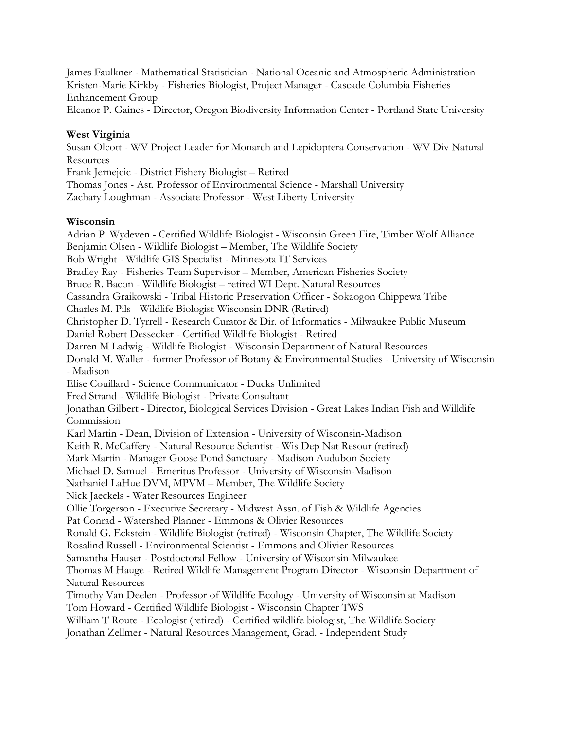James Faulkner - Mathematical Statistician - National Oceanic and Atmospheric Administration
Kristen-Marie Kirkby - Fisheries Biologist, Project Manager - Cascade Columbia Fisheries Enhancement Group
Eleanor P. Gaines - Director, Oregon Biodiversity Information Center - Portland State University

**West Virginia**
Susan Olcott - WV Project Leader for Monarch and Lepidoptera Conservation - WV Div Natural Resources
Frank Jernejcic - District Fishery Biologist – Retired
Thomas Jones - Ast. Professor of Environmental Science - Marshall University
Zachary Loughman - Associate Professor - West Liberty University

**Wisconsin**
Adrian P. Wydeven - Certified Wildlife Biologist - Wisconsin Green Fire, Timber Wolf Alliance
Benjamin Olsen - Wildlife Biologist – Member, The Wildlife Society
Bob Wright - Wildlife GIS Specialist - Minnesota IT Services
Bradley Ray - Fisheries Team Supervisor – Member, American Fisheries Society
Bruce R. Bacon - Wildlife Biologist – retired WI Dept. Natural Resources
Cassandra Graikowski - Tribal Historic Preservation Officer - Sokaogon Chippewa Tribe
Charles M. Pils - Wildlife Biologist-Wisconsin DNR (Retired)
Christopher D. Tyrrell - Research Curator & Dir. of Informatics - Milwaukee Public Museum
Daniel Robert Dessecker - Certified Wildlife Biologist - Retired
Darren M Ladwig - Wildlife Biologist - Wisconsin Department of Natural Resources
Donald M. Waller - former Professor of Botany & Environmental Studies - University of Wisconsin - Madison
Elise Couillard - Science Communicator - Ducks Unlimited
Fred Strand - Wildlife Biologist - Private Consultant
Jonathan Gilbert - Director, Biological Services Division - Great Lakes Indian Fish and Willdlife Commission
Karl Martin - Dean, Division of Extension - University of Wisconsin-Madison
Keith R. McCaffery - Natural Resource Scientist - Wis Dep Nat Resour (retired)
Mark Martin - Manager Goose Pond Sanctuary - Madison Audubon Society
Michael D. Samuel - Emeritus Professor - University of Wisconsin-Madison
Nathaniel LaHue DVM, MPVM – Member, The Wildlife Society
Nick Jaeckels - Water Resources Engineer
Ollie Torgerson - Executive Secretary - Midwest Assn. of Fish & Wildlife Agencies
Pat Conrad - Watershed Planner - Emmons & Olivier Resources
Ronald G. Eckstein - Wildlife Biologist (retired) - Wisconsin Chapter, The Wildlife Society
Rosalind Russell - Environmental Scientist - Emmons and Olivier Resources
Samantha Hauser - Postdoctoral Fellow - University of Wisconsin-Milwaukee
Thomas M Hauge - Retired Wildlife Management Program Director - Wisconsin Department of Natural Resources
Timothy Van Deelen - Professor of Wildlife Ecology - University of Wisconsin at Madison
Tom Howard - Certified Wildlife Biologist - Wisconsin Chapter TWS
William T Route - Ecologist (retired) - Certified wildlife biologist, The Wildlife Society
Jonathan Zellmer - Natural Resources Management, Grad. - Independent Study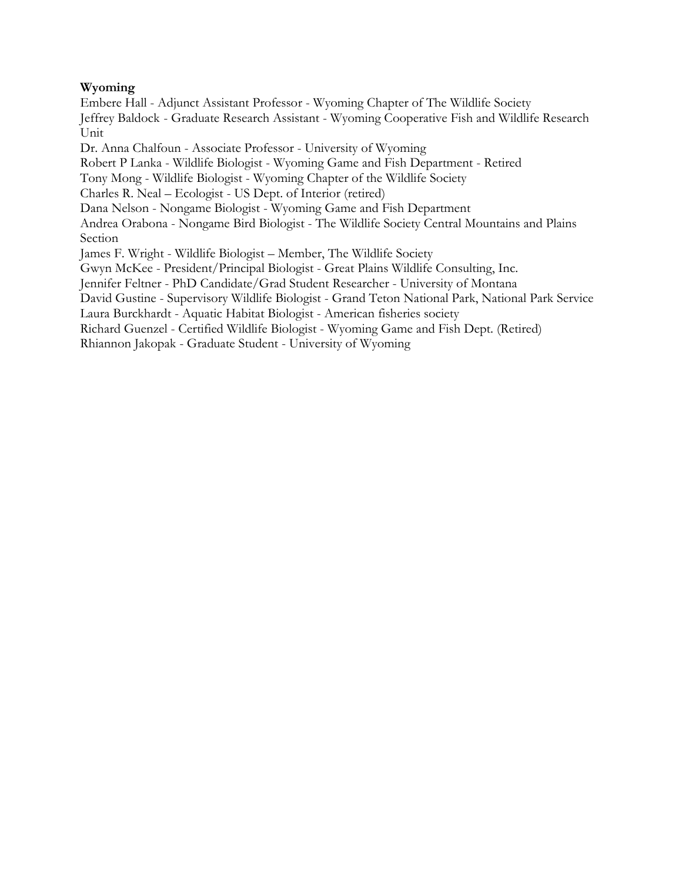**Wyoming**

Embere Hall - Adjunct Assistant Professor - Wyoming Chapter of The Wildlife Society
Jeffrey Baldock - Graduate Research Assistant - Wyoming Cooperative Fish and Wildlife Research Unit
Dr. Anna Chalfoun - Associate Professor - University of Wyoming
Robert P Lanka - Wildlife Biologist - Wyoming Game and Fish Department - Retired
Tony Mong - Wildlife Biologist - Wyoming Chapter of the Wildlife Society
Charles R. Neal – Ecologist - US Dept. of Interior (retired)
Dana Nelson - Nongame Biologist - Wyoming Game and Fish Department
Andrea Orabona - Nongame Bird Biologist - The Wildlife Society Central Mountains and Plains Section
James F. Wright - Wildlife Biologist – Member, The Wildlife Society
Gwyn McKee - President/Principal Biologist - Great Plains Wildlife Consulting, Inc.
Jennifer Feltner - PhD Candidate/Grad Student Researcher - University of Montana
David Gustine - Supervisory Wildlife Biologist - Grand Teton National Park, National Park Service
Laura Burckhardt - Aquatic Habitat Biologist - American fisheries society
Richard Guenzel - Certified Wildlife Biologist - Wyoming Game and Fish Dept. (Retired)
Rhiannon Jakopak - Graduate Student - University of Wyoming